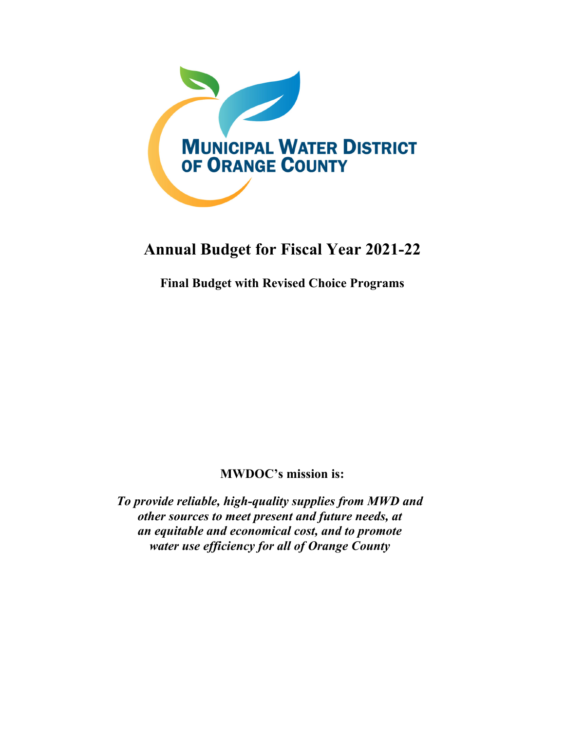MUNICIPAL WATER DISTRICT OF ORANGE COUNTY

# Annual Budget for Fiscal Year 2021-22

**Final Budget with Revised Choice Programs**

**MWDOC's mission is:**

***To provide reliable, high-quality supplies from MWD and other sources to meet present and future needs, at an equitable and economical cost, and to promote water use efficiency for all of Orange County***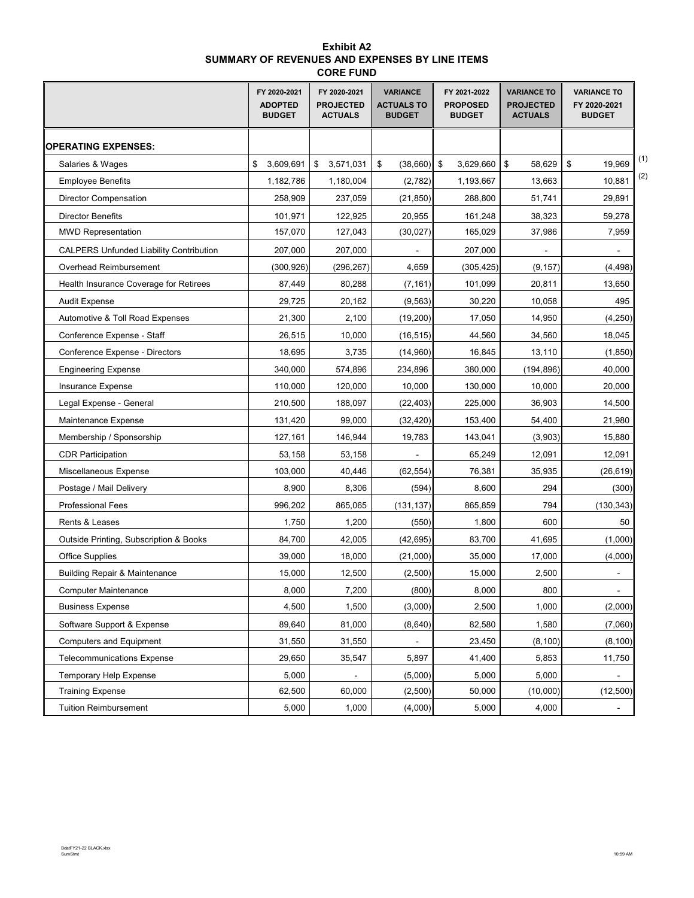**Exhibit A2**
**SUMMARY OF REVENUES AND EXPENSES BY LINE ITEMS**
**CORE FUND**

| | FY 2020-2021 ADOPTED BUDGET | FY 2020-2021 PROJECTED ACTUALS | VARIANCE ACTUALS TO BUDGET | FY 2021-2022 PROPOSED BUDGET | VARIANCE TO PROJECTED ACTUALS | VARIANCE TO FY 2020-2021 BUDGET | |
|---|---|---|---|---|---|---|---|
| **OPERATING EXPENSES:** | | | | | | | |
| Salaries & Wages | $ 3,609,691 | $ 3,571,031 | $ (38,660) | $ 3,629,660 | $ 58,629 | $ 19,969 | (1) |
| Employee Benefits | 1,182,786 | 1,180,004 | (2,782) | 1,193,667 | 13,663 | 10,881 | (2) |
| Director Compensation | 258,909 | 237,059 | (21,850) | 288,800 | 51,741 | 29,891 | |
| Director Benefits | 101,971 | 122,925 | 20,955 | 161,248 | 38,323 | 59,278 | |
| MWD Representation | 157,070 | 127,043 | (30,027) | 165,029 | 37,986 | 7,959 | |
| CALPERS Unfunded Liability Contribution | 207,000 | 207,000 | - | 207,000 | - | - | |
| Overhead Reimbursement | (300,926) | (296,267) | 4,659 | (305,425) | (9,157) | (4,498) | |
| Health Insurance Coverage for Retirees | 87,449 | 80,288 | (7,161) | 101,099 | 20,811 | 13,650 | |
| Audit Expense | 29,725 | 20,162 | (9,563) | 30,220 | 10,058 | 495 | |
| Automotive & Toll Road Expenses | 21,300 | 2,100 | (19,200) | 17,050 | 14,950 | (4,250) | |
| Conference Expense - Staff | 26,515 | 10,000 | (16,515) | 44,560 | 34,560 | 18,045 | |
| Conference Expense - Directors | 18,695 | 3,735 | (14,960) | 16,845 | 13,110 | (1,850) | |
| Engineering Expense | 340,000 | 574,896 | 234,896 | 380,000 | (194,896) | 40,000 | |
| Insurance Expense | 110,000 | 120,000 | 10,000 | 130,000 | 10,000 | 20,000 | |
| Legal Expense - General | 210,500 | 188,097 | (22,403) | 225,000 | 36,903 | 14,500 | |
| Maintenance Expense | 131,420 | 99,000 | (32,420) | 153,400 | 54,400 | 21,980 | |
| Membership / Sponsorship | 127,161 | 146,944 | 19,783 | 143,041 | (3,903) | 15,880 | |
| CDR Participation | 53,158 | 53,158 | - | 65,249 | 12,091 | 12,091 | |
| Miscellaneous Expense | 103,000 | 40,446 | (62,554) | 76,381 | 35,935 | (26,619) | |
| Postage / Mail Delivery | 8,900 | 8,306 | (594) | 8,600 | 294 | (300) | |
| Professional Fees | 996,202 | 865,065 | (131,137) | 865,859 | 794 | (130,343) | |
| Rents & Leases | 1,750 | 1,200 | (550) | 1,800 | 600 | 50 | |
| Outside Printing, Subscription & Books | 84,700 | 42,005 | (42,695) | 83,700 | 41,695 | (1,000) | |
| Office Supplies | 39,000 | 18,000 | (21,000) | 35,000 | 17,000 | (4,000) | |
| Building Repair & Maintenance | 15,000 | 12,500 | (2,500) | 15,000 | 2,500 | - | |
| Computer Maintenance | 8,000 | 7,200 | (800) | 8,000 | 800 | - | |
| Business Expense | 4,500 | 1,500 | (3,000) | 2,500 | 1,000 | (2,000) | |
| Software Support & Expense | 89,640 | 81,000 | (8,640) | 82,580 | 1,580 | (7,060) | |
| Computers and Equipment | 31,550 | 31,550 | - | 23,450 | (8,100) | (8,100) | |
| Telecommunications Expense | 29,650 | 35,547 | 5,897 | 41,400 | 5,853 | 11,750 | |
| Temporary Help Expense | 5,000 | - | (5,000) | 5,000 | 5,000 | - | |
| Training Expense | 62,500 | 60,000 | (2,500) | 50,000 | (10,000) | (12,500) | |
| Tuition Reimbursement | 5,000 | 1,000 | (4,000) | 5,000 | 4,000 | - | |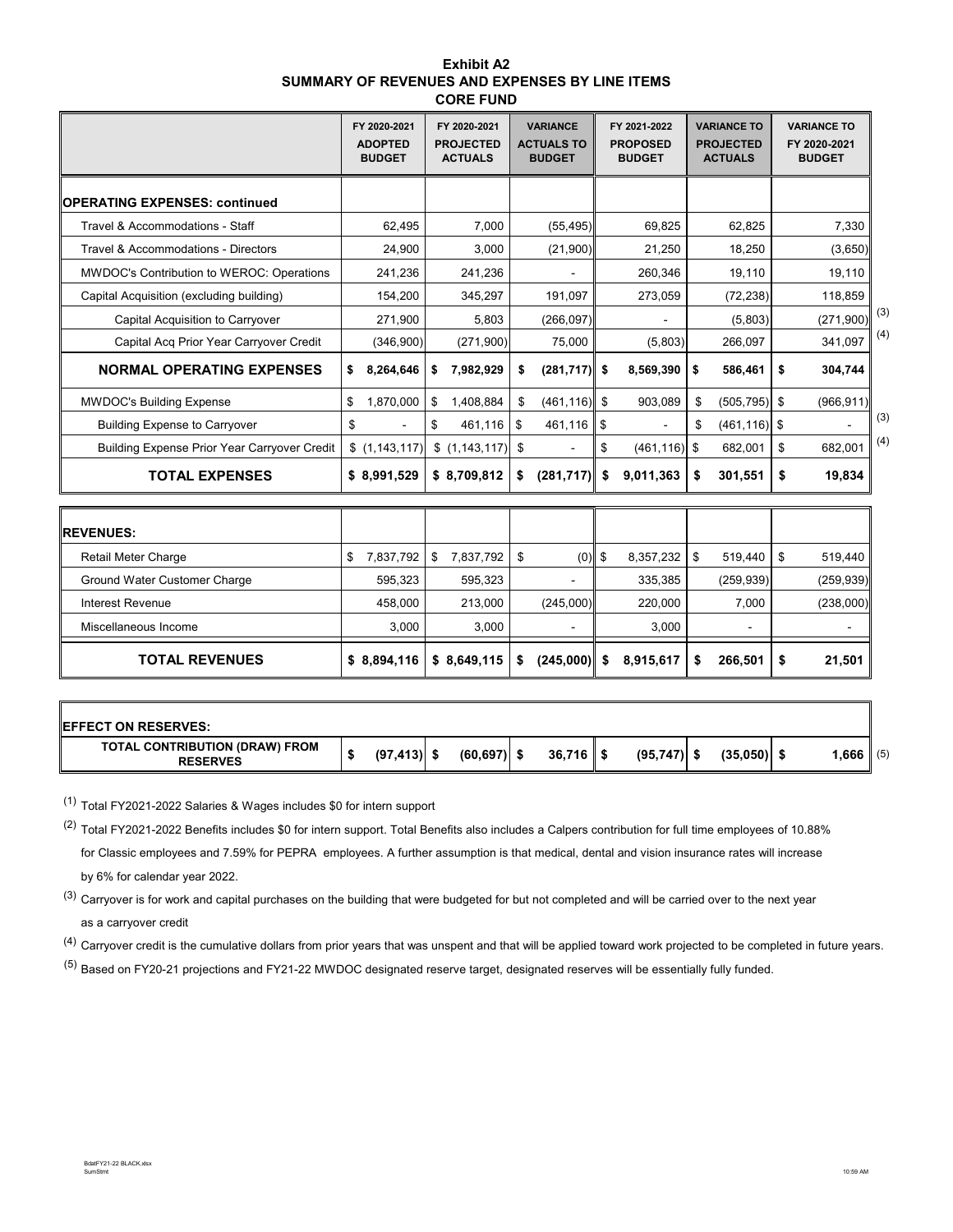**Exhibit A2**
**SUMMARY OF REVENUES AND EXPENSES BY LINE ITEMS**
**CORE FUND**

| | FY 2020-2021 ADOPTED BUDGET | FY 2020-2021 PROJECTED ACTUALS | VARIANCE ACTUALS TO BUDGET | FY 2021-2022 PROPOSED BUDGET | VARIANCE TO PROJECTED ACTUALS | VARIANCE TO FY 2020-2021 BUDGET | |
|---|---|---|---|---|---|---|---|
| **OPERATING EXPENSES: continued** | | | | | | | |
| Travel & Accommodations - Staff | 62,495 | 7,000 | (55,495) | 69,825 | 62,825 | 7,330 | |
| Travel & Accommodations - Directors | 24,900 | 3,000 | (21,900) | 21,250 | 18,250 | (3,650) | |
| MWDOC's Contribution to WEROC: Operations | 241,236 | 241,236 | - | 260,346 | 19,110 | 19,110 | |
| Capital Acquisition (excluding building) | 154,200 | 345,297 | 191,097 | 273,059 | (72,238) | 118,859 | |
| Capital Acquisition to Carryover | 271,900 | 5,803 | (266,097) | - | (5,803) | (271,900) | (3) |
| Capital Acq Prior Year Carryover Credit | (346,900) | (271,900) | 75,000 | (5,803) | 266,097 | 341,097 | (4) |
| **NORMAL OPERATING EXPENSES** | **$ 8,264,646** | **$ 7,982,929** | **$ (281,717)** | **$ 8,569,390** | **$ 586,461** | **$ 304,744** | |
| MWDOC's Building Expense | $ 1,870,000 | $ 1,408,884 | $ (461,116) | $ 903,089 | $ (505,795) | $ (966,911) | |
| Building Expense to Carryover | $ - | $ 461,116 | $ 461,116 | $ - | $ (461,116) | $ - | (3) |
| Building Expense Prior Year Carryover Credit | $ (1,143,117) | $ (1,143,117) | $ - | $ (461,116) | $ 682,001 | $ 682,001 | (4) |
| **TOTAL EXPENSES** | **$ 8,991,529** | **$ 8,709,812** | **$ (281,717)** | **$ 9,011,363** | **$ 301,551** | **$ 19,834** | |
| **REVENUES:** | | | | | | | |
| Retail Meter Charge | $ 7,837,792 | $ 7,837,792 | $ (0) | $ 8,357,232 | $ 519,440 | $ 519,440 | |
| Ground Water Customer Charge | 595,323 | 595,323 | - | 335,385 | (259,939) | (259,939) | |
| Interest Revenue | 458,000 | 213,000 | (245,000) | 220,000 | 7,000 | (238,000) | |
| Miscellaneous Income | 3,000 | 3,000 | - | 3,000 | - | - | |
| **TOTAL REVENUES** | **$ 8,894,116** | **$ 8,649,115** | **$ (245,000)** | **$ 8,915,617** | **$ 266,501** | **$ 21,501** | |
| **EFFECT ON RESERVES:** | | | | | | | |
| **TOTAL CONTRIBUTION (DRAW) FROM RESERVES** | **$ (97,413)** | **$ (60,697)** | **$ 36,716** | **$ (95,747)** | **$ (35,050)** | **$ 1,666** | (5) |

(1) Total FY2021-2022 Salaries & Wages includes $0 for intern support

(2) Total FY2021-2022 Benefits includes $0 for intern support. Total Benefits also includes a Calpers contribution for full time employees of 10.88% for Classic employees and 7.59% for PEPRA employees. A further assumption is that medical, dental and vision insurance rates will increase by 6% for calendar year 2022.

(3) Carryover is for work and capital purchases on the building that were budgeted for but not completed and will be carried over to the next year as a carryover credit

(4) Carryover credit is the cumulative dollars from prior years that was unspent and that will be applied toward work projected to be completed in future years.

(5) Based on FY20-21 projections and FY21-22 MWDOC designated reserve target, designated reserves will be essentially fully funded.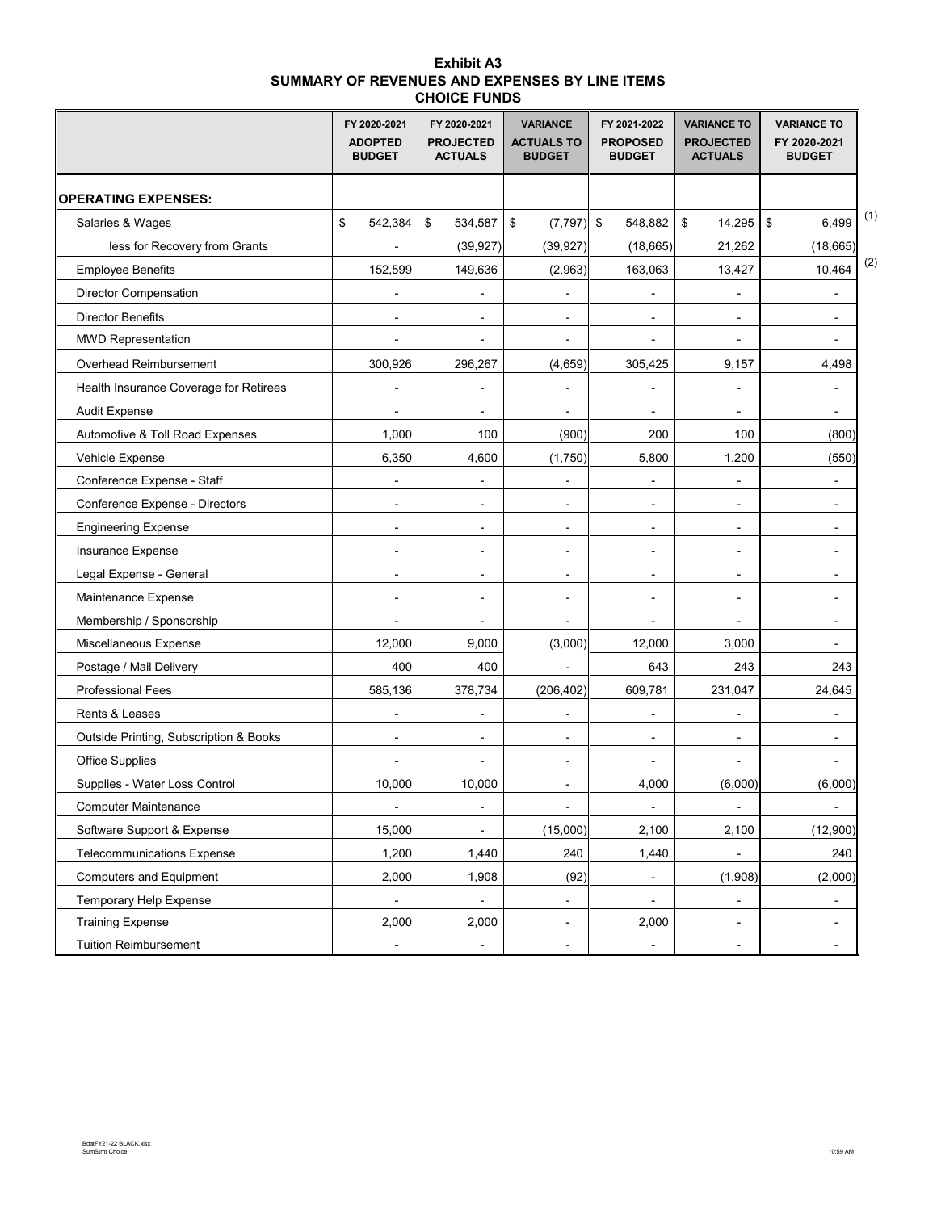# Exhibit A3
## SUMMARY OF REVENUES AND EXPENSES BY LINE ITEMS
## CHOICE FUNDS

| | FY 2020-2021 ADOPTED BUDGET | FY 2020-2021 PROJECTED ACTUALS | VARIANCE ACTUALS TO BUDGET | FY 2021-2022 PROPOSED BUDGET | VARIANCE TO PROJECTED ACTUALS | VARIANCE TO FY 2020-2021 BUDGET | |
|---|---|---|---|---|---|---|---|
| **OPERATING EXPENSES:** | | | | | | | |
| Salaries & Wages | $ 542,384 | $ 534,587 | $ (7,797) | $ 548,882 | $ 14,295 | $ 6,499 | (1) |
| less for Recovery from Grants | - | (39,927) | (39,927) | (18,665) | 21,262 | (18,665) | |
| Employee Benefits | 152,599 | 149,636 | (2,963) | 163,063 | 13,427 | 10,464 | (2) |
| Director Compensation | - | - | - | - | - | - | |
| Director Benefits | - | - | - | - | - | - | |
| MWD Representation | - | - | - | - | - | - | |
| Overhead Reimbursement | 300,926 | 296,267 | (4,659) | 305,425 | 9,157 | 4,498 | |
| Health Insurance Coverage for Retirees | - | - | - | - | - | - | |
| Audit Expense | - | - | - | - | - | - | |
| Automotive & Toll Road Expenses | 1,000 | 100 | (900) | 200 | 100 | (800) | |
| Vehicle Expense | 6,350 | 4,600 | (1,750) | 5,800 | 1,200 | (550) | |
| Conference Expense - Staff | - | - | - | - | - | - | |
| Conference Expense - Directors | - | - | - | - | - | - | |
| Engineering Expense | - | - | - | - | - | - | |
| Insurance Expense | - | - | - | - | - | - | |
| Legal Expense - General | - | - | - | - | - | - | |
| Maintenance Expense | - | - | - | - | - | - | |
| Membership / Sponsorship | - | - | - | - | - | - | |
| Miscellaneous Expense | 12,000 | 9,000 | (3,000) | 12,000 | 3,000 | - | |
| Postage / Mail Delivery | 400 | 400 | - | 643 | 243 | 243 | |
| Professional Fees | 585,136 | 378,734 | (206,402) | 609,781 | 231,047 | 24,645 | |
| Rents & Leases | - | - | - | - | - | - | |
| Outside Printing, Subscription & Books | - | - | - | - | - | - | |
| Office Supplies | - | - | - | - | - | - | |
| Supplies - Water Loss Control | 10,000 | 10,000 | - | 4,000 | (6,000) | (6,000) | |
| Computer Maintenance | - | - | - | - | - | - | |
| Software Support & Expense | 15,000 | - | (15,000) | 2,100 | 2,100 | (12,900) | |
| Telecommunications Expense | 1,200 | 1,440 | 240 | 1,440 | - | 240 | |
| Computers and Equipment | 2,000 | 1,908 | (92) | - | (1,908) | (2,000) | |
| Temporary Help Expense | - | - | - | - | - | - | |
| Training Expense | 2,000 | 2,000 | - | 2,000 | - | - | |
| Tuition Reimbursement | - | - | - | - | - | - | |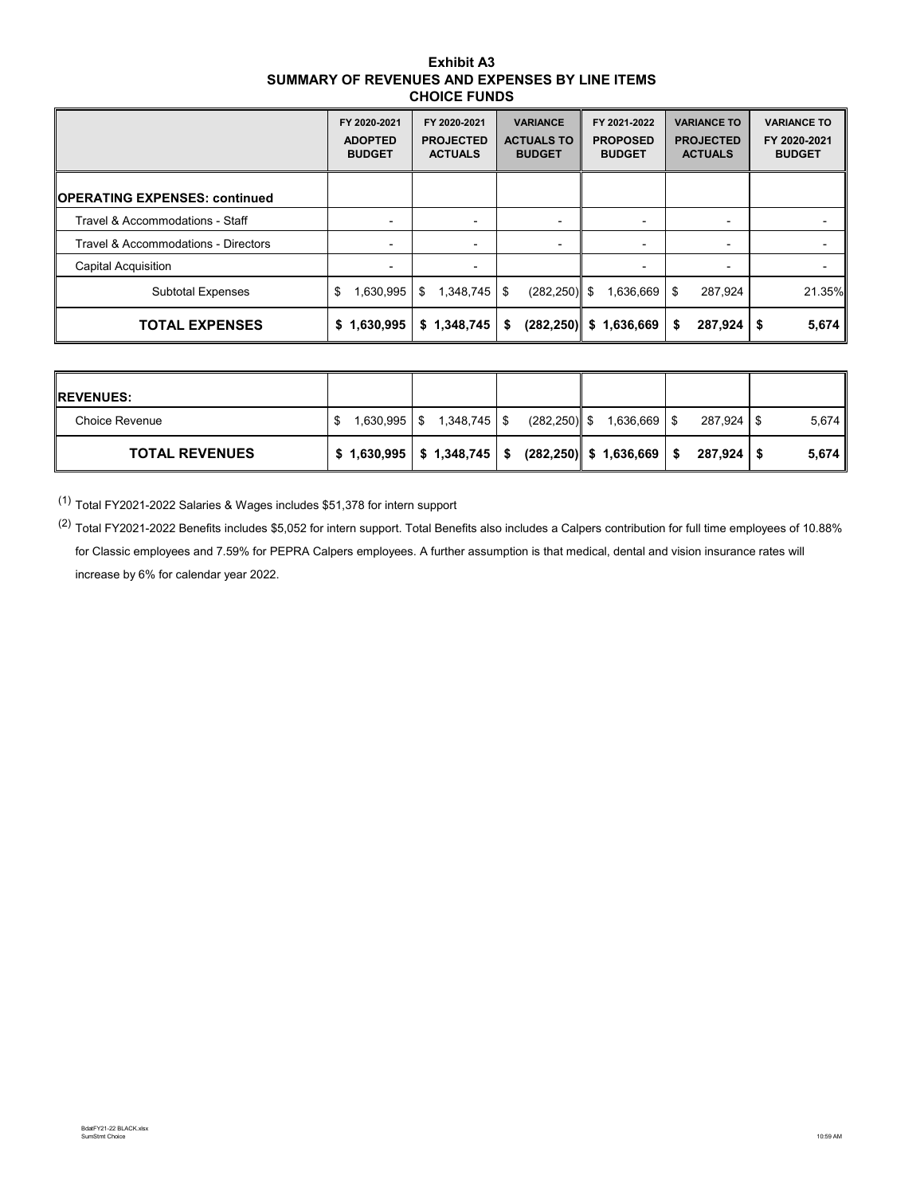**Exhibit A3**
**SUMMARY OF REVENUES AND EXPENSES BY LINE ITEMS**
**CHOICE FUNDS**

| | FY 2020-2021 ADOPTED BUDGET | FY 2020-2021 PROJECTED ACTUALS | VARIANCE ACTUALS TO BUDGET | FY 2021-2022 PROPOSED BUDGET | VARIANCE TO PROJECTED ACTUALS | VARIANCE TO FY 2020-2021 BUDGET |
|---|---|---|---|---|---|---|
| **OPERATING EXPENSES: continued** | | | | | | |
| Travel & Accommodations - Staff | - | - | - | - | - | - |
| Travel & Accommodations - Directors | - | - | - | - | - | - |
| Capital Acquisition | - | - | | - | - | - |
| Subtotal Expenses | $ 1,630,995 | $ 1,348,745 | $ (282,250) | $ 1,636,669 | $ 287,924 | 21.35% |
| **TOTAL EXPENSES** | **$ 1,630,995** | **$ 1,348,745** | **$ (282,250)** | **$ 1,636,669** | **$ 287,924** | **$ 5,674** |

| | | | | | | |
|---|---|---|---|---|---|---|
| **REVENUES:** | | | | | | |
| Choice Revenue | $ 1,630,995 | $ 1,348,745 | $ (282,250) | $ 1,636,669 | $ 287,924 | $ 5,674 |
| **TOTAL REVENUES** | **$ 1,630,995** | **$ 1,348,745** | **$ (282,250)** | **$ 1,636,669** | **$ 287,924** | **$ 5,674** |

(1) Total FY2021-2022 Salaries & Wages includes $51,378 for intern support

(2) Total FY2021-2022 Benefits includes $5,052 for intern support. Total Benefits also includes a Calpers contribution for full time employees of 10.88% for Classic employees and 7.59% for PEPRA Calpers employees. A further assumption is that medical, dental and vision insurance rates will increase by 6% for calendar year 2022.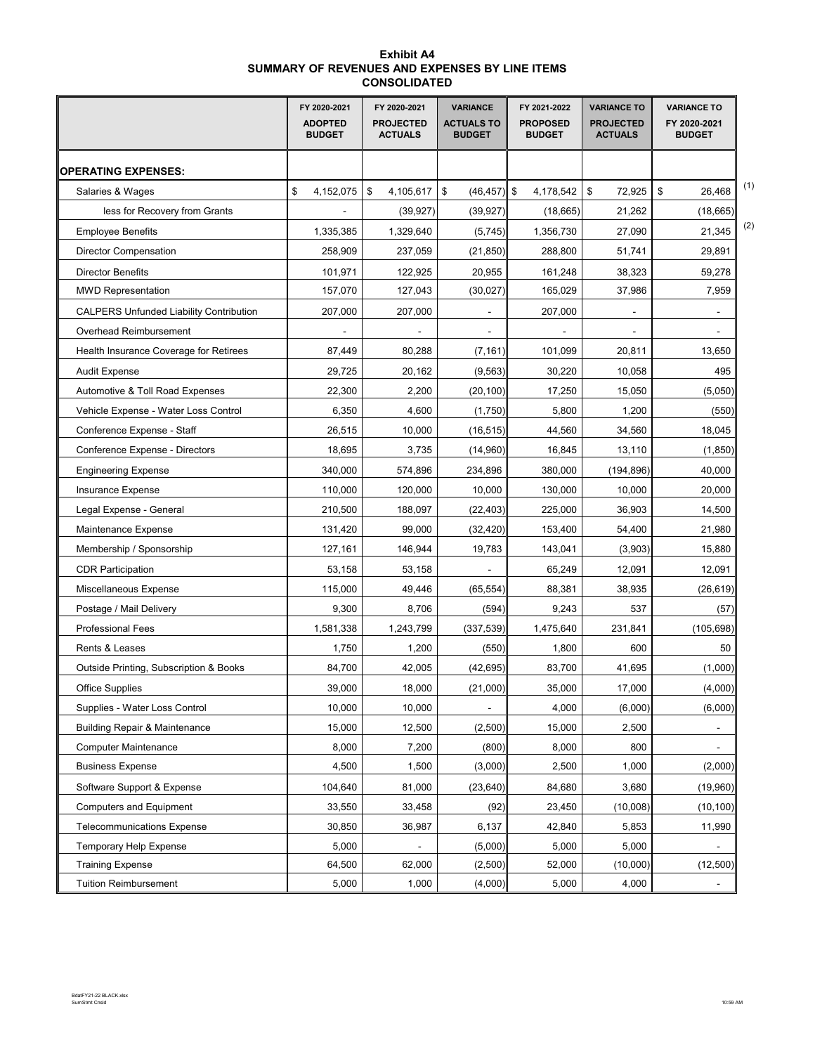**Exhibit A4**
**SUMMARY OF REVENUES AND EXPENSES BY LINE ITEMS**
**CONSOLIDATED**

| | FY 2020-2021 ADOPTED BUDGET | FY 2020-2021 PROJECTED ACTUALS | VARIANCE ACTUALS TO BUDGET | FY 2021-2022 PROPOSED BUDGET | VARIANCE TO PROJECTED ACTUALS | VARIANCE TO FY 2020-2021 BUDGET | |
|---|---|---|---|---|---|---|---|
| **OPERATING EXPENSES:** | | | | | | | |
| Salaries & Wages | $ 4,152,075 | $ 4,105,617 | $ (46,457) | $ 4,178,542 | $ 72,925 | $ 26,468 | (1) |
| less for Recovery from Grants | - | (39,927) | (39,927) | (18,665) | 21,262 | (18,665) | |
| Employee Benefits | 1,335,385 | 1,329,640 | (5,745) | 1,356,730 | 27,090 | 21,345 | (2) |
| Director Compensation | 258,909 | 237,059 | (21,850) | 288,800 | 51,741 | 29,891 | |
| Director Benefits | 101,971 | 122,925 | 20,955 | 161,248 | 38,323 | 59,278 | |
| MWD Representation | 157,070 | 127,043 | (30,027) | 165,029 | 37,986 | 7,959 | |
| CALPERS Unfunded Liability Contribution | 207,000 | 207,000 | - | 207,000 | - | - | |
| Overhead Reimbursement | - | - | - | - | - | - | |
| Health Insurance Coverage for Retirees | 87,449 | 80,288 | (7,161) | 101,099 | 20,811 | 13,650 | |
| Audit Expense | 29,725 | 20,162 | (9,563) | 30,220 | 10,058 | 495 | |
| Automotive & Toll Road Expenses | 22,300 | 2,200 | (20,100) | 17,250 | 15,050 | (5,050) | |
| Vehicle Expense - Water Loss Control | 6,350 | 4,600 | (1,750) | 5,800 | 1,200 | (550) | |
| Conference Expense - Staff | 26,515 | 10,000 | (16,515) | 44,560 | 34,560 | 18,045 | |
| Conference Expense - Directors | 18,695 | 3,735 | (14,960) | 16,845 | 13,110 | (1,850) | |
| Engineering Expense | 340,000 | 574,896 | 234,896 | 380,000 | (194,896) | 40,000 | |
| Insurance Expense | 110,000 | 120,000 | 10,000 | 130,000 | 10,000 | 20,000 | |
| Legal Expense - General | 210,500 | 188,097 | (22,403) | 225,000 | 36,903 | 14,500 | |
| Maintenance Expense | 131,420 | 99,000 | (32,420) | 153,400 | 54,400 | 21,980 | |
| Membership / Sponsorship | 127,161 | 146,944 | 19,783 | 143,041 | (3,903) | 15,880 | |
| CDR Participation | 53,158 | 53,158 | - | 65,249 | 12,091 | 12,091 | |
| Miscellaneous Expense | 115,000 | 49,446 | (65,554) | 88,381 | 38,935 | (26,619) | |
| Postage / Mail Delivery | 9,300 | 8,706 | (594) | 9,243 | 537 | (57) | |
| Professional Fees | 1,581,338 | 1,243,799 | (337,539) | 1,475,640 | 231,841 | (105,698) | |
| Rents & Leases | 1,750 | 1,200 | (550) | 1,800 | 600 | 50 | |
| Outside Printing, Subscription & Books | 84,700 | 42,005 | (42,695) | 83,700 | 41,695 | (1,000) | |
| Office Supplies | 39,000 | 18,000 | (21,000) | 35,000 | 17,000 | (4,000) | |
| Supplies - Water Loss Control | 10,000 | 10,000 | - | 4,000 | (6,000) | (6,000) | |
| Building Repair & Maintenance | 15,000 | 12,500 | (2,500) | 15,000 | 2,500 | - | |
| Computer Maintenance | 8,000 | 7,200 | (800) | 8,000 | 800 | - | |
| Business Expense | 4,500 | 1,500 | (3,000) | 2,500 | 1,000 | (2,000) | |
| Software Support & Expense | 104,640 | 81,000 | (23,640) | 84,680 | 3,680 | (19,960) | |
| Computers and Equipment | 33,550 | 33,458 | (92) | 23,450 | (10,008) | (10,100) | |
| Telecommunications Expense | 30,850 | 36,987 | 6,137 | 42,840 | 5,853 | 11,990 | |
| Temporary Help Expense | 5,000 | - | (5,000) | 5,000 | 5,000 | - | |
| Training Expense | 64,500 | 62,000 | (2,500) | 52,000 | (10,000) | (12,500) | |
| Tuition Reimbursement | 5,000 | 1,000 | (4,000) | 5,000 | 4,000 | - | |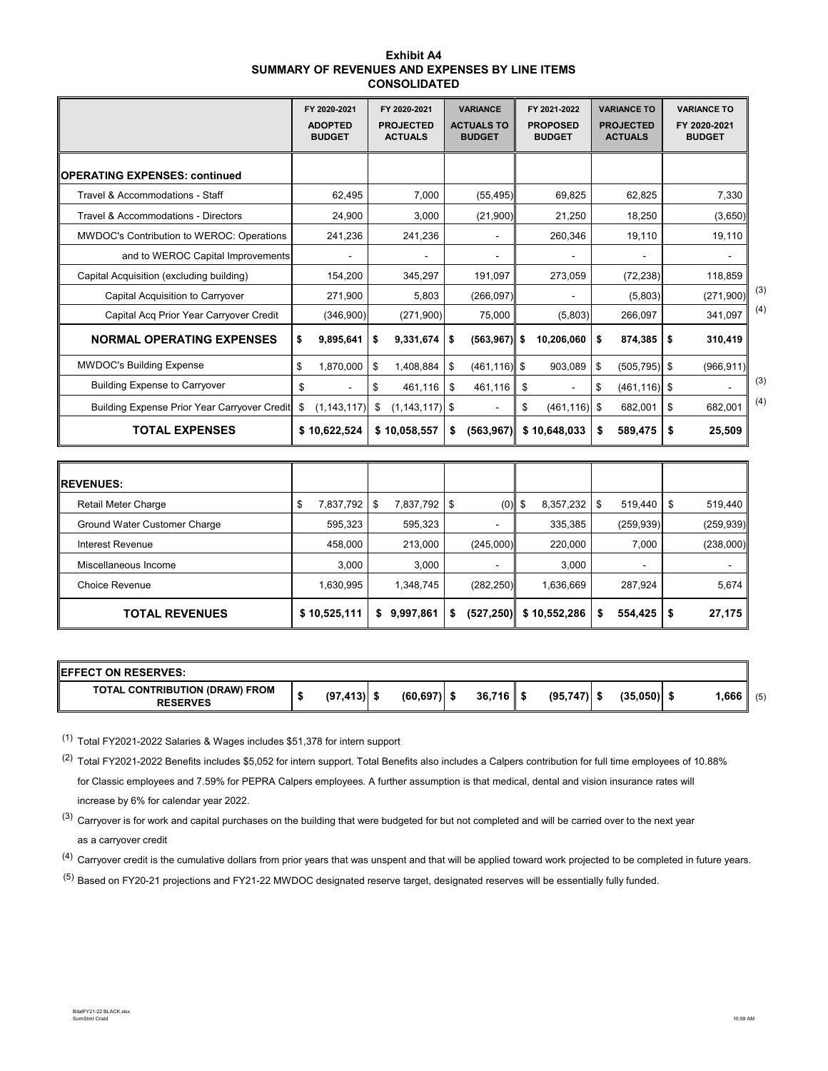**Exhibit A4**
**SUMMARY OF REVENUES AND EXPENSES BY LINE ITEMS**
**CONSOLIDATED**

| | FY 2020-2021 ADOPTED BUDGET | FY 2020-2021 PROJECTED ACTUALS | VARIANCE ACTUALS TO BUDGET | FY 2021-2022 PROPOSED BUDGET | VARIANCE TO PROJECTED ACTUALS | VARIANCE TO FY 2020-2021 BUDGET | |
|---|---|---|---|---|---|---|---|
| **OPERATING EXPENSES: continued** | | | | | | | |
| Travel & Accommodations - Staff | 62,495 | 7,000 | (55,495) | 69,825 | 62,825 | 7,330 | |
| Travel & Accommodations - Directors | 24,900 | 3,000 | (21,900) | 21,250 | 18,250 | (3,650) | |
| MWDOC's Contribution to WEROC: Operations | 241,236 | 241,236 | - | 260,346 | 19,110 | 19,110 | |
| and to WEROC Capital Improvements | - | - | - | - | - | - | |
| Capital Acquisition (excluding building) | 154,200 | 345,297 | 191,097 | 273,059 | (72,238) | 118,859 | |
| Capital Acquisition to Carryover | 271,900 | 5,803 | (266,097) | - | (5,803) | (271,900) | (3) |
| Capital Acq Prior Year Carryover Credit | (346,900) | (271,900) | 75,000 | (5,803) | 266,097 | 341,097 | (4) |
| **NORMAL OPERATING EXPENSES** | **$ 9,895,641** | **$ 9,331,674** | **$ (563,967)** | **$ 10,206,060** | **$ 874,385** | **$ 310,419** | |
| MWDOC's Building Expense | $ 1,870,000 | $ 1,408,884 | $ (461,116) | $ 903,089 | $ (505,795) | $ (966,911) | |
| Building Expense to Carryover | $ - | $ 461,116 | $ 461,116 | $ - | $ (461,116) | $ - | (3) |
| Building Expense Prior Year Carryover Credit | $ (1,143,117) | $ (1,143,117) | $ - | $ (461,116) | $ 682,001 | $ 682,001 | (4) |
| **TOTAL EXPENSES** | **$ 10,622,524** | **$ 10,058,557** | **$ (563,967)** | **$ 10,648,033** | **$ 589,475** | **$ 25,509** | |

| | | | | | | |
|---|---|---|---|---|---|---|
| **REVENUES:** | | | | | | |
| Retail Meter Charge | $ 7,837,792 | $ 7,837,792 | $ (0) | $ 8,357,232 | $ 519,440 | $ 519,440 |
| Ground Water Customer Charge | 595,323 | 595,323 | - | 335,385 | (259,939) | (259,939) |
| Interest Revenue | 458,000 | 213,000 | (245,000) | 220,000 | 7,000 | (238,000) |
| Miscellaneous Income | 3,000 | 3,000 | - | 3,000 | - | - |
| Choice Revenue | 1,630,995 | 1,348,745 | (282,250) | 1,636,669 | 287,924 | 5,674 |
| **TOTAL REVENUES** | **$ 10,525,111** | **$ 9,997,861** | **$ (527,250)** | **$ 10,552,286** | **$ 554,425** | **$ 27,175** |

| | | | | | | | |
|---|---|---|---|---|---|---|---|
| **EFFECT ON RESERVES:** | | | | | | | |
| **TOTAL CONTRIBUTION (DRAW) FROM RESERVES** | **$ (97,413)** | **$ (60,697)** | **$ 36,716** | **$ (95,747)** | **$ (35,050)** | **$ 1,666** | (5) |

(1) Total FY2021-2022 Salaries & Wages includes $51,378 for intern support

(2) Total FY2021-2022 Benefits includes $5,052 for intern support. Total Benefits also includes a Calpers contribution for full time employees of 10.88% for Classic employees and 7.59% for PEPRA Calpers employees. A further assumption is that medical, dental and vision insurance rates will increase by 6% for calendar year 2022.

(3) Carryover is for work and capital purchases on the building that were budgeted for but not completed and will be carried over to the next year as a carryover credit

(4) Carryover credit is the cumulative dollars from prior years that was unspent and that will be applied toward work projected to be completed in future years.

(5) Based on FY20-21 projections and FY21-22 MWDOC designated reserve target, designated reserves will be essentially fully funded.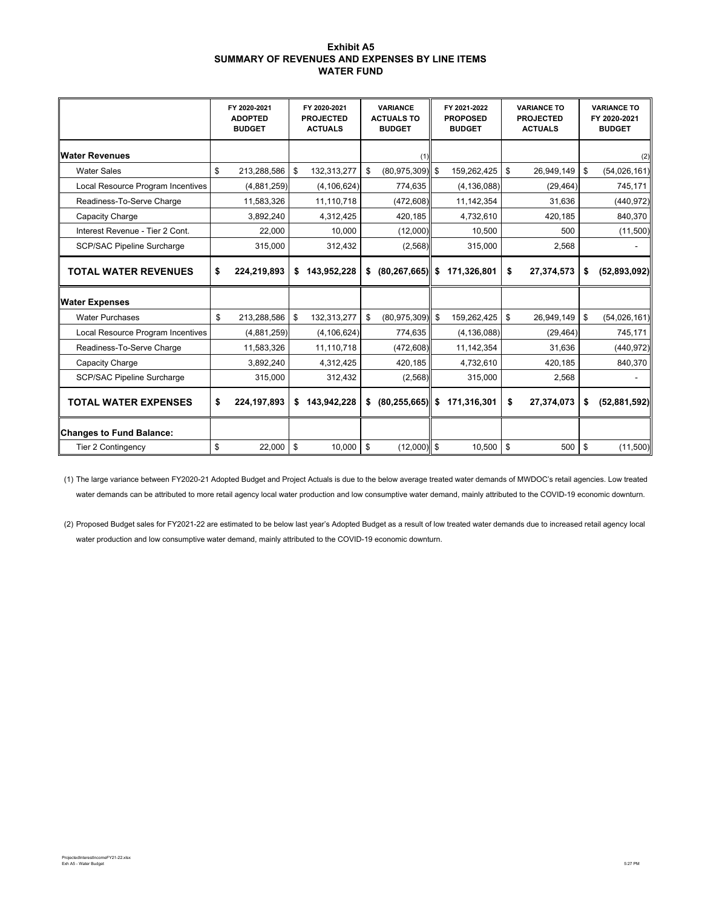**Exhibit A5**
**SUMMARY OF REVENUES AND EXPENSES BY LINE ITEMS**
**WATER FUND**

| | FY 2020-2021 ADOPTED BUDGET | FY 2020-2021 PROJECTED ACTUALS | VARIANCE ACTUALS TO BUDGET | FY 2021-2022 PROPOSED BUDGET | VARIANCE TO PROJECTED ACTUALS | VARIANCE TO FY 2020-2021 BUDGET |
|---|---|---|---|---|---|---|
| **Water Revenues** | | | (1) | | | (2) |
| Water Sales | $ 213,288,586 | $ 132,313,277 | $ (80,975,309) | $ 159,262,425 | $ 26,949,149 | $ (54,026,161) |
| Local Resource Program Incentives | (4,881,259) | (4,106,624) | 774,635 | (4,136,088) | (29,464) | 745,171 |
| Readiness-To-Serve Charge | 11,583,326 | 11,110,718 | (472,608) | 11,142,354 | 31,636 | (440,972) |
| Capacity Charge | 3,892,240 | 4,312,425 | 420,185 | 4,732,610 | 420,185 | 840,370 |
| Interest Revenue - Tier 2 Cont. | 22,000 | 10,000 | (12,000) | 10,500 | 500 | (11,500) |
| SCP/SAC Pipeline Surcharge | 315,000 | 312,432 | (2,568) | 315,000 | 2,568 | - |
| **TOTAL WATER REVENUES** | **$ 224,219,893** | **$ 143,952,228** | **$ (80,267,665)** | **$ 171,326,801** | **$ 27,374,573** | **$ (52,893,092)** |
| **Water Expenses** | | | | | | |
| Water Purchases | $ 213,288,586 | $ 132,313,277 | $ (80,975,309) | $ 159,262,425 | $ 26,949,149 | $ (54,026,161) |
| Local Resource Program Incentives | (4,881,259) | (4,106,624) | 774,635 | (4,136,088) | (29,464) | 745,171 |
| Readiness-To-Serve Charge | 11,583,326 | 11,110,718 | (472,608) | 11,142,354 | 31,636 | (440,972) |
| Capacity Charge | 3,892,240 | 4,312,425 | 420,185 | 4,732,610 | 420,185 | 840,370 |
| SCP/SAC Pipeline Surcharge | 315,000 | 312,432 | (2,568) | 315,000 | 2,568 | - |
| **TOTAL WATER EXPENSES** | **$ 224,197,893** | **$ 143,942,228** | **$ (80,255,665)** | **$ 171,316,301** | **$ 27,374,073** | **$ (52,881,592)** |
| **Changes to Fund Balance:** | | | | | | |
| Tier 2 Contingency | $ 22,000 | $ 10,000 | $ (12,000) | $ 10,500 | $ 500 | $ (11,500) |

(1) The large variance between FY2020-21 Adopted Budget and Project Actuals is due to the below average treated water demands of MWDOC's retail agencies. Low treated water demands can be attributed to more retail agency local water production and low consumptive water demand, mainly attributed to the COVID-19 economic downturn.

(2) Proposed Budget sales for FY2021-22 are estimated to be below last year's Adopted Budget as a result of low treated water demands due to increased retail agency local water production and low consumptive water demand, mainly attributed to the COVID-19 economic downturn.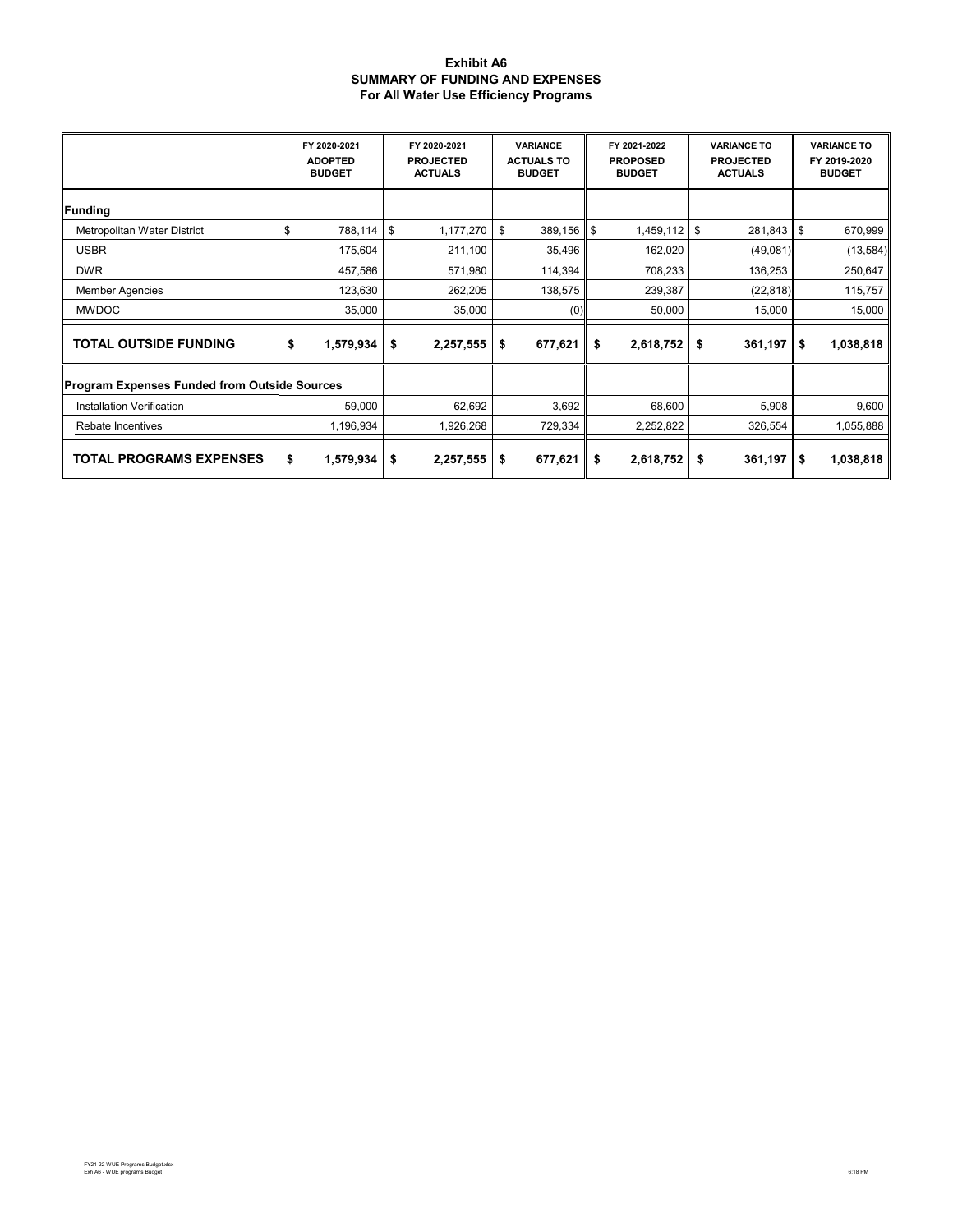**Exhibit A6**
**SUMMARY OF FUNDING AND EXPENSES**
**For All Water Use Efficiency Programs**

| | FY 2020-2021 ADOPTED BUDGET | FY 2020-2021 PROJECTED ACTUALS | VARIANCE ACTUALS TO BUDGET | FY 2021-2022 PROPOSED BUDGET | VARIANCE TO PROJECTED ACTUALS | VARIANCE TO FY 2019-2020 BUDGET |
|---|---|---|---|---|---|---|
| **Funding** | | | | | | |
| Metropolitan Water District | $ 788,114 | $ 1,177,270 | $ 389,156 | $ 1,459,112 | $ 281,843 | $ 670,999 |
| USBR | 175,604 | 211,100 | 35,496 | 162,020 | (49,081) | (13,584) |
| DWR | 457,586 | 571,980 | 114,394 | 708,233 | 136,253 | 250,647 |
| Member Agencies | 123,630 | 262,205 | 138,575 | 239,387 | (22,818) | 115,757 |
| MWDOC | 35,000 | 35,000 | (0) | 50,000 | 15,000 | 15,000 |
| **TOTAL OUTSIDE FUNDING** | **$ 1,579,934** | **$ 2,257,555** | **$ 677,621** | **$ 2,618,752** | **$ 361,197** | **$ 1,038,818** |
| **Program Expenses Funded from Outside Sources** | | | | | | |
| Installation Verification | 59,000 | 62,692 | 3,692 | 68,600 | 5,908 | 9,600 |
| Rebate Incentives | 1,196,934 | 1,926,268 | 729,334 | 2,252,822 | 326,554 | 1,055,888 |
| **TOTAL PROGRAMS EXPENSES** | **$ 1,579,934** | **$ 2,257,555** | **$ 677,621** | **$ 2,618,752** | **$ 361,197** | **$ 1,038,818** |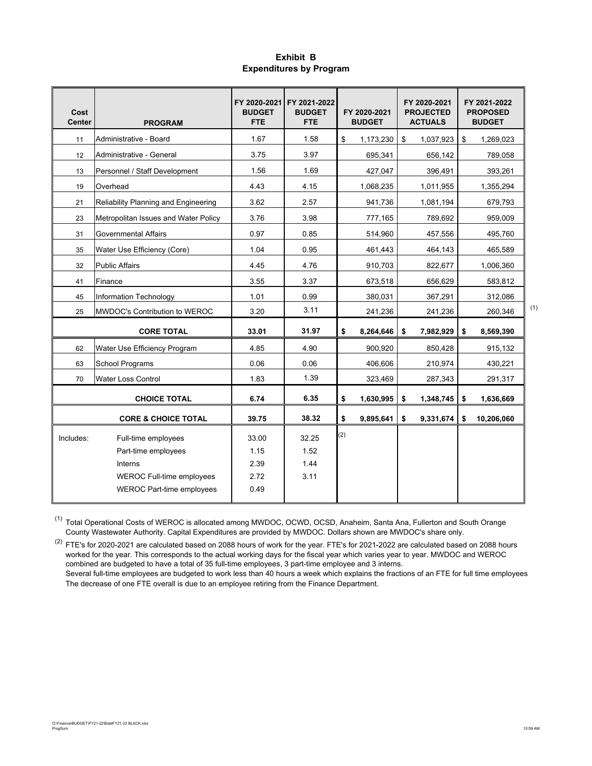# Exhibit B
## Expenditures by Program

| Cost Center | PROGRAM | FY 2020-2021 BUDGET FTE | FY 2021-2022 BUDGET FTE | FY 2020-2021 BUDGET | FY 2020-2021 PROJECTED ACTUALS | FY 2021-2022 PROPOSED BUDGET |
|---|---|---|---|---|---|---|
| 11 | Administrative - Board | 1.67 | 1.58 | $ 1,173,230 | $ 1,037,923 | $ 1,269,023 |
| 12 | Administrative - General | 3.75 | 3.97 | 695,341 | 656,142 | 789,058 |
| 13 | Personnel / Staff Development | 1.56 | 1.69 | 427,047 | 396,491 | 393,261 |
| 19 | Overhead | 4.43 | 4.15 | 1,068,235 | 1,011,955 | 1,355,294 |
| 21 | Reliability Planning and Engineering | 3.62 | 2.57 | 941,736 | 1,081,194 | 679,793 |
| 23 | Metropolitan Issues and Water Policy | 3.76 | 3.98 | 777,165 | 789,692 | 959,009 |
| 31 | Governmental Affairs | 0.97 | 0.85 | 514,960 | 457,556 | 495,760 |
| 35 | Water Use Efficiency (Core) | 1.04 | 0.95 | 461,443 | 464,143 | 465,589 |
| 32 | Public Affairs | 4.45 | 4.76 | 910,703 | 822,677 | 1,006,360 |
| 41 | Finance | 3.55 | 3.37 | 673,518 | 656,629 | 583,812 |
| 45 | Information Technology | 1.01 | 0.99 | 380,031 | 367,291 | 312,086 |
| 25 | MWDOC's Contribution to WEROC | 3.20 | 3.11 | 241,236 | 241,236 | 260,346 (1) |
| | **CORE TOTAL** | **33.01** | **31.97** | **$ 8,264,646** | **$ 7,982,929** | **$ 8,569,390** |
| 62 | Water Use Efficiency Program | 4.85 | 4.90 | 900,920 | 850,428 | 915,132 |
| 63 | School Programs | 0.06 | 0.06 | 406,606 | 210,974 | 430,221 |
| 70 | Water Loss Control | 1.83 | 1.39 | 323,469 | 287,343 | 291,317 |
| | **CHOICE TOTAL** | **6.74** | **6.35** | **$ 1,630,995** | **$ 1,348,745** | **$ 1,636,669** |
| | **CORE & CHOICE TOTAL** | **39.75** | **38.32** | **$ 9,895,641** | **$ 9,331,674** | **$ 10,206,060** |
| Includes: | Full-time employees | 33.00 | 32.25 | (2) | | |
| | Part-time employees | 1.15 | 1.52 | | | |
| | Interns | 2.39 | 1.44 | | | |
| | WEROC Full-time employees | 2.72 | 3.11 | | | |
| | WEROC Part-time employees | 0.49 | | | | |

(1) Total Operational Costs of WEROC is allocated among MWDOC, OCWD, OCSD, Anaheim, Santa Ana, Fullerton and South Orange County Wastewater Authority. Capital Expenditures are provided by MWDOC. Dollars shown are MWDOC's share only.

(2) FTE's for 2020-2021 are calculated based on 2088 hours of work for the year. FTE's for 2021-2022 are calculated based on 2088 hours worked for the year. This corresponds to the actual working days for the fiscal year which varies year to year. MWDOC and WEROC combined are budgeted to have a total of 35 full-time employees, 3 part-time employee and 3 interns.
Several full-time employees are budgeted to work less than 40 hours a week which explains the fractions of an FTE for full time employees
The decrease of one FTE overall is due to an employee retiring from the Finance Department.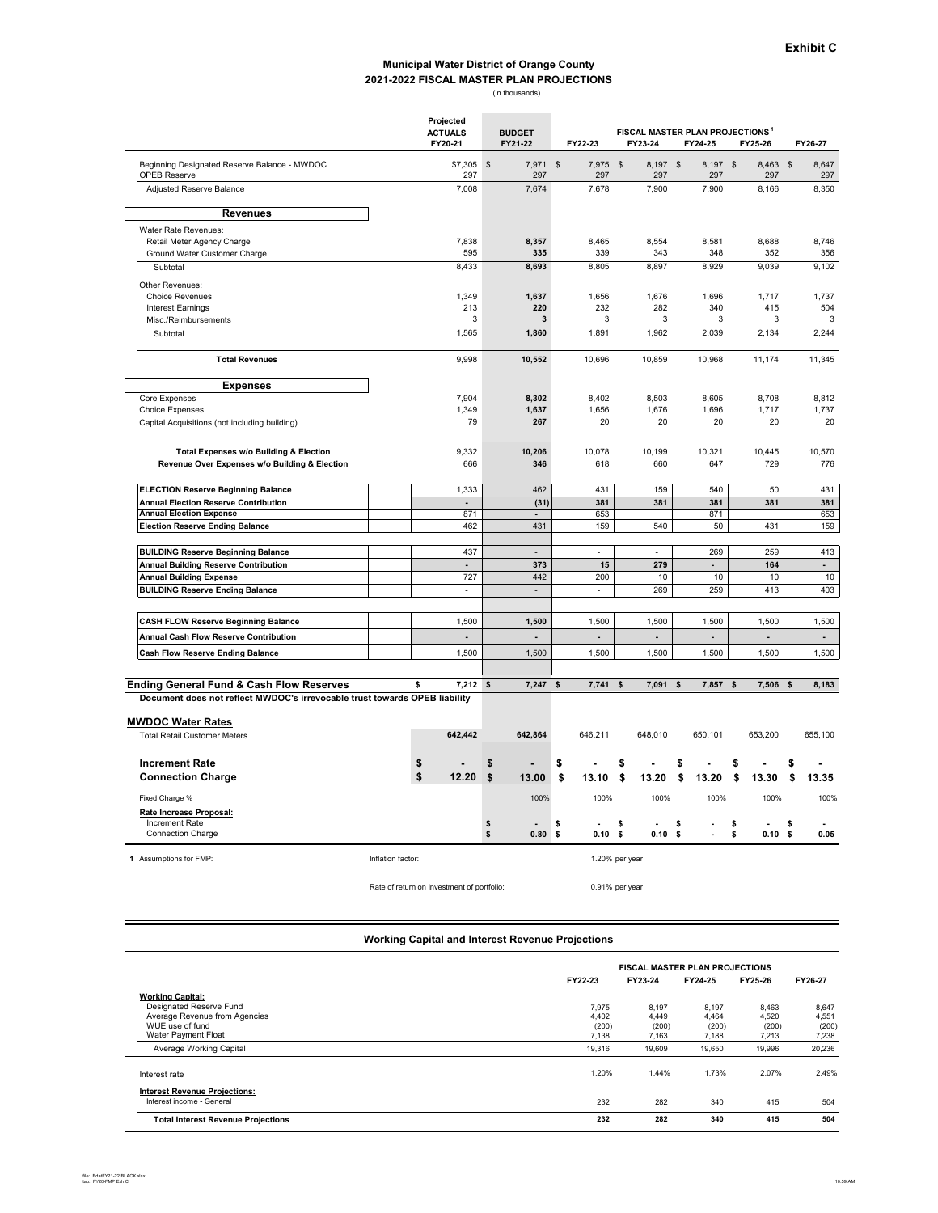**Exhibit C**

## Municipal Water District of Orange County
## 2021-2022 FISCAL MASTER PLAN PROJECTIONS
(in thousands)

| | Projected ACTUALS FY20-21 | BUDGET FY21-22 | FISCAL MASTER PLAN PROJECTIONS[1] FY22-23 | FY23-24 | FY24-25 | FY25-26 | FY26-27 |
|---|---|---|---|---|---|---|---|
| Beginning Designated Reserve Balance - MWDOC | $7,305 | $ 7,971 | $ 7,975 | $ 8,197 | $ 8,197 | $ 8,463 | $ 8,647 |
| OPEB Reserve | 297 | 297 | 297 | 297 | 297 | 297 | 297 |
| Adjusted Reserve Balance | 7,008 | 7,674 | 7,678 | 7,900 | 7,900 | 8,166 | 8,350 |
| **Revenues** | | | | | | | |
| Water Rate Revenues: | | | | | | | |
| Retail Meter Agency Charge | 7,838 | **8,357** | 8,465 | 8,554 | 8,581 | 8,688 | 8,746 |
| Ground Water Customer Charge | 595 | **335** | 339 | 343 | 348 | 352 | 356 |
| Subtotal | 8,433 | **8,693** | 8,805 | 8,897 | 8,929 | 9,039 | 9,102 |
| Other Revenues: | | | | | | | |
| Choice Revenues | 1,349 | **1,637** | 1,656 | 1,676 | 1,696 | 1,717 | 1,737 |
| Interest Earnings | 213 | **220** | 232 | 282 | 340 | 415 | 504 |
| Misc./Reimbursements | 3 | **3** | 3 | 3 | 3 | 3 | 3 |
| Subtotal | 1,565 | **1,860** | 1,891 | 1,962 | 2,039 | 2,134 | 2,244 |
| **Total Revenues** | 9,998 | **10,552** | 10,696 | 10,859 | 10,968 | 11,174 | 11,345 |
| **Expenses** | | | | | | | |
| Core Expenses | 7,904 | **8,302** | 8,402 | 8,503 | 8,605 | 8,708 | 8,812 |
| Choice Expenses | 1,349 | **1,637** | 1,656 | 1,676 | 1,696 | 1,717 | 1,737 |
| Capital Acquisitions (not including building) | 79 | **267** | 20 | 20 | 20 | 20 | 20 |
| **Total Expenses w/o Building & Election** | 9,332 | **10,206** | 10,078 | 10,199 | 10,321 | 10,445 | 10,570 |
| **Revenue Over Expenses w/o Building & Election** | 666 | **346** | 618 | 660 | 647 | 729 | 776 |
| **ELECTION Reserve Beginning Balance** | 1,333 | 462 | 431 | 159 | 540 | 50 | 431 |
| **Annual Election Reserve Contribution** | - | (31) | 381 | 381 | 381 | 381 | 381 |
| **Annual Election Expense** | 871 | - | 653 | | 871 | | 653 |
| **Election Reserve Ending Balance** | 462 | 431 | 159 | 540 | 50 | 431 | 159 |
| **BUILDING Reserve Beginning Balance** | 437 | - | - | - | 269 | 259 | 413 |
| **Annual Building Reserve Contribution** | - | 373 | 15 | 279 | - | 164 | - |
| **Annual Building Expense** | 727 | 442 | 200 | 10 | 10 | 10 | 10 |
| **BUILDING Reserve Ending Balance** | - | - | - | 269 | 259 | 413 | 403 |
| **CASH FLOW Reserve Beginning Balance** | 1,500 | 1,500 | 1,500 | 1,500 | 1,500 | 1,500 | 1,500 |
| **Annual Cash Flow Reserve Contribution** | - | - | - | - | - | - | - |
| **Cash Flow Reserve Ending Balance** | 1,500 | 1,500 | 1,500 | 1,500 | 1,500 | 1,500 | 1,500 |
| **Ending General Fund & Cash Flow Reserves** | **$ 7,212** | **$ 7,247** | **$ 7,741** | **$ 7,091** | **$ 7,857** | **$ 7,506** | **$ 8,183** |

**Document does not reflect MWDOC's irrevocable trust towards OPEB liability**

### MWDOC Water Rates

| | FY20-21 | FY21-22 | FY22-23 | FY23-24 | FY24-25 | FY25-26 | FY26-27 |
|---|---|---|---|---|---|---|---|
| Total Retail Customer Meters | **642,442** | **642,864** | 646,211 | 648,010 | 650,101 | 653,200 | 655,100 |
| **Increment Rate** | **$ -** | **$ -** | **$ -** | **$ -** | **$ -** | **$ -** | **$ -** |
| **Connection Charge** | **$ 12.20** | **$ 13.00** | **$ 13.10** | **$ 13.20** | **$ 13.20** | **$ 13.30** | **$ 13.35** |
| Fixed Charge % | | 100% | 100% | 100% | 100% | 100% | 100% |
| **Rate Increase Proposal:** | | | | | | | |
| Increment Rate | | $ - | $ - | $ - | $ - | $ - | $ - |
| Connection Charge | | $ 0.80 | $ 0.10 | $ 0.10 | $ - | $ 0.10 | $ 0.05 |

1 Assumptions for FMP:

Inflation factor: 1.20% per year

Rate of return on Investment of portfolio: 0.91% per year

### Working Capital and Interest Revenue Projections

| | FY22-23 | FY23-24 | FY24-25 | FY25-26 | FY26-27 |
|---|---|---|---|---|---|
| **Working Capital:** | | | | | |
| Designated Reserve Fund | 7,975 | 8,197 | 8,197 | 8,463 | 8,647 |
| Average Revenue from Agencies | 4,402 | 4,449 | 4,464 | 4,520 | 4,551 |
| WUE use of fund | (200) | (200) | (200) | (200) | (200) |
| Water Payment Float | 7,138 | 7,163 | 7,188 | 7,213 | 7,238 |
| Average Working Capital | 19,316 | 19,609 | 19,650 | 19,996 | 20,236 |
| Interest rate | 1.20% | 1.44% | 1.73% | 2.07% | 2.49% |
| **Interest Revenue Projections:** | | | | | |
| Interest income - General | 232 | 282 | 340 | 415 | 504 |
| **Total Interest Revenue Projections** | **232** | **282** | **340** | **415** | **504** |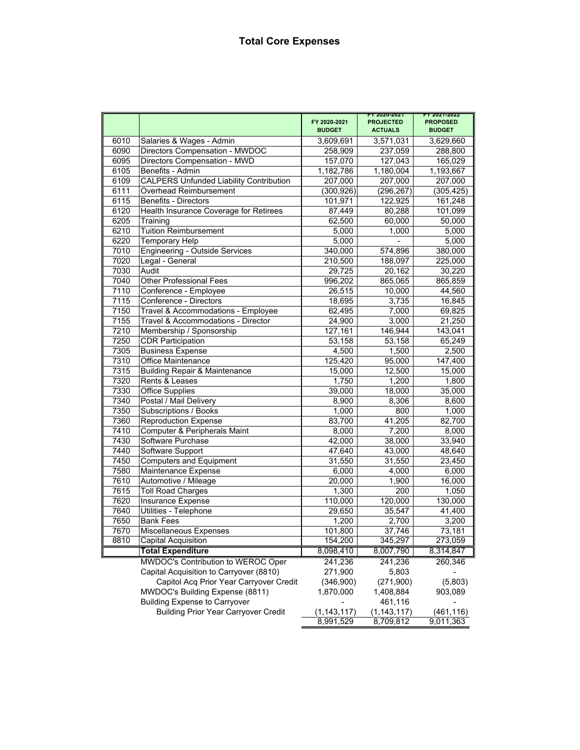# Total Core Expenses

| | | FY 2020-2021 BUDGET | FY 2020-2021 PROJECTED ACTUALS | FY 2021-2022 PROPOSED BUDGET |
|---|---|---|---|---|
| 6010 | Salaries & Wages - Admin | 3,609,691 | 3,571,031 | 3,629,660 |
| 6090 | Directors Compensation - MWDOC | 258,909 | 237,059 | 288,800 |
| 6095 | Directors Compensation - MWD | 157,070 | 127,043 | 165,029 |
| 6105 | Benefits - Admin | 1,182,786 | 1,180,004 | 1,193,667 |
| 6109 | CALPERS Unfunded Liability Contribution | 207,000 | 207,000 | 207,000 |
| 6111 | Overhead Reimbursement | (300,926) | (296,267) | (305,425) |
| 6115 | Benefits - Directors | 101,971 | 122,925 | 161,248 |
| 6120 | Health Insurance Coverage for Retirees | 87,449 | 80,288 | 101,099 |
| 6205 | Training | 62,500 | 60,000 | 50,000 |
| 6210 | Tuition Reimbursement | 5,000 | 1,000 | 5,000 |
| 6220 | Temporary Help | 5,000 | - | 5,000 |
| 7010 | Engineering - Outside Services | 340,000 | 574,896 | 380,000 |
| 7020 | Legal - General | 210,500 | 188,097 | 225,000 |
| 7030 | Audit | 29,725 | 20,162 | 30,220 |
| 7040 | Other Professional Fees | 996,202 | 865,065 | 865,859 |
| 7110 | Conference - Employee | 26,515 | 10,000 | 44,560 |
| 7115 | Conference - Directors | 18,695 | 3,735 | 16,845 |
| 7150 | Travel & Accommodations - Employee | 62,495 | 7,000 | 69,825 |
| 7155 | Travel & Accommodations - Director | 24,900 | 3,000 | 21,250 |
| 7210 | Membership / Sponsorship | 127,161 | 146,944 | 143,041 |
| 7250 | CDR Participation | 53,158 | 53,158 | 65,249 |
| 7305 | Business Expense | 4,500 | 1,500 | 2,500 |
| 7310 | Office Maintenance | 125,420 | 95,000 | 147,400 |
| 7315 | Building Repair & Maintenance | 15,000 | 12,500 | 15,000 |
| 7320 | Rents & Leases | 1,750 | 1,200 | 1,800 |
| 7330 | Office Supplies | 39,000 | 18,000 | 35,000 |
| 7340 | Postal / Mail Delivery | 8,900 | 8,306 | 8,600 |
| 7350 | Subscriptions / Books | 1,000 | 800 | 1,000 |
| 7360 | Reproduction Expense | 83,700 | 41,205 | 82,700 |
| 7410 | Computer & Peripherals Maint | 8,000 | 7,200 | 8,000 |
| 7430 | Software Purchase | 42,000 | 38,000 | 33,940 |
| 7440 | Software Support | 47,640 | 43,000 | 48,640 |
| 7450 | Computers and Equipment | 31,550 | 31,550 | 23,450 |
| 7580 | Maintenance Expense | 6,000 | 4,000 | 6,000 |
| 7610 | Automotive / Mileage | 20,000 | 1,900 | 16,000 |
| 7615 | Toll Road Charges | 1,300 | 200 | 1,050 |
| 7620 | Insurance Expense | 110,000 | 120,000 | 130,000 |
| 7640 | Utilities - Telephone | 29,650 | 35,547 | 41,400 |
| 7650 | Bank Fees | 1,200 | 2,700 | 3,200 |
| 7670 | Miscellaneous Expenses | 101,800 | 37,746 | 73,181 |
| 8810 | Capital Acquisition | 154,200 | 345,297 | 273,059 |
| | **Total Expenditure** | 8,098,410 | 8,007,790 | 8,314,847 |
| | MWDOC's Contribution to WEROC Oper | 241,236 | 241,236 | 260,346 |
| | Capital Acquisition to Carryover (8810) | 271,900 | 5,803 | - |
| | Capitol Acq Prior Year Carryover Credit | (346,900) | (271,900) | (5,803) |
| | MWDOC's Building Expense (8811) | 1,870,000 | 1,408,884 | 903,089 |
| | Building Expense to Carryover | - | 461,116 | - |
| | Building Prior Year Carryover Credit | (1,143,117) | (1,143,117) | (461,116) |
| | | 8,991,529 | 8,709,812 | 9,011,363 |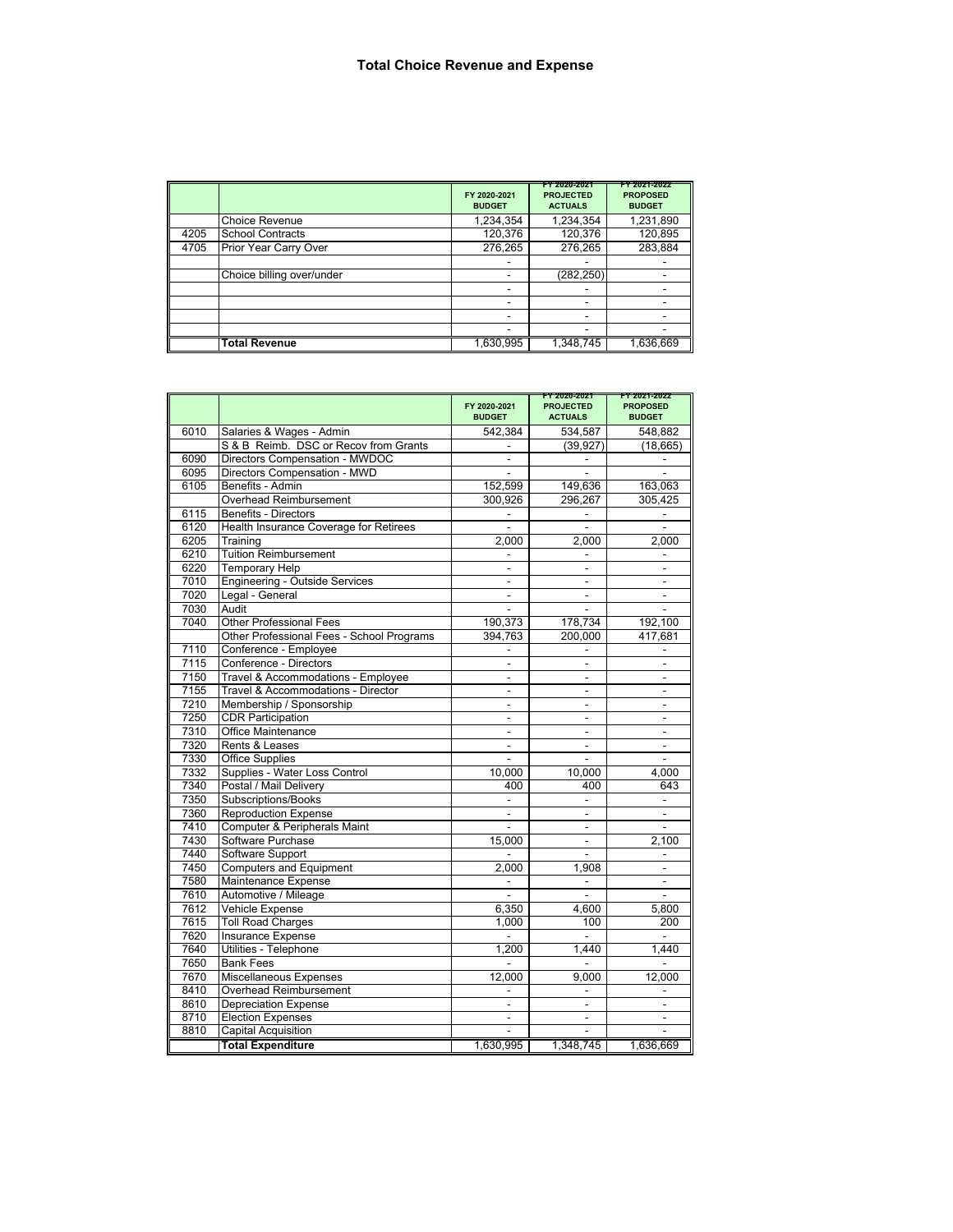# Total Choice Revenue and Expense

| | | FY 2020-2021 BUDGET | FY 2020-2021 PROJECTED ACTUALS | FY 2021-2022 PROPOSED BUDGET |
|---|---|---|---|---|
| | Choice Revenue | 1,234,354 | 1,234,354 | 1,231,890 |
| 4205 | School Contracts | 120,376 | 120,376 | 120,895 |
| 4705 | Prior Year Carry Over | 276,265 | 276,265 | 283,884 |
| | | - | - | - |
| | Choice billing over/under | - | (282,250) | - |
| | | - | - | - |
| | | - | - | - |
| | | - | - | - |
| | | - | - | - |
| | **Total Revenue** | 1,630,995 | 1,348,745 | 1,636,669 |

| | | FY 2020-2021 BUDGET | FY 2020-2021 PROJECTED ACTUALS | FY 2021-2022 PROPOSED BUDGET |
|---|---|---|---|---|
| 6010 | Salaries & Wages - Admin | 542,384 | 534,587 | 548,882 |
| | S & B Reimb. DSC or Recov from Grants | - | (39,927) | (18,665) |
| 6090 | Directors Compensation - MWDOC | - | - | - |
| 6095 | Directors Compensation - MWD | - | - | - |
| 6105 | Benefits - Admin | 152,599 | 149,636 | 163,063 |
| | Overhead Reimbursement | 300,926 | 296,267 | 305,425 |
| 6115 | Benefits - Directors | - | - | - |
| 6120 | Health Insurance Coverage for Retirees | - | - | - |
| 6205 | Training | 2,000 | 2,000 | 2,000 |
| 6210 | Tuition Reimbursement | - | - | - |
| 6220 | Temporary Help | - | - | - |
| 7010 | Engineering - Outside Services | - | - | - |
| 7020 | Legal - General | - | - | - |
| 7030 | Audit | - | - | - |
| 7040 | Other Professional Fees | 190,373 | 178,734 | 192,100 |
| | Other Professional Fees - School Programs | 394,763 | 200,000 | 417,681 |
| 7110 | Conference - Employee | - | - | - |
| 7115 | Conference - Directors | - | - | - |
| 7150 | Travel & Accommodations - Employee | - | - | - |
| 7155 | Travel & Accommodations - Director | - | - | - |
| 7210 | Membership / Sponsorship | - | - | - |
| 7250 | CDR Participation | - | - | - |
| 7310 | Office Maintenance | - | - | - |
| 7320 | Rents & Leases | - | - | - |
| 7330 | Office Supplies | - | - | - |
| 7332 | Supplies - Water Loss Control | 10,000 | 10,000 | 4,000 |
| 7340 | Postal / Mail Delivery | 400 | 400 | 643 |
| 7350 | Subscriptions/Books | - | - | - |
| 7360 | Reproduction Expense | - | - | - |
| 7410 | Computer & Peripherals Maint | - | - | - |
| 7430 | Software Purchase | 15,000 | - | 2,100 |
| 7440 | Software Support | - | - | - |
| 7450 | Computers and Equipment | 2,000 | 1,908 | - |
| 7580 | Maintenance Expense | - | - | - |
| 7610 | Automotive / Mileage | - | - | - |
| 7612 | Vehicle Expense | 6,350 | 4,600 | 5,800 |
| 7615 | Toll Road Charges | 1,000 | 100 | 200 |
| 7620 | Insurance Expense | - | - | - |
| 7640 | Utilities - Telephone | 1,200 | 1,440 | 1,440 |
| 7650 | Bank Fees | - | - | - |
| 7670 | Miscellaneous Expenses | 12,000 | 9,000 | 12,000 |
| 8410 | Overhead Reimbursement | - | - | - |
| 8610 | Depreciation Expense | - | - | - |
| 8710 | Election Expenses | - | - | - |
| 8810 | Capital Acquisition | - | - | - |
| | **Total Expenditure** | 1,630,995 | 1,348,745 | 1,636,669 |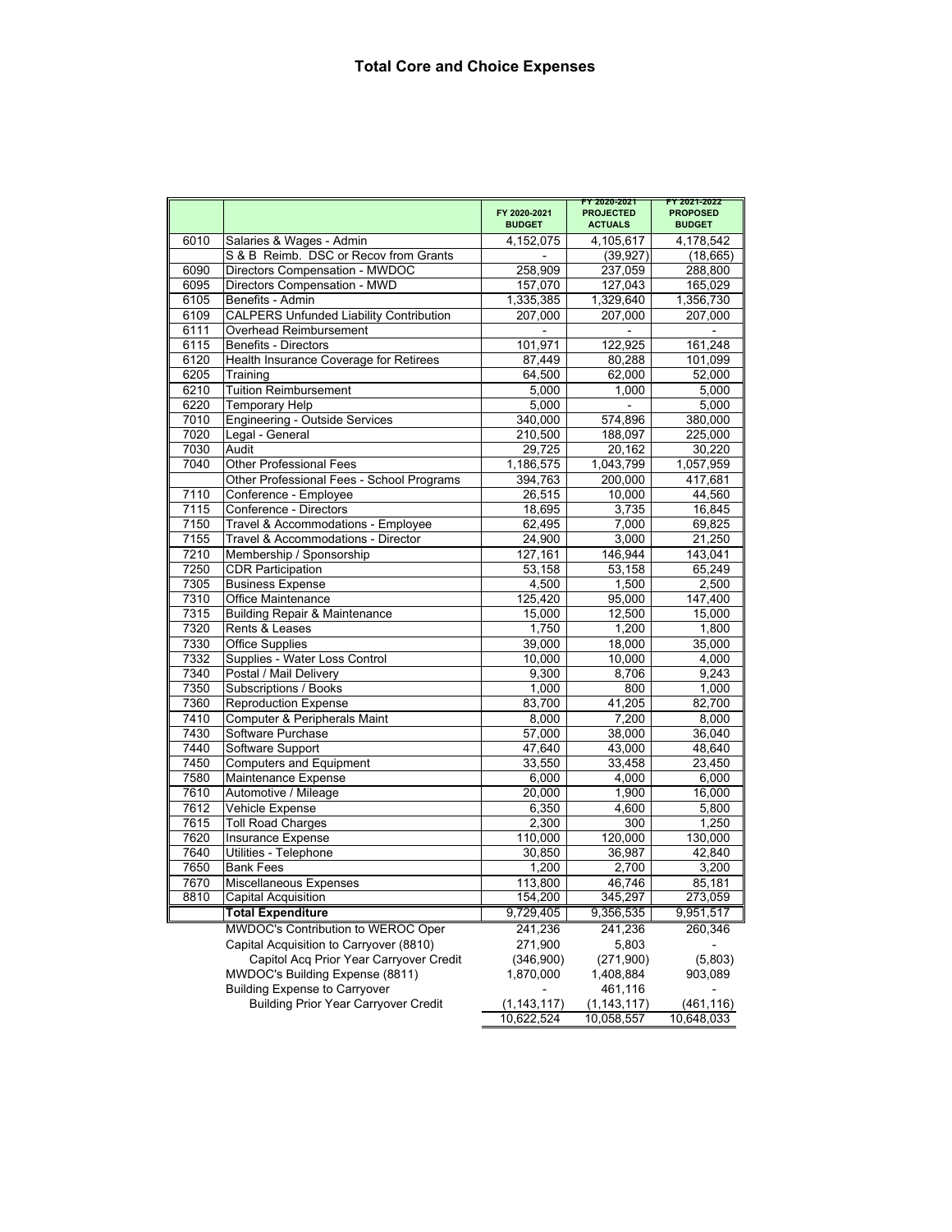# Total Core and Choice Expenses

| | | FY 2020-2021 BUDGET | FY 2020-2021 PROJECTED ACTUALS | FY 2021-2022 PROPOSED BUDGET |
|---|---|---|---|---|
| 6010 | Salaries & Wages - Admin | 4,152,075 | 4,105,617 | 4,178,542 |
| | S & B Reimb. DSC or Recov from Grants | - | (39,927) | (18,665) |
| 6090 | Directors Compensation - MWDOC | 258,909 | 237,059 | 288,800 |
| 6095 | Directors Compensation - MWD | 157,070 | 127,043 | 165,029 |
| 6105 | Benefits - Admin | 1,335,385 | 1,329,640 | 1,356,730 |
| 6109 | CALPERS Unfunded Liability Contribution | 207,000 | 207,000 | 207,000 |
| 6111 | Overhead Reimbursement | - | - | - |
| 6115 | Benefits - Directors | 101,971 | 122,925 | 161,248 |
| 6120 | Health Insurance Coverage for Retirees | 87,449 | 80,288 | 101,099 |
| 6205 | Training | 64,500 | 62,000 | 52,000 |
| 6210 | Tuition Reimbursement | 5,000 | 1,000 | 5,000 |
| 6220 | Temporary Help | 5,000 | - | 5,000 |
| 7010 | Engineering - Outside Services | 340,000 | 574,896 | 380,000 |
| 7020 | Legal - General | 210,500 | 188,097 | 225,000 |
| 7030 | Audit | 29,725 | 20,162 | 30,220 |
| 7040 | Other Professional Fees | 1,186,575 | 1,043,799 | 1,057,959 |
| | Other Professional Fees - School Programs | 394,763 | 200,000 | 417,681 |
| 7110 | Conference - Employee | 26,515 | 10,000 | 44,560 |
| 7115 | Conference - Directors | 18,695 | 3,735 | 16,845 |
| 7150 | Travel & Accommodations - Employee | 62,495 | 7,000 | 69,825 |
| 7155 | Travel & Accommodations - Director | 24,900 | 3,000 | 21,250 |
| 7210 | Membership / Sponsorship | 127,161 | 146,944 | 143,041 |
| 7250 | CDR Participation | 53,158 | 53,158 | 65,249 |
| 7305 | Business Expense | 4,500 | 1,500 | 2,500 |
| 7310 | Office Maintenance | 125,420 | 95,000 | 147,400 |
| 7315 | Building Repair & Maintenance | 15,000 | 12,500 | 15,000 |
| 7320 | Rents & Leases | 1,750 | 1,200 | 1,800 |
| 7330 | Office Supplies | 39,000 | 18,000 | 35,000 |
| 7332 | Supplies - Water Loss Control | 10,000 | 10,000 | 4,000 |
| 7340 | Postal / Mail Delivery | 9,300 | 8,706 | 9,243 |
| 7350 | Subscriptions / Books | 1,000 | 800 | 1,000 |
| 7360 | Reproduction Expense | 83,700 | 41,205 | 82,700 |
| 7410 | Computer & Peripherals Maint | 8,000 | 7,200 | 8,000 |
| 7430 | Software Purchase | 57,000 | 38,000 | 36,040 |
| 7440 | Software Support | 47,640 | 43,000 | 48,640 |
| 7450 | Computers and Equipment | 33,550 | 33,458 | 23,450 |
| 7580 | Maintenance Expense | 6,000 | 4,000 | 6,000 |
| 7610 | Automotive / Mileage | 20,000 | 1,900 | 16,000 |
| 7612 | Vehicle Expense | 6,350 | 4,600 | 5,800 |
| 7615 | Toll Road Charges | 2,300 | 300 | 1,250 |
| 7620 | Insurance Expense | 110,000 | 120,000 | 130,000 |
| 7640 | Utilities - Telephone | 30,850 | 36,987 | 42,840 |
| 7650 | Bank Fees | 1,200 | 2,700 | 3,200 |
| 7670 | Miscellaneous Expenses | 113,800 | 46,746 | 85,181 |
| 8810 | Capital Acquisition | 154,200 | 345,297 | 273,059 |
| | **Total Expenditure** | 9,729,405 | 9,356,535 | 9,951,517 |
| | MWDOC's Contribution to WEROC Oper | 241,236 | 241,236 | 260,346 |
| | Capital Acquisition to Carryover (8810) | 271,900 | 5,803 | - |
| | Capitol Acq Prior Year Carryover Credit | (346,900) | (271,900) | (5,803) |
| | MWDOC's Building Expense (8811) | 1,870,000 | 1,408,884 | 903,089 |
| | Building Expense to Carryover | - | 461,116 | - |
| | Building Prior Year Carryover Credit | (1,143,117) | (1,143,117) | (461,116) |
| | | 10,622,524 | 10,058,557 | 10,648,033 |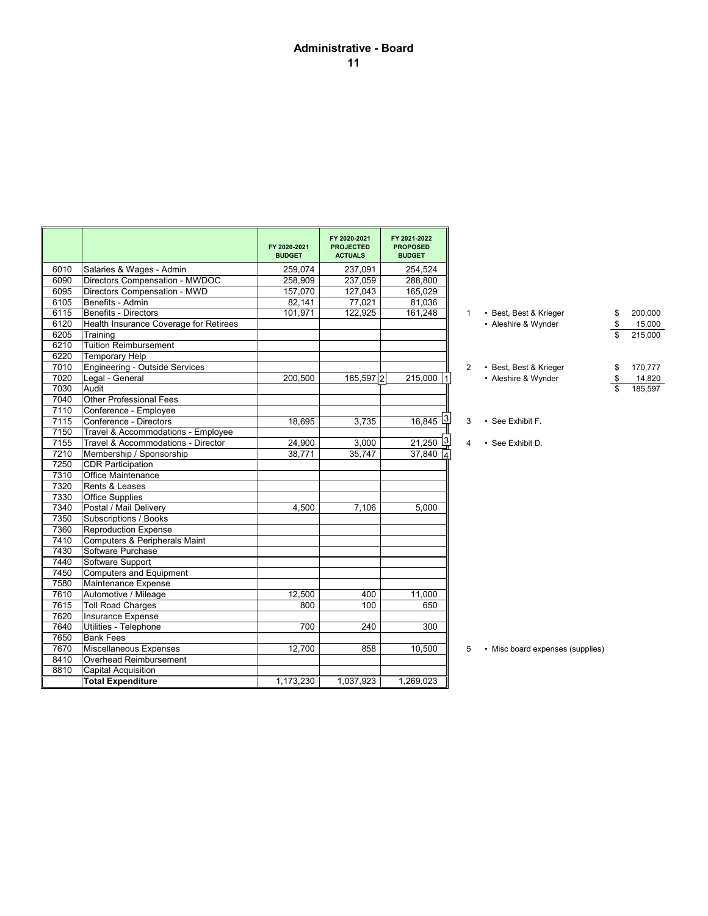# Administrative - Board

## 11

| | | FY 2020-2021 BUDGET | FY 2020-2021 PROJECTED ACTUALS | FY 2021-2022 PROPOSED BUDGET |
|---|---|---|---|---|
| 6010 | Salaries & Wages - Admin | 259,074 | 237,091 | 254,524 |
| 6090 | Directors Compensation - MWDOC | 258,909 | 237,059 | 288,800 |
| 6095 | Directors Compensation - MWD | 157,070 | 127,043 | 165,029 |
| 6105 | Benefits - Admin | 82,141 | 77,021 | 81,036 |
| 6115 | Benefits - Directors | 101,971 | 122,925 | 161,248 |
| 6120 | Health Insurance Coverage for Retirees | | | |
| 6205 | Training | | | |
| 6210 | Tuition Reimbursement | | | |
| 6220 | Temporary Help | | | |
| 7010 | Engineering - Outside Services | | | |
| 7020 | Legal - General | 200,500 | 185,597 [2] | 215,000 [1] |
| 7030 | Audit | | | |
| 7040 | Other Professional Fees | | | |
| 7110 | Conference - Employee | | | |
| 7115 | Conference - Directors | 18,695 | 3,735 | 16,845 [3] |
| 7150 | Travel & Accommodations - Employee | | | |
| 7155 | Travel & Accommodations - Director | 24,900 | 3,000 | 21,250 [3] |
| 7210 | Membership / Sponsorship | 38,771 | 35,747 | 37,840 [4] |
| 7250 | CDR Participation | | | |
| 7310 | Office Maintenance | | | |
| 7320 | Rents & Leases | | | |
| 7330 | Office Supplies | | | |
| 7340 | Postal / Mail Delivery | 4,500 | 7,106 | 5,000 |
| 7350 | Subscriptions / Books | | | |
| 7360 | Reproduction Expense | | | |
| 7410 | Computers & Peripherals Maint | | | |
| 7430 | Software Purchase | | | |
| 7440 | Software Support | | | |
| 7450 | Computers and Equipment | | | |
| 7580 | Maintenance Expense | | | |
| 7610 | Automotive / Mileage | 12,500 | 400 | 11,000 |
| 7615 | Toll Road Charges | 800 | 100 | 650 |
| 7620 | Insurance Expense | | | |
| 7640 | Utilities - Telephone | 700 | 240 | 300 |
| 7650 | Bank Fees | | | |
| 7670 | Miscellaneous Expenses | 12,700 | 858 | 10,500 |
| 8410 | Overhead Reimbursement | | | |
| 8810 | Capital Acquisition | | | |
| | **Total Expenditure** | 1,173,230 | 1,037,923 | 1,269,023 |

1
- Best, Best & Krieger $ 200,000
- Aleshire & Wynder $ 15,000
- $ 215,000

2
- Best, Best & Krieger $ 170,777
- Aleshire & Wynder $ 14,820
- $ 185,597

3
- See Exhibit F.

4
- See Exhibit D.

5
- Misc board expenses (supplies)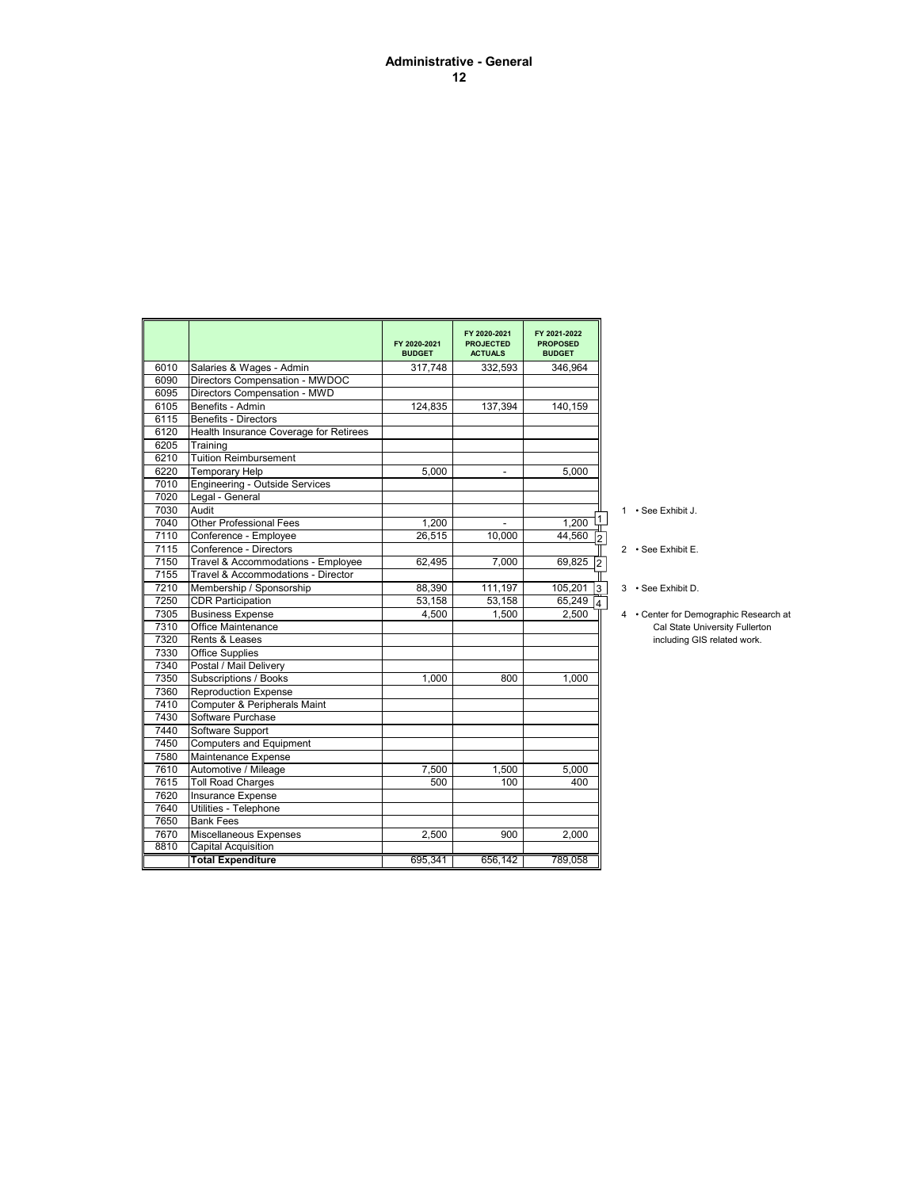# Administrative - General
## 12

| | | FY 2020-2021 BUDGET | FY 2020-2021 PROJECTED ACTUALS | FY 2021-2022 PROPOSED BUDGET | |
|---|---|---|---|---|---|
| 6010 | Salaries & Wages - Admin | 317,748 | 332,593 | 346,964 | |
| 6090 | Directors Compensation - MWDOC | | | | |
| 6095 | Directors Compensation - MWD | | | | |
| 6105 | Benefits - Admin | 124,835 | 137,394 | 140,159 | |
| 6115 | Benefits - Directors | | | | |
| 6120 | Health Insurance Coverage for Retirees | | | | |
| 6205 | Training | | | | |
| 6210 | Tuition Reimbursement | | | | |
| 6220 | Temporary Help | 5,000 | - | 5,000 | |
| 7010 | Engineering - Outside Services | | | | |
| 7020 | Legal - General | | | | |
| 7030 | Audit | | | | |
| 7040 | Other Professional Fees | 1,200 | - | 1,200 | 1 |
| 7110 | Conference - Employee | 26,515 | 10,000 | 44,560 | 2 |
| 7115 | Conference - Directors | | | | |
| 7150 | Travel & Accommodations - Employee | 62,495 | 7,000 | 69,825 | 2 |
| 7155 | Travel & Accommodations - Director | | | | |
| 7210 | Membership / Sponsorship | 88,390 | 111,197 | 105,201 | 3 |
| 7250 | CDR Participation | 53,158 | 53,158 | 65,249 | 4 |
| 7305 | Business Expense | 4,500 | 1,500 | 2,500 | |
| 7310 | Office Maintenance | | | | |
| 7320 | Rents & Leases | | | | |
| 7330 | Office Supplies | | | | |
| 7340 | Postal / Mail Delivery | | | | |
| 7350 | Subscriptions / Books | 1,000 | 800 | 1,000 | |
| 7360 | Reproduction Expense | | | | |
| 7410 | Computer & Peripherals Maint | | | | |
| 7430 | Software Purchase | | | | |
| 7440 | Software Support | | | | |
| 7450 | Computers and Equipment | | | | |
| 7580 | Maintenance Expense | | | | |
| 7610 | Automotive / Mileage | 7,500 | 1,500 | 5,000 | |
| 7615 | Toll Road Charges | 500 | 100 | 400 | |
| 7620 | Insurance Expense | | | | |
| 7640 | Utilities - Telephone | | | | |
| 7650 | Bank Fees | | | | |
| 7670 | Miscellaneous Expenses | 2,500 | 900 | 2,000 | |
| 8810 | Capital Acquisition | | | | |
| | **Total Expenditure** | 695,341 | 656,142 | 789,058 | |

1 • See Exhibit J.

2 • See Exhibit E.

3 • See Exhibit D.

4 • Center for Demographic Research at Cal State University Fullerton including GIS related work.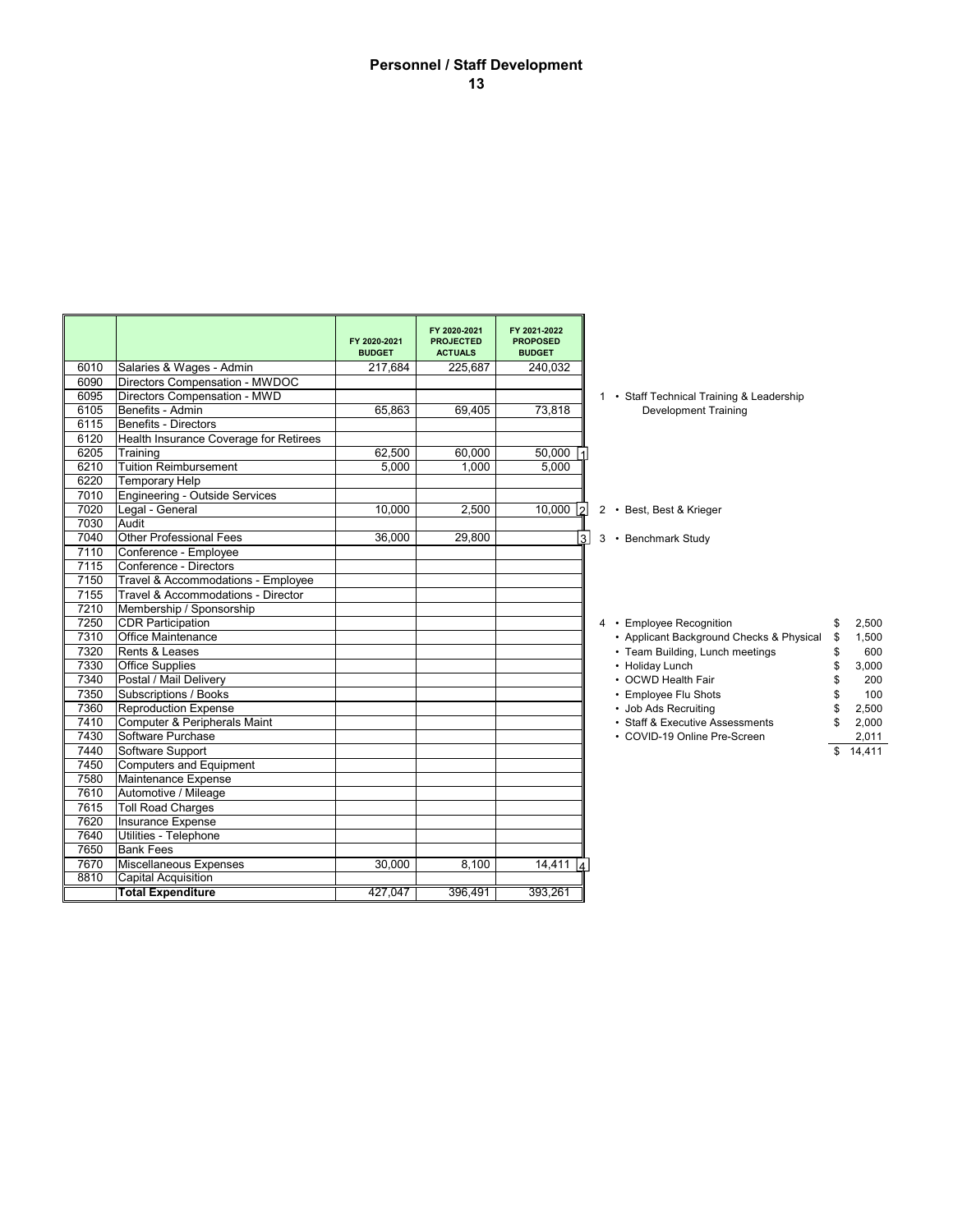# Personnel / Staff Development
## 13

| | | FY 2020-2021 BUDGET | FY 2020-2021 PROJECTED ACTUALS | FY 2021-2022 PROPOSED BUDGET | |
|---|---|---|---|---|---|
| 6010 | Salaries & Wages - Admin | 217,684 | 225,687 | 240,032 | |
| 6090 | Directors Compensation - MWDOC | | | | |
| 6095 | Directors Compensation - MWD | | | | |
| 6105 | Benefits - Admin | 65,863 | 69,405 | 73,818 | |
| 6115 | Benefits - Directors | | | | |
| 6120 | Health Insurance Coverage for Retirees | | | | |
| 6205 | Training | 62,500 | 60,000 | 50,000 | 1 |
| 6210 | Tuition Reimbursement | 5,000 | 1,000 | 5,000 | |
| 6220 | Temporary Help | | | | |
| 7010 | Engineering - Outside Services | | | | |
| 7020 | Legal - General | 10,000 | 2,500 | 10,000 | 2 |
| 7030 | Audit | | | | |
| 7040 | Other Professional Fees | 36,000 | 29,800 | | 3 |
| 7110 | Conference - Employee | | | | |
| 7115 | Conference - Directors | | | | |
| 7150 | Travel & Accommodations - Employee | | | | |
| 7155 | Travel & Accommodations - Director | | | | |
| 7210 | Membership / Sponsorship | | | | |
| 7250 | CDR Participation | | | | |
| 7310 | Office Maintenance | | | | |
| 7320 | Rents & Leases | | | | |
| 7330 | Office Supplies | | | | |
| 7340 | Postal / Mail Delivery | | | | |
| 7350 | Subscriptions / Books | | | | |
| 7360 | Reproduction Expense | | | | |
| 7410 | Computer & Peripherals Maint | | | | |
| 7430 | Software Purchase | | | | |
| 7440 | Software Support | | | | |
| 7450 | Computers and Equipment | | | | |
| 7580 | Maintenance Expense | | | | |
| 7610 | Automotive / Mileage | | | | |
| 7615 | Toll Road Charges | | | | |
| 7620 | Insurance Expense | | | | |
| 7640 | Utilities - Telephone | | | | |
| 7650 | Bank Fees | | | | |
| 7670 | Miscellaneous Expenses | 30,000 | 8,100 | 14,411 | 4 |
| 8810 | Capital Acquisition | | | | |
| | **Total Expenditure** | 427,047 | 396,491 | 393,261 | |

1 • Staff Technical Training & Leadership Development Training

2 • Best, Best & Krieger

3 • Benchmark Study

4

| | | |
|---|---|---|
| • Employee Recognition | $ | 2,500 |
| • Applicant Background Checks & Physical | $ | 1,500 |
| • Team Building, Lunch meetings | $ | 600 |
| • Holiday Lunch | $ | 3,000 |
| • OCWD Health Fair | $ | 200 |
| • Employee Flu Shots | $ | 100 |
| • Job Ads Recruiting | $ | 2,500 |
| • Staff & Executive Assessments | $ | 2,000 |
| • COVID-19 Online Pre-Screen | | 2,011 |
| | $ | 14,411 |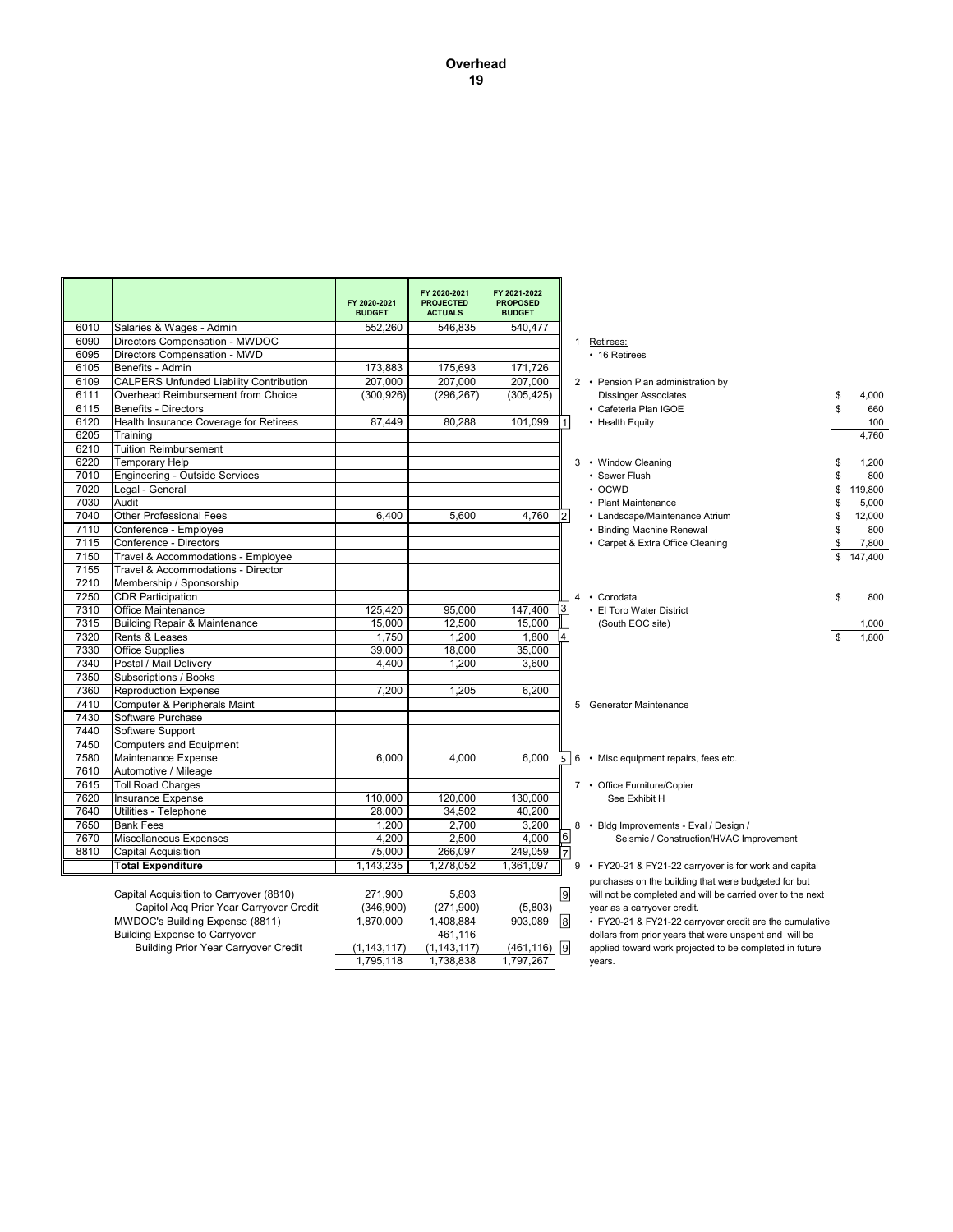# Overhead

## 19

| | | FY 2020-2021 BUDGET | FY 2020-2021 PROJECTED ACTUALS | FY 2021-2022 PROPOSED BUDGET | |
|---|---|---|---|---|---|
| 6010 | Salaries & Wages - Admin | 552,260 | 546,835 | 540,477 | |
| 6090 | Directors Compensation - MWDOC | | | | |
| 6095 | Directors Compensation - MWD | | | | |
| 6105 | Benefits - Admin | 173,883 | 175,693 | 171,726 | |
| 6109 | CALPERS Unfunded Liability Contribution | 207,000 | 207,000 | 207,000 | |
| 6111 | Overhead Reimbursement from Choice | (300,926) | (296,267) | (305,425) | |
| 6115 | Benefits - Directors | | | | |
| 6120 | Health Insurance Coverage for Retirees | 87,449 | 80,288 | 101,099 | 1 |
| 6205 | Training | | | | |
| 6210 | Tuition Reimbursement | | | | |
| 6220 | Temporary Help | | | | |
| 7010 | Engineering - Outside Services | | | | |
| 7020 | Legal - General | | | | |
| 7030 | Audit | | | | |
| 7040 | Other Professional Fees | 6,400 | 5,600 | 4,760 | 2 |
| 7110 | Conference - Employee | | | | |
| 7115 | Conference - Directors | | | | |
| 7150 | Travel & Accommodations - Employee | | | | |
| 7155 | Travel & Accommodations - Director | | | | |
| 7210 | Membership / Sponsorship | | | | |
| 7250 | CDR Participation | | | | |
| 7310 | Office Maintenance | 125,420 | 95,000 | 147,400 | 3 |
| 7315 | Building Repair & Maintenance | 15,000 | 12,500 | 15,000 | |
| 7320 | Rents & Leases | 1,750 | 1,200 | 1,800 | 4 |
| 7330 | Office Supplies | 39,000 | 18,000 | 35,000 | |
| 7340 | Postal / Mail Delivery | 4,400 | 1,200 | 3,600 | |
| 7350 | Subscriptions / Books | | | | |
| 7360 | Reproduction Expense | 7,200 | 1,205 | 6,200 | |
| 7410 | Computer & Peripherals Maint | | | | |
| 7430 | Software Purchase | | | | |
| 7440 | Software Support | | | | |
| 7450 | Computers and Equipment | | | | |
| 7580 | Maintenance Expense | 6,000 | 4,000 | 6,000 | 5 |
| 7610 | Automotive / Mileage | | | | |
| 7615 | Toll Road Charges | | | | |
| 7620 | Insurance Expense | 110,000 | 120,000 | 130,000 | |
| 7640 | Utilities - Telephone | 28,000 | 34,502 | 40,200 | |
| 7650 | Bank Fees | 1,200 | 2,700 | 3,200 | |
| 7670 | Miscellaneous Expenses | 4,200 | 2,500 | 4,000 | 6 |
| 8810 | Capital Acquisition | 75,000 | 266,097 | 249,059 | 7 |
| | **Total Expenditure** | 1,143,235 | 1,278,052 | 1,361,097 | |

| | FY 2020-2021 BUDGET | FY 2020-2021 PROJECTED ACTUALS | FY 2021-2022 PROPOSED BUDGET | |
|---|---|---|---|---|
| Capital Acquisition to Carryover (8810) | 271,900 | 5,803 | | 9 |
| Capitol Acq Prior Year Carryover Credit | (346,900) | (271,900) | (5,803) | |
| MWDOC's Building Expense (8811) | 1,870,000 | 1,408,884 | 903,089 | 8 |
| Building Expense to Carryover | | 461,116 | | |
| Building Prior Year Carryover Credit | (1,143,117) | (1,143,117) | (461,116) | 9 |
| | 1,795,118 | 1,738,838 | 1,797,267 | |

1 Retirees:
- 16 Retirees

2
| | |
|---|---|
| • Pension Plan administration by Dissinger Associates | $ 4,000 |
| • Cafeteria Plan IGOE | $ 660 |
| • Health Equity | 100 |
| | 4,760 |

3
| | |
|---|---|
| • Window Cleaning | $ 1,200 |
| • Sewer Flush | $ 800 |
| • OCWD | $ 119,800 |
| • Plant Maintenance | $ 5,000 |
| • Landscape/Maintenance Atrium | $ 12,000 |
| • Binding Machine Renewal | $ 800 |
| • Carpet & Extra Office Cleaning | $ 7,800 |
| | $ 147,400 |

4
| | |
|---|---|
| • Corodata | $ 800 |
| • El Toro Water District (South EOC site) | 1,000 |
| | $ 1,800 |

5 Generator Maintenance

6 • Misc equipment repairs, fees etc.

7 • Office Furniture/Copier
See Exhibit H

8 • Bldg Improvements - Eval / Design / Seismic / Construction/HVAC Improvement

9 • FY20-21 & FY21-22 carryover is for work and capital purchases on the building that were budgeted for but will not be completed and will be carried over to the next year as a carryover credit.
• FY20-21 & FY21-22 carryover credit are the cumulative dollars from prior years that were unspent and will be applied toward work projected to be completed in future years.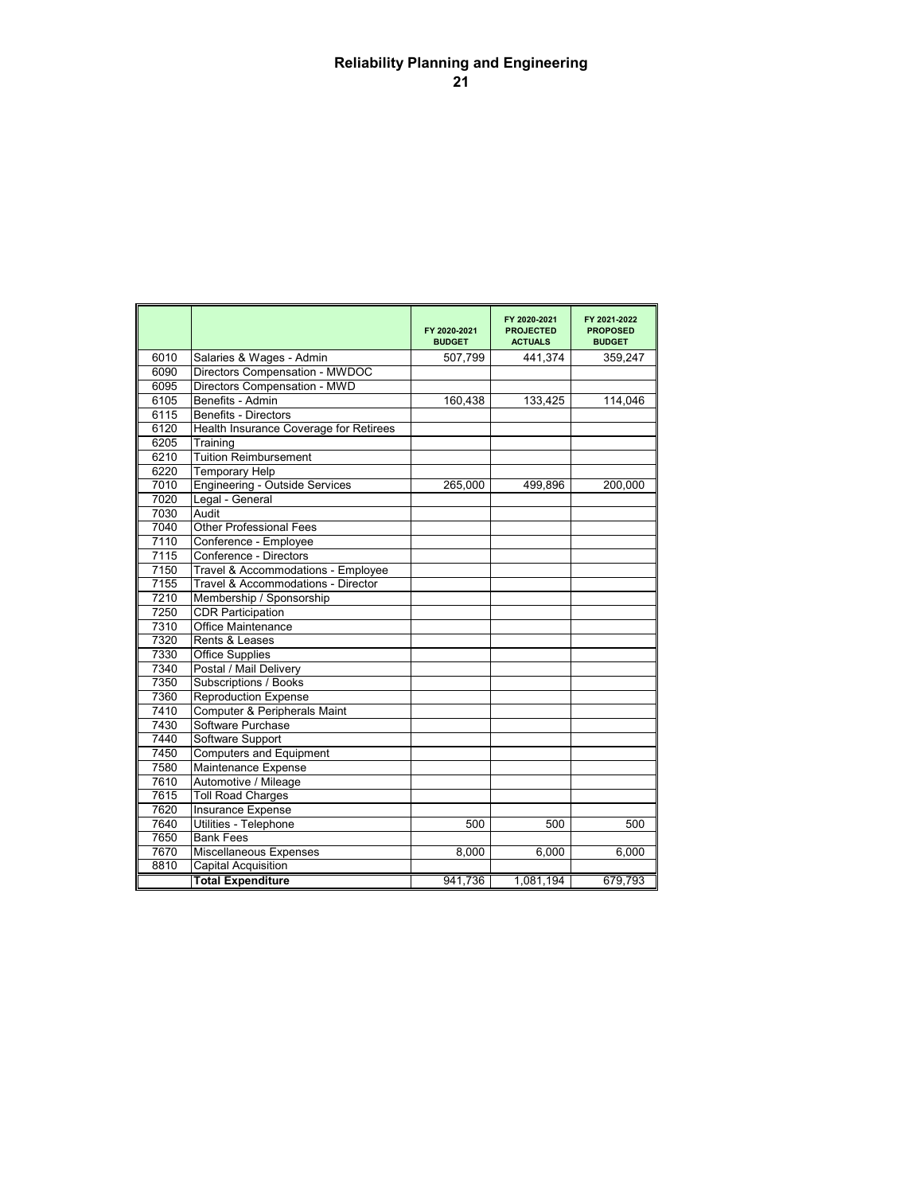# Reliability Planning and Engineering

## 21

| | | FY 2020-2021 BUDGET | FY 2020-2021 PROJECTED ACTUALS | FY 2021-2022 PROPOSED BUDGET |
|---|---|---|---|---|
| 6010 | Salaries & Wages - Admin | 507,799 | 441,374 | 359,247 |
| 6090 | Directors Compensation - MWDOC | | | |
| 6095 | Directors Compensation - MWD | | | |
| 6105 | Benefits - Admin | 160,438 | 133,425 | 114,046 |
| 6115 | Benefits - Directors | | | |
| 6120 | Health Insurance Coverage for Retirees | | | |
| 6205 | Training | | | |
| 6210 | Tuition Reimbursement | | | |
| 6220 | Temporary Help | | | |
| 7010 | Engineering - Outside Services | 265,000 | 499,896 | 200,000 |
| 7020 | Legal - General | | | |
| 7030 | Audit | | | |
| 7040 | Other Professional Fees | | | |
| 7110 | Conference - Employee | | | |
| 7115 | Conference - Directors | | | |
| 7150 | Travel & Accommodations - Employee | | | |
| 7155 | Travel & Accommodations - Director | | | |
| 7210 | Membership / Sponsorship | | | |
| 7250 | CDR Participation | | | |
| 7310 | Office Maintenance | | | |
| 7320 | Rents & Leases | | | |
| 7330 | Office Supplies | | | |
| 7340 | Postal / Mail Delivery | | | |
| 7350 | Subscriptions / Books | | | |
| 7360 | Reproduction Expense | | | |
| 7410 | Computer & Peripherals Maint | | | |
| 7430 | Software Purchase | | | |
| 7440 | Software Support | | | |
| 7450 | Computers and Equipment | | | |
| 7580 | Maintenance Expense | | | |
| 7610 | Automotive / Mileage | | | |
| 7615 | Toll Road Charges | | | |
| 7620 | Insurance Expense | | | |
| 7640 | Utilities - Telephone | 500 | 500 | 500 |
| 7650 | Bank Fees | | | |
| 7670 | Miscellaneous Expenses | 8,000 | 6,000 | 6,000 |
| 8810 | Capital Acquisition | | | |
| | **Total Expenditure** | 941,736 | 1,081,194 | 679,793 |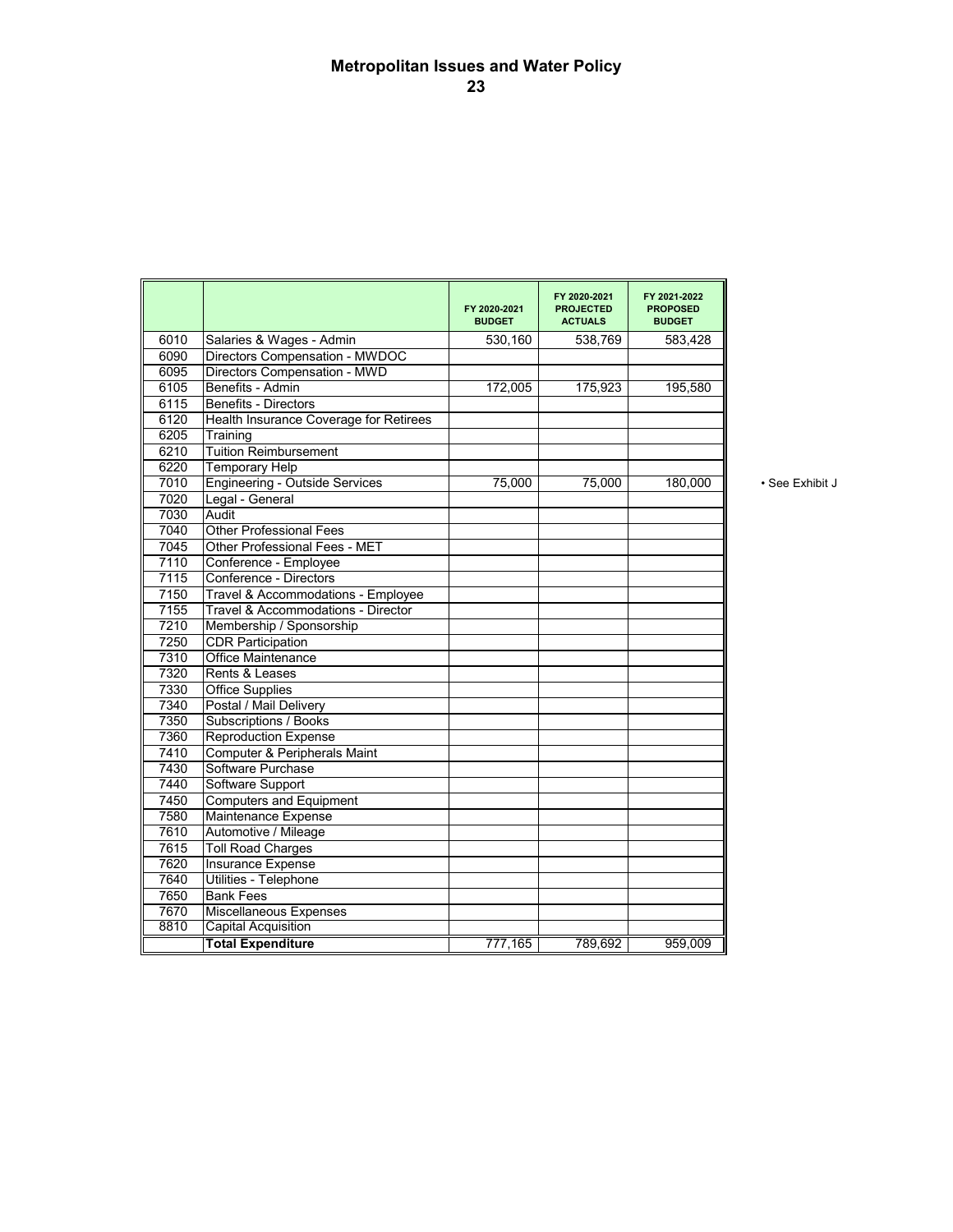## Metropolitan Issues and Water Policy

## 23

| | | FY 2020-2021 BUDGET | FY 2020-2021 PROJECTED ACTUALS | FY 2021-2022 PROPOSED BUDGET | |
|---|---|---|---|---|---|
| 6010 | Salaries & Wages - Admin | 530,160 | 538,769 | 583,428 | |
| 6090 | Directors Compensation - MWDOC | | | | |
| 6095 | Directors Compensation - MWD | | | | |
| 6105 | Benefits - Admin | 172,005 | 175,923 | 195,580 | |
| 6115 | Benefits - Directors | | | | |
| 6120 | Health Insurance Coverage for Retirees | | | | |
| 6205 | Training | | | | |
| 6210 | Tuition Reimbursement | | | | |
| 6220 | Temporary Help | | | | |
| 7010 | Engineering - Outside Services | 75,000 | 75,000 | 180,000 | • See Exhibit J |
| 7020 | Legal - General | | | | |
| 7030 | Audit | | | | |
| 7040 | Other Professional Fees | | | | |
| 7045 | Other Professional Fees - MET | | | | |
| 7110 | Conference - Employee | | | | |
| 7115 | Conference - Directors | | | | |
| 7150 | Travel & Accommodations - Employee | | | | |
| 7155 | Travel & Accommodations - Director | | | | |
| 7210 | Membership / Sponsorship | | | | |
| 7250 | CDR Participation | | | | |
| 7310 | Office Maintenance | | | | |
| 7320 | Rents & Leases | | | | |
| 7330 | Office Supplies | | | | |
| 7340 | Postal / Mail Delivery | | | | |
| 7350 | Subscriptions / Books | | | | |
| 7360 | Reproduction Expense | | | | |
| 7410 | Computer & Peripherals Maint | | | | |
| 7430 | Software Purchase | | | | |
| 7440 | Software Support | | | | |
| 7450 | Computers and Equipment | | | | |
| 7580 | Maintenance Expense | | | | |
| 7610 | Automotive / Mileage | | | | |
| 7615 | Toll Road Charges | | | | |
| 7620 | Insurance Expense | | | | |
| 7640 | Utilities - Telephone | | | | |
| 7650 | Bank Fees | | | | |
| 7670 | Miscellaneous Expenses | | | | |
| 8810 | Capital Acquisition | | | | |
| | **Total Expenditure** | 777,165 | 789,692 | 959,009 | |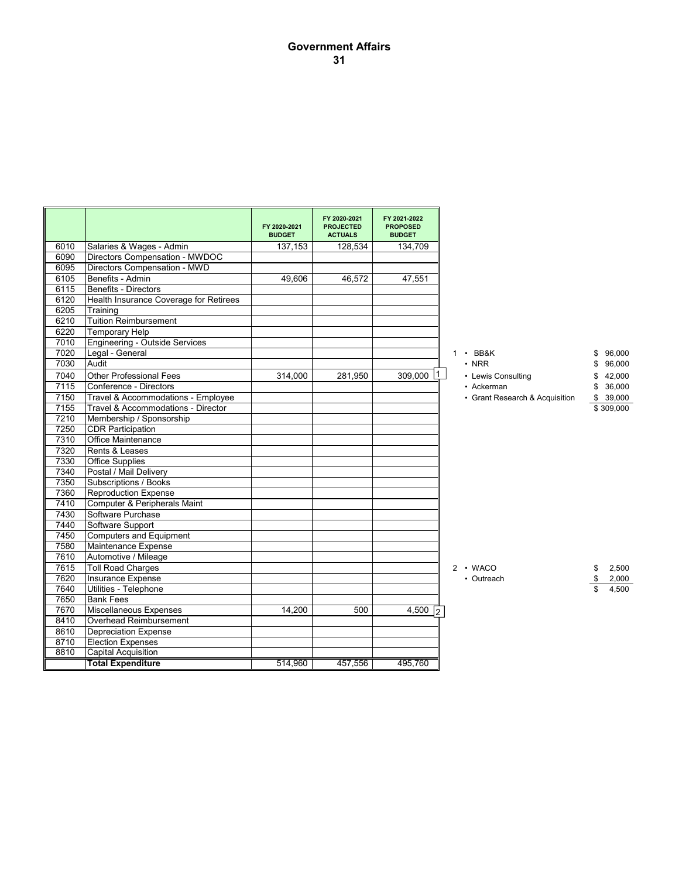# Government Affairs
## 31

| | | FY 2020-2021 BUDGET | FY 2020-2021 PROJECTED ACTUALS | FY 2021-2022 PROPOSED BUDGET |
|---|---|---|---|---|
| 6010 | Salaries & Wages - Admin | 137,153 | 128,534 | 134,709 |
| 6090 | Directors Compensation - MWDOC | | | |
| 6095 | Directors Compensation - MWD | | | |
| 6105 | Benefits - Admin | 49,606 | 46,572 | 47,551 |
| 6115 | Benefits - Directors | | | |
| 6120 | Health Insurance Coverage for Retirees | | | |
| 6205 | Training | | | |
| 6210 | Tuition Reimbursement | | | |
| 6220 | Temporary Help | | | |
| 7010 | Engineering - Outside Services | | | |
| 7020 | Legal - General | | | |
| 7030 | Audit | | | |
| 7040 | Other Professional Fees | 314,000 | 281,950 | 309,000 [1] |
| 7115 | Conference - Directors | | | |
| 7150 | Travel & Accommodations - Employee | | | |
| 7155 | Travel & Accommodations - Director | | | |
| 7210 | Membership / Sponsorship | | | |
| 7250 | CDR Participation | | | |
| 7310 | Office Maintenance | | | |
| 7320 | Rents & Leases | | | |
| 7330 | Office Supplies | | | |
| 7340 | Postal / Mail Delivery | | | |
| 7350 | Subscriptions / Books | | | |
| 7360 | Reproduction Expense | | | |
| 7410 | Computer & Peripherals Maint | | | |
| 7430 | Software Purchase | | | |
| 7440 | Software Support | | | |
| 7450 | Computers and Equipment | | | |
| 7580 | Maintenance Expense | | | |
| 7610 | Automotive / Mileage | | | |
| 7615 | Toll Road Charges | | | |
| 7620 | Insurance Expense | | | |
| 7640 | Utilities - Telephone | | | |
| 7650 | Bank Fees | | | |
| 7670 | Miscellaneous Expenses | 14,200 | 500 | 4,500 [2] |
| 8410 | Overhead Reimbursement | | | |
| 8610 | Depreciation Expense | | | |
| 8710 | Election Expenses | | | |
| 8810 | Capital Acquisition | | | |
| | **Total Expenditure** | 514,960 | 457,556 | 495,760 |

1
- BB&K $ 96,000
- NRR $ 96,000
- Lewis Consulting $ 42,000
- Ackerman $ 36,000
- Grant Research & Acquisition $ 39,000

$ 309,000

2
- WACO $ 2,500
- Outreach $ 2,000

$ 4,500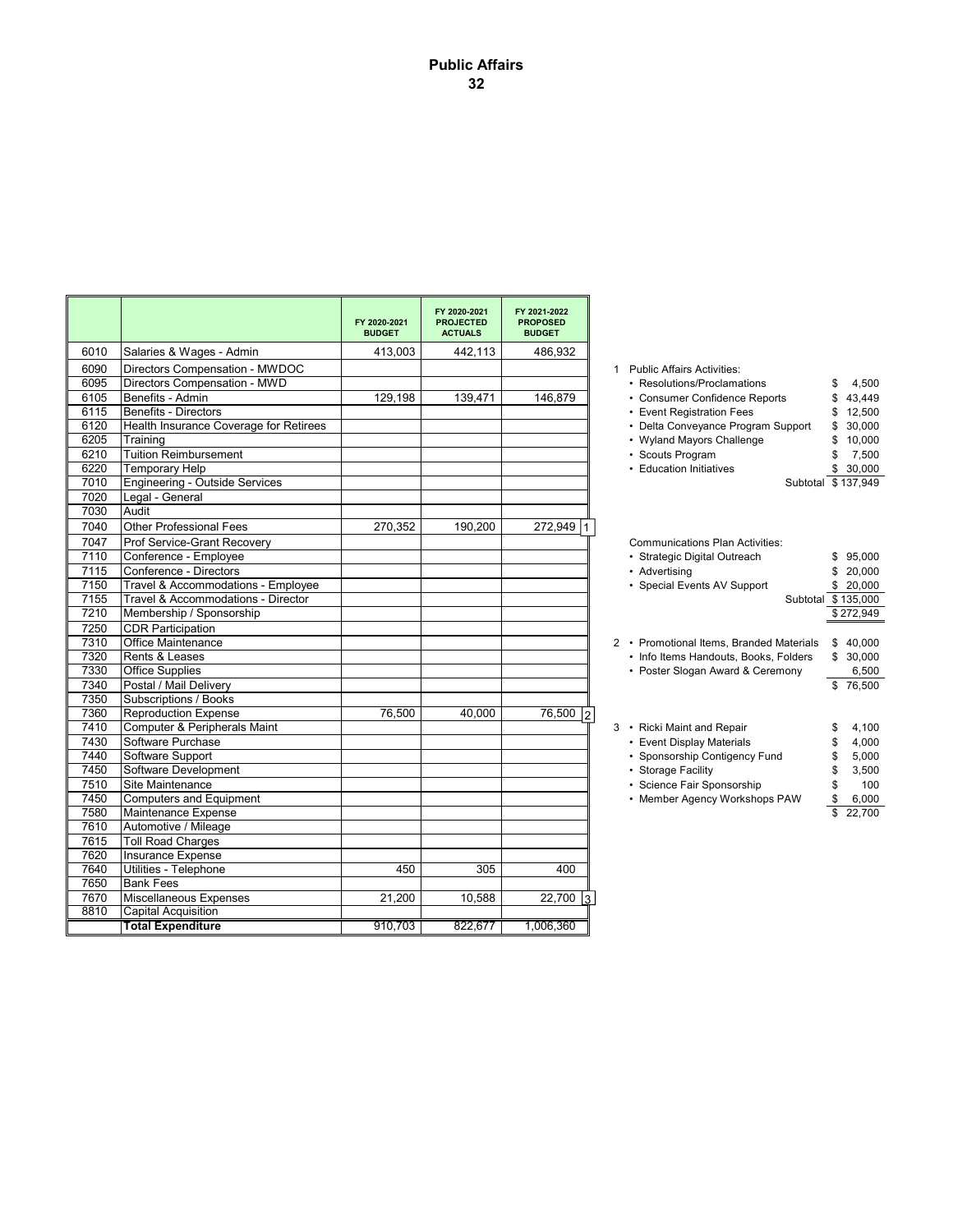# Public Affairs
## 32

| | | FY 2020-2021 BUDGET | FY 2020-2021 PROJECTED ACTUALS | FY 2021-2022 PROPOSED BUDGET | |
|---|---|---|---|---|---|
| 6010 | Salaries & Wages - Admin | 413,003 | 442,113 | 486,932 | |
| 6090 | Directors Compensation - MWDOC | | | | |
| 6095 | Directors Compensation - MWD | | | | |
| 6105 | Benefits - Admin | 129,198 | 139,471 | 146,879 | |
| 6115 | Benefits - Directors | | | | |
| 6120 | Health Insurance Coverage for Retirees | | | | |
| 6205 | Training | | | | |
| 6210 | Tuition Reimbursement | | | | |
| 6220 | Temporary Help | | | | |
| 7010 | Engineering - Outside Services | | | | |
| 7020 | Legal - General | | | | |
| 7030 | Audit | | | | |
| 7040 | Other Professional Fees | 270,352 | 190,200 | 272,949 | 1 |
| 7047 | Prof Service-Grant Recovery | | | | |
| 7110 | Conference - Employee | | | | |
| 7115 | Conference - Directors | | | | |
| 7150 | Travel & Accommodations - Employee | | | | |
| 7155 | Travel & Accommodations - Director | | | | |
| 7210 | Membership / Sponsorship | | | | |
| 7250 | CDR Participation | | | | |
| 7310 | Office Maintenance | | | | |
| 7320 | Rents & Leases | | | | |
| 7330 | Office Supplies | | | | |
| 7340 | Postal / Mail Delivery | | | | |
| 7350 | Subscriptions / Books | | | | |
| 7360 | Reproduction Expense | 76,500 | 40,000 | 76,500 | 2 |
| 7410 | Computer & Peripherals Maint | | | | |
| 7430 | Software Purchase | | | | |
| 7440 | Software Support | | | | |
| 7450 | Software Development | | | | |
| 7510 | Site Maintenance | | | | |
| 7450 | Computers and Equipment | | | | |
| 7580 | Maintenance Expense | | | | |
| 7610 | Automotive / Mileage | | | | |
| 7615 | Toll Road Charges | | | | |
| 7620 | Insurance Expense | | | | |
| 7640 | Utilities - Telephone | 450 | 305 | 400 | |
| 7650 | Bank Fees | | | | |
| 7670 | Miscellaneous Expenses | 21,200 | 10,588 | 22,700 | 3 |
| 8810 | Capital Acquisition | | | | |
| | **Total Expenditure** | 910,703 | 822,677 | 1,006,360 | |

1 Public Affairs Activities:

| | |
|---|---|
| • Resolutions/Proclamations | $ 4,500 |
| • Consumer Confidence Reports | $ 43,449 |
| • Event Registration Fees | $ 12,500 |
| • Delta Conveyance Program Support | $ 30,000 |
| • Wyland Mayors Challenge | $ 10,000 |
| • Scouts Program | $ 7,500 |
| • Education Initiatives | $ 30,000 |
| Subtotal | $ 137,949 |

Communications Plan Activities:

| | |
|---|---|
| • Strategic Digital Outreach | $ 95,000 |
| • Advertising | $ 20,000 |
| • Special Events AV Support | $ 20,000 |
| Subtotal | $ 135,000 |
| | $ 272,949 |

2

| | |
|---|---|
| • Promotional Items, Branded Materials | $ 40,000 |
| • Info Items Handouts, Books, Folders | $ 30,000 |
| • Poster Slogan Award & Ceremony | 6,500 |
| | $ 76,500 |

3

| | |
|---|---|
| • Ricki Maint and Repair | $ 4,100 |
| • Event Display Materials | $ 4,000 |
| • Sponsorship Contigency Fund | $ 5,000 |
| • Storage Facility | $ 3,500 |
| • Science Fair Sponsorship | $ 100 |
| • Member Agency Workshops PAW | $ 6,000 |
| | $ 22,700 |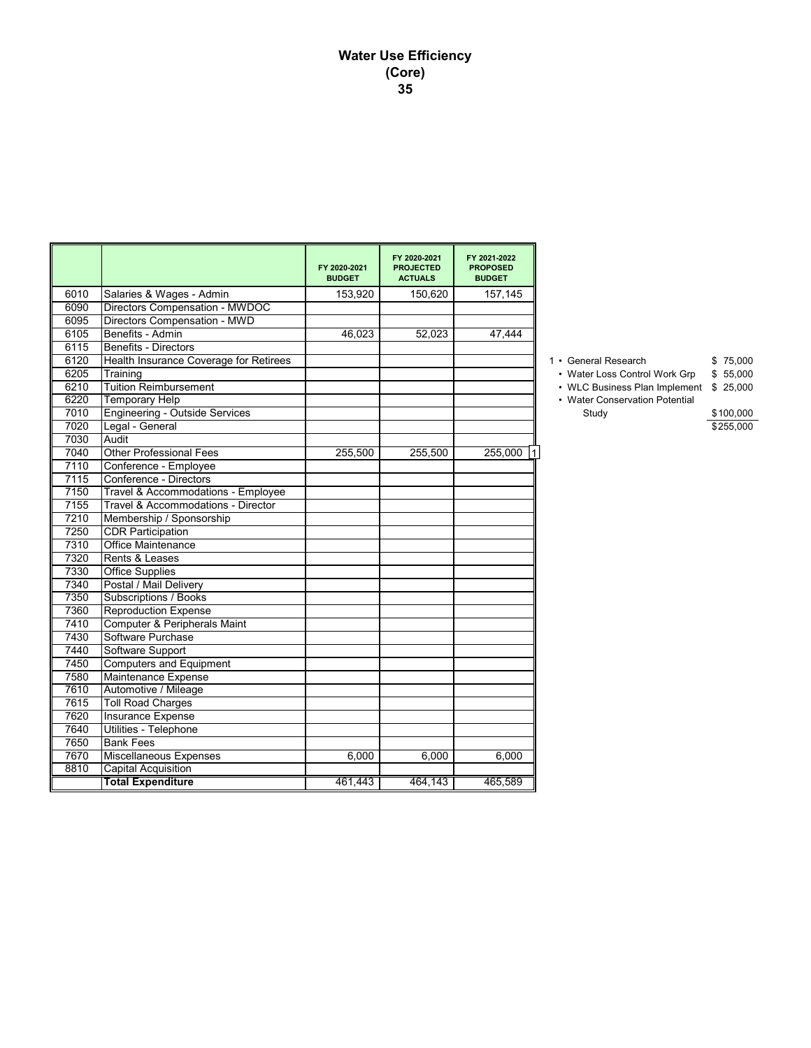# Water Use Efficiency
## (Core)
## 35

| | | FY 2020-2021 BUDGET | FY 2020-2021 PROJECTED ACTUALS | FY 2021-2022 PROPOSED BUDGET |
|---|---|---|---|---|
| 6010 | Salaries & Wages - Admin | 153,920 | 150,620 | 157,145 |
| 6090 | Directors Compensation - MWDOC | | | |
| 6095 | Directors Compensation - MWD | | | |
| 6105 | Benefits - Admin | 46,023 | 52,023 | 47,444 |
| 6115 | Benefits - Directors | | | |
| 6120 | Health Insurance Coverage for Retirees | | | |
| 6205 | Training | | | |
| 6210 | Tuition Reimbursement | | | |
| 6220 | Temporary Help | | | |
| 7010 | Engineering - Outside Services | | | |
| 7020 | Legal - General | | | |
| 7030 | Audit | | | |
| 7040 | Other Professional Fees | 255,500 | 255,500 | 255,000 [1] |
| 7110 | Conference - Employee | | | |
| 7115 | Conference - Directors | | | |
| 7150 | Travel & Accommodations - Employee | | | |
| 7155 | Travel & Accommodations - Director | | | |
| 7210 | Membership / Sponsorship | | | |
| 7250 | CDR Participation | | | |
| 7310 | Office Maintenance | | | |
| 7320 | Rents & Leases | | | |
| 7330 | Office Supplies | | | |
| 7340 | Postal / Mail Delivery | | | |
| 7350 | Subscriptions / Books | | | |
| 7360 | Reproduction Expense | | | |
| 7410 | Computer & Peripherals Maint | | | |
| 7430 | Software Purchase | | | |
| 7440 | Software Support | | | |
| 7450 | Computers and Equipment | | | |
| 7580 | Maintenance Expense | | | |
| 7610 | Automotive / Mileage | | | |
| 7615 | Toll Road Charges | | | |
| 7620 | Insurance Expense | | | |
| 7640 | Utilities - Telephone | | | |
| 7650 | Bank Fees | | | |
| 7670 | Miscellaneous Expenses | 6,000 | 6,000 | 6,000 |
| 8810 | Capital Acquisition | | | |
| | **Total Expenditure** | 461,443 | 464,143 | 465,589 |

1
- General Research $ 75,000
- Water Loss Control Work Grp $ 55,000
- WLC Business Plan Implement $ 25,000
- Water Conservation Potential Study $100,000

$255,000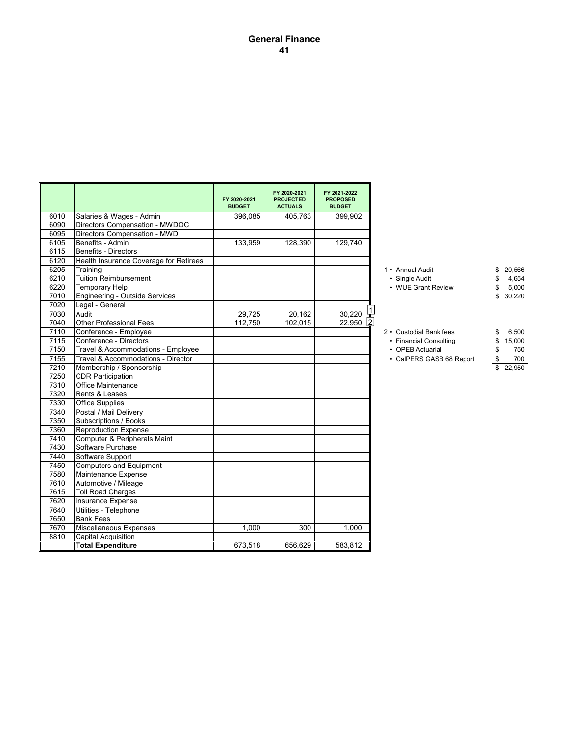## General Finance
## 41

| | | FY 2020-2021 BUDGET | FY 2020-2021 PROJECTED ACTUALS | FY 2021-2022 PROPOSED BUDGET | |
|---|---|---|---|---|---|
| 6010 | Salaries & Wages - Admin | 396,085 | 405,763 | 399,902 | |
| 6090 | Directors Compensation - MWDOC | | | | |
| 6095 | Directors Compensation - MWD | | | | |
| 6105 | Benefits - Admin | 133,959 | 128,390 | 129,740 | |
| 6115 | Benefits - Directors | | | | |
| 6120 | Health Insurance Coverage for Retirees | | | | |
| 6205 | Training | | | | |
| 6210 | Tuition Reimbursement | | | | |
| 6220 | Temporary Help | | | | |
| 7010 | Engineering - Outside Services | | | | |
| 7020 | Legal - General | | | | |
| 7030 | Audit | 29,725 | 20,162 | 30,220 | 1 |
| 7040 | Other Professional Fees | 112,750 | 102,015 | 22,950 | 2 |
| 7110 | Conference - Employee | | | | |
| 7115 | Conference - Directors | | | | |
| 7150 | Travel & Accommodations - Employee | | | | |
| 7155 | Travel & Accommodations - Director | | | | |
| 7210 | Membership / Sponsorship | | | | |
| 7250 | CDR Participation | | | | |
| 7310 | Office Maintenance | | | | |
| 7320 | Rents & Leases | | | | |
| 7330 | Office Supplies | | | | |
| 7340 | Postal / Mail Delivery | | | | |
| 7350 | Subscriptions / Books | | | | |
| 7360 | Reproduction Expense | | | | |
| 7410 | Computer & Peripherals Maint | | | | |
| 7430 | Software Purchase | | | | |
| 7440 | Software Support | | | | |
| 7450 | Computers and Equipment | | | | |
| 7580 | Maintenance Expense | | | | |
| 7610 | Automotive / Mileage | | | | |
| 7615 | Toll Road Charges | | | | |
| 7620 | Insurance Expense | | | | |
| 7640 | Utilities - Telephone | | | | |
| 7650 | Bank Fees | | | | |
| 7670 | Miscellaneous Expenses | 1,000 | 300 | 1,000 | |
| 8810 | Capital Acquisition | | | | |
| | **Total Expenditure** | 673,518 | 656,629 | 583,812 | |

1
- Annual Audit $ 20,566
- Single Audit $ 4,654
- WUE Grant Review $ 5,000

$ 30,220

2
- Custodial Bank fees $ 6,500
- Financial Consulting $ 15,000
- OPEB Actuarial $ 750
- CalPERS GASB 68 Report $ 700

$ 22,950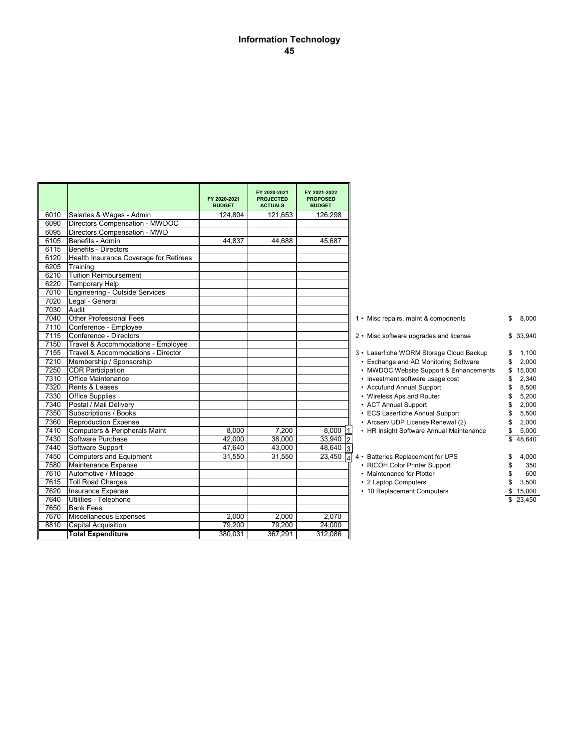# Information Technology
## 45

| | | FY 2020-2021 BUDGET | FY 2020-2021 PROJECTED ACTUALS | FY 2021-2022 PROPOSED BUDGET | |
|---|---|---|---|---|---|
| 6010 | Salaries & Wages - Admin | 124,804 | 121,653 | 126,298 | |
| 6090 | Directors Compensation - MWDOC | | | | |
| 6095 | Directors Compensation - MWD | | | | |
| 6105 | Benefits - Admin | 44,837 | 44,688 | 45,687 | |
| 6115 | Benefits - Directors | | | | |
| 6120 | Health Insurance Coverage for Retirees | | | | |
| 6205 | Training | | | | |
| 6210 | Tuition Reimbursement | | | | |
| 6220 | Temporary Help | | | | |
| 7010 | Engineering - Outside Services | | | | |
| 7020 | Legal - General | | | | |
| 7030 | Audit | | | | |
| 7040 | Other Professional Fees | | | | |
| 7110 | Conference - Employee | | | | |
| 7115 | Conference - Directors | | | | |
| 7150 | Travel & Accommodations - Employee | | | | |
| 7155 | Travel & Accommodations - Director | | | | |
| 7210 | Membership / Sponsorship | | | | |
| 7250 | CDR Participation | | | | |
| 7310 | Office Maintenance | | | | |
| 7320 | Rents & Leases | | | | |
| 7330 | Office Supplies | | | | |
| 7340 | Postal / Mail Delivery | | | | |
| 7350 | Subscriptions / Books | | | | |
| 7360 | Reproduction Expense | | | | |
| 7410 | Computers & Peripherals Maint | 8,000 | 7,200 | 8,000 | 1 |
| 7430 | Software Purchase | 42,000 | 38,000 | 33,940 | 2 |
| 7440 | Software Support | 47,640 | 43,000 | 48,640 | 3 |
| 7450 | Computers and Equipment | 31,550 | 31,550 | 23,450 | 4 |
| 7580 | Maintenance Expense | | | | |
| 7610 | Automotive / Mileage | | | | |
| 7615 | Toll Road Charges | | | | |
| 7620 | Insurance Expense | | | | |
| 7640 | Utilities - Telephone | | | | |
| 7650 | Bank Fees | | | | |
| 7670 | Miscellaneous Expenses | 2,000 | 2,000 | 2,070 | |
| 8810 | Capital Acquisition | 79,200 | 79,200 | 24,000 | |
| | **Total Expenditure** | 380,031 | 367,291 | 312,086 | |

| Note | Item | Amount |
|---|---|---|
| 1 | • Misc repairs, maint & components | $ 8,000 |
| 2 | • Misc software upgrades and license | $ 33,940 |
| 3 | • Laserfiche WORM Storage Cloud Backup | $ 1,100 |
| | • Exchange and AD Monitoring Software | $ 2,000 |
| | • MWDOC Website Support & Enhancements | $ 15,000 |
| | • Investment software usage cost | $ 2,340 |
| | • Accufund Annual Support | $ 8,500 |
| | • Wireless Aps and Router | $ 5,200 |
| | • ACT Annual Support | $ 2,000 |
| | • ECS Laserfiche Annual Support | $ 5,500 |
| | • Arcserv UDP License Renewal (2) | $ 2,000 |
| | • HR Insight Software Annual Maintenance | $ 5,000 |
| | | $ 48,640 |
| 4 | • Batteries Replacement for UPS | $ 4,000 |
| | • RICOH Color Printer Support | $ 350 |
| | • Maintenance for Plotter | $ 600 |
| | • 2 Laptop Computers | $ 3,500 |
| | • 10 Replacement Computers | $ 15,000 |
| | | $ 23,450 |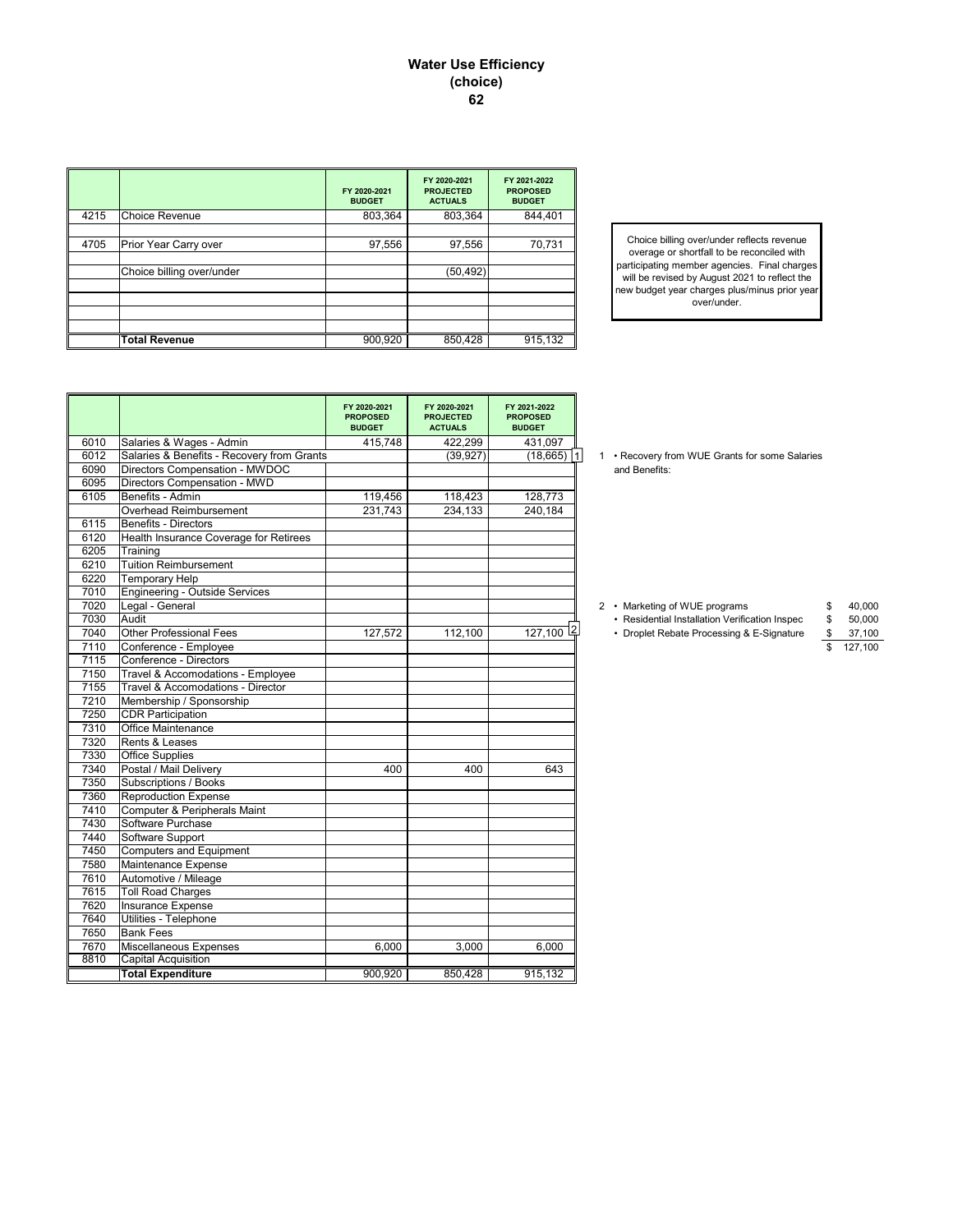# Water Use Efficiency
## (choice)
## 62

| | | FY 2020-2021 BUDGET | FY 2020-2021 PROJECTED ACTUALS | FY 2021-2022 PROPOSED BUDGET |
|---|---|---|---|---|
| 4215 | Choice Revenue | 803,364 | 803,364 | 844,401 |
| | | | | |
| 4705 | Prior Year Carry over | 97,556 | 97,556 | 70,731 |
| | | | | |
| | Choice billing over/under | | (50,492) | |
| | | | | |
| | | | | |
| | | | | |
| | | | | |
| | **Total Revenue** | 900,920 | 850,428 | 915,132 |

Choice billing over/under reflects revenue overage or shortfall to be reconciled with participating member agencies. Final charges will be revised by August 2021 to reflect the new budget year charges plus/minus prior year over/under.

| | | FY 2020-2021 PROPOSED BUDGET | FY 2020-2021 PROJECTED ACTUALS | FY 2021-2022 PROPOSED BUDGET | |
|---|---|---|---|---|---|
| 6010 | Salaries & Wages - Admin | 415,748 | 422,299 | 431,097 | |
| 6012 | Salaries & Benefits - Recovery from Grants | | (39,927) | (18,665) | 1 |
| 6090 | Directors Compensation - MWDOC | | | | |
| 6095 | Directors Compensation - MWD | | | | |
| 6105 | Benefits - Admin | 119,456 | 118,423 | 128,773 | |
| | Overhead Reimbursement | 231,743 | 234,133 | 240,184 | |
| 6115 | Benefits - Directors | | | | |
| 6120 | Health Insurance Coverage for Retirees | | | | |
| 6205 | Training | | | | |
| 6210 | Tuition Reimbursement | | | | |
| 6220 | Temporary Help | | | | |
| 7010 | Engineering - Outside Services | | | | |
| 7020 | Legal - General | | | | |
| 7030 | Audit | | | | |
| 7040 | Other Professional Fees | 127,572 | 112,100 | 127,100 | 2 |
| 7110 | Conference - Employee | | | | |
| 7115 | Conference - Directors | | | | |
| 7150 | Travel & Accomodations - Employee | | | | |
| 7155 | Travel & Accomodations - Director | | | | |
| 7210 | Membership / Sponsorship | | | | |
| 7250 | CDR Participation | | | | |
| 7310 | Office Maintenance | | | | |
| 7320 | Rents & Leases | | | | |
| 7330 | Office Supplies | | | | |
| 7340 | Postal / Mail Delivery | 400 | 400 | 643 | |
| 7350 | Subscriptions / Books | | | | |
| 7360 | Reproduction Expense | | | | |
| 7410 | Computer & Peripherals Maint | | | | |
| 7430 | Software Purchase | | | | |
| 7440 | Software Support | | | | |
| 7450 | Computers and Equipment | | | | |
| 7580 | Maintenance Expense | | | | |
| 7610 | Automotive / Mileage | | | | |
| 7615 | Toll Road Charges | | | | |
| 7620 | Insurance Expense | | | | |
| 7640 | Utilities - Telephone | | | | |
| 7650 | Bank Fees | | | | |
| 7670 | Miscellaneous Expenses | 6,000 | 3,000 | 6,000 | |
| 8810 | Capital Acquisition | | | | |
| | **Total Expenditure** | 900,920 | 850,428 | 915,132 | |

1 • Recovery from WUE Grants for some Salaries and Benefits:

2 • Marketing of WUE programs $ 40,000
• Residential Installation Verification Inspec $ 50,000
• Droplet Rebate Processing & E-Signature $ 37,100
$ 127,100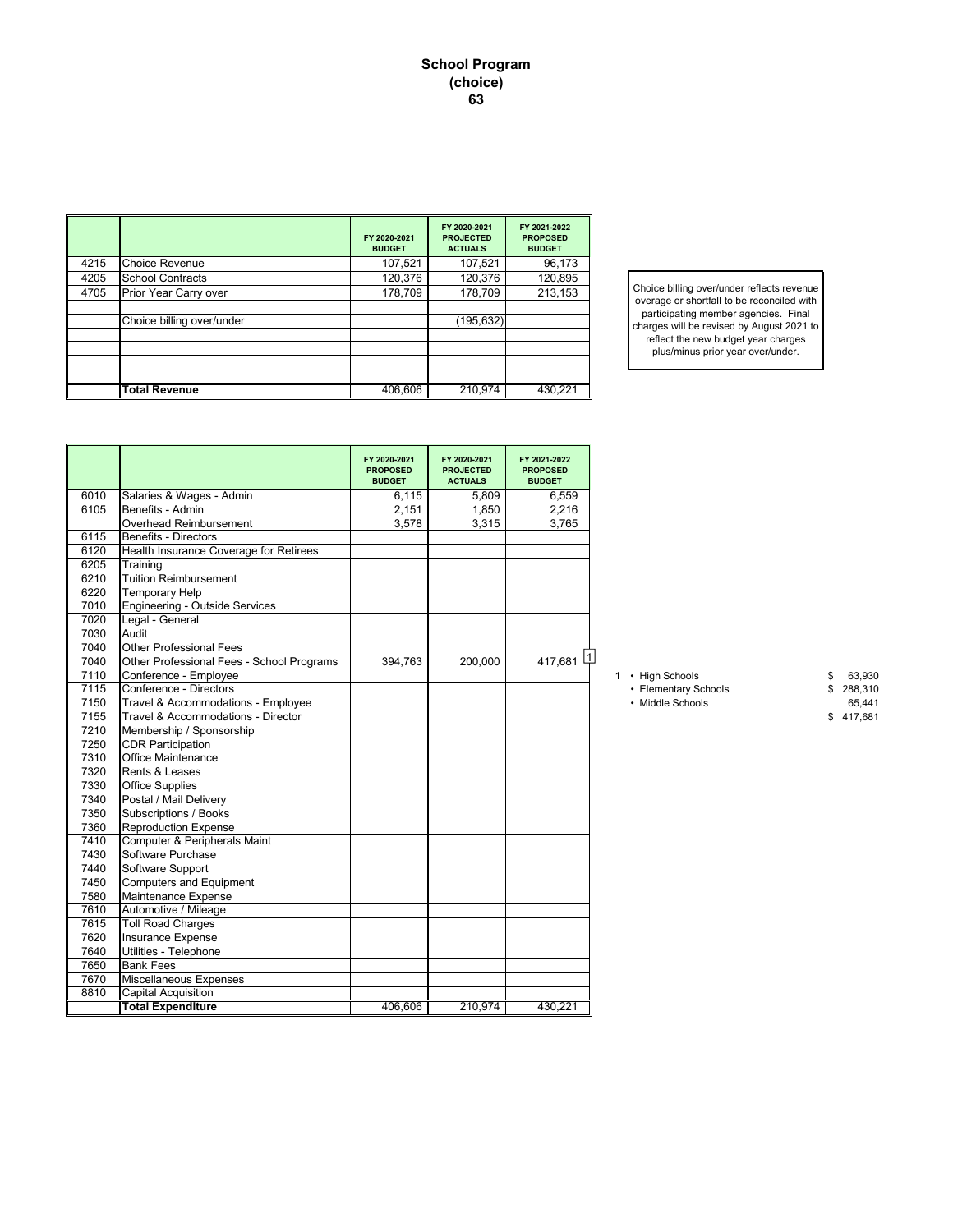# School Program
## (choice)
## 63

| | | FY 2020-2021 BUDGET | FY 2020-2021 PROJECTED ACTUALS | FY 2021-2022 PROPOSED BUDGET |
|---|---|---|---|---|
| 4215 | Choice Revenue | 107,521 | 107,521 | 96,173 |
| 4205 | School Contracts | 120,376 | 120,376 | 120,895 |
| 4705 | Prior Year Carry over | 178,709 | 178,709 | 213,153 |
| | | | | |
| | Choice billing over/under | | (195,632) | |
| | | | | |
| | | | | |
| | | | | |
| | | | | |
| | **Total Revenue** | 406,606 | 210,974 | 430,221 |

Choice billing over/under reflects revenue overage or shortfall to be reconciled with participating member agencies. Final charges will be revised by August 2021 to reflect the new budget year charges plus/minus prior year over/under.

| | | FY 2020-2021 PROPOSED BUDGET | FY 2020-2021 PROJECTED ACTUALS | FY 2021-2022 PROPOSED BUDGET |
|---|---|---|---|---|
| 6010 | Salaries & Wages - Admin | 6,115 | 5,809 | 6,559 |
| 6105 | Benefits - Admin | 2,151 | 1,850 | 2,216 |
| | Overhead Reimbursement | 3,578 | 3,315 | 3,765 |
| 6115 | Benefits - Directors | | | |
| 6120 | Health Insurance Coverage for Retirees | | | |
| 6205 | Training | | | |
| 6210 | Tuition Reimbursement | | | |
| 6220 | Temporary Help | | | |
| 7010 | Engineering - Outside Services | | | |
| 7020 | Legal - General | | | |
| 7030 | Audit | | | |
| 7040 | Other Professional Fees | | | |
| 7040 | Other Professional Fees - School Programs | 394,763 | 200,000 | 417,681 [1] |
| 7110 | Conference - Employee | | | |
| 7115 | Conference - Directors | | | |
| 7150 | Travel & Accommodations - Employee | | | |
| 7155 | Travel & Accommodations - Director | | | |
| 7210 | Membership / Sponsorship | | | |
| 7250 | CDR Participation | | | |
| 7310 | Office Maintenance | | | |
| 7320 | Rents & Leases | | | |
| 7330 | Office Supplies | | | |
| 7340 | Postal / Mail Delivery | | | |
| 7350 | Subscriptions / Books | | | |
| 7360 | Reproduction Expense | | | |
| 7410 | Computer & Peripherals Maint | | | |
| 7430 | Software Purchase | | | |
| 7440 | Software Support | | | |
| 7450 | Computers and Equipment | | | |
| 7580 | Maintenance Expense | | | |
| 7610 | Automotive / Mileage | | | |
| 7615 | Toll Road Charges | | | |
| 7620 | Insurance Expense | | | |
| 7640 | Utilities - Telephone | | | |
| 7650 | Bank Fees | | | |
| 7670 | Miscellaneous Expenses | | | |
| 8810 | Capital Acquisition | | | |
| | **Total Expenditure** | 406,606 | 210,974 | 430,221 |

| | | |
|---|---|---|
| 1 | • High Schools | $ 63,930 |
| | • Elementary Schools | $ 288,310 |
| | • Middle Schools | 65,441 |
| | | $ 417,681 |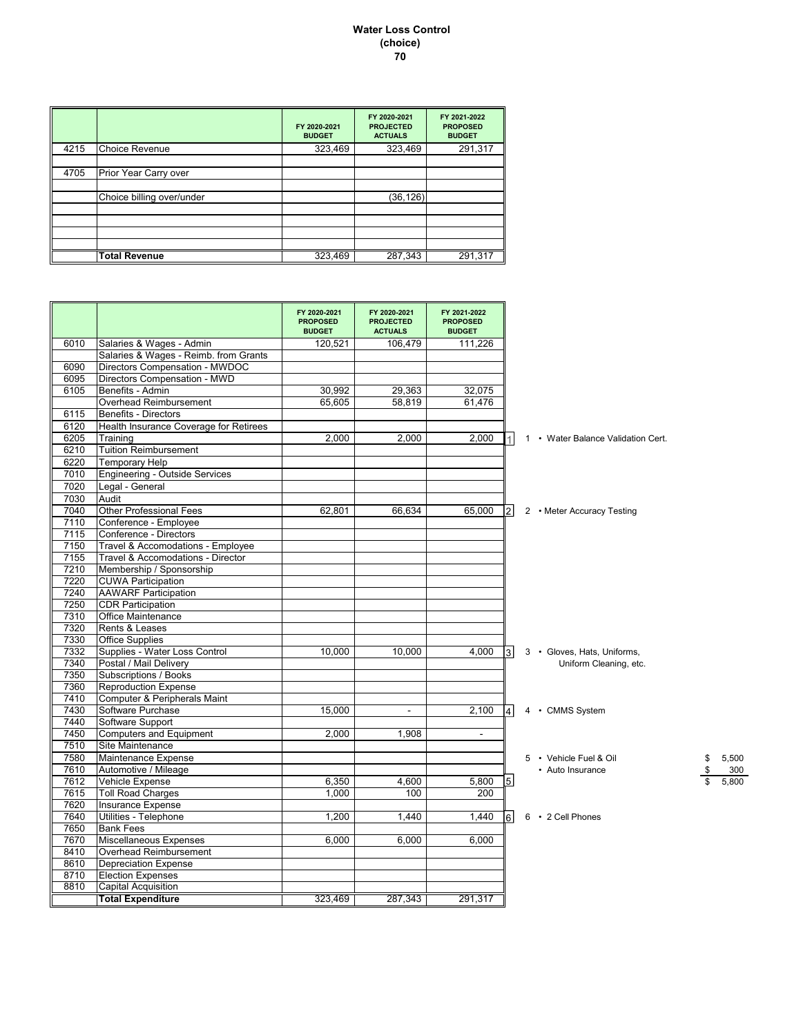**Water Loss Control**
**(choice)**
**70**

| | | FY 2020-2021 BUDGET | FY 2020-2021 PROJECTED ACTUALS | FY 2021-2022 PROPOSED BUDGET |
|---|---|---|---|---|
| 4215 | Choice Revenue | 323,469 | 323,469 | 291,317 |
| | | | | |
| 4705 | Prior Year Carry over | | | |
| | | | | |
| | Choice billing over/under | | (36,126) | |
| | | | | |
| | | | | |
| | | | | |
| | | | | |
| | **Total Revenue** | 323,469 | 287,343 | 291,317 |

| | | FY 2020-2021 PROPOSED BUDGET | FY 2020-2021 PROJECTED ACTUALS | FY 2021-2022 PROPOSED BUDGET | | Notes |
|---|---|---|---|---|---|---|
| 6010 | Salaries & Wages - Admin | 120,521 | 106,479 | 111,226 | | |
| | Salaries & Wages - Reimb. from Grants | | | | | |
| 6090 | Directors Compensation - MWDOC | | | | | |
| 6095 | Directors Compensation - MWD | | | | | |
| 6105 | Benefits - Admin | 30,992 | 29,363 | 32,075 | | |
| | Overhead Reimbursement | 65,605 | 58,819 | 61,476 | | |
| 6115 | Benefits - Directors | | | | | |
| 6120 | Health Insurance Coverage for Retirees | | | | | |
| 6205 | Training | 2,000 | 2,000 | 2,000 | 1 | 1 • Water Balance Validation Cert. |
| 6210 | Tuition Reimbursement | | | | | |
| 6220 | Temporary Help | | | | | |
| 7010 | Engineering - Outside Services | | | | | |
| 7020 | Legal - General | | | | | |
| 7030 | Audit | | | | | |
| 7040 | Other Professional Fees | 62,801 | 66,634 | 65,000 | 2 | 2 • Meter Accuracy Testing |
| 7110 | Conference - Employee | | | | | |
| 7115 | Conference - Directors | | | | | |
| 7150 | Travel & Accomodations - Employee | | | | | |
| 7155 | Travel & Accomodations - Director | | | | | |
| 7210 | Membership / Sponsorship | | | | | |
| 7220 | CUWA Participation | | | | | |
| 7240 | AAWARF Participation | | | | | |
| 7250 | CDR Participation | | | | | |
| 7310 | Office Maintenance | | | | | |
| 7320 | Rents & Leases | | | | | |
| 7330 | Office Supplies | | | | | |
| 7332 | Supplies - Water Loss Control | 10,000 | 10,000 | 4,000 | 3 | 3 • Gloves, Hats, Uniforms, Uniform Cleaning, etc. |
| 7340 | Postal / Mail Delivery | | | | | |
| 7350 | Subscriptions / Books | | | | | |
| 7360 | Reproduction Expense | | | | | |
| 7410 | Computer & Peripherals Maint | | | | | |
| 7430 | Software Purchase | 15,000 | - | 2,100 | 4 | 4 • CMMS System |
| 7440 | Software Support | | | | | |
| 7450 | Computers and Equipment | 2,000 | 1,908 | - | | |
| 7510 | Site Maintenance | | | | | |
| 7580 | Maintenance Expense | | | | | 5 • Vehicle Fuel & Oil $ 5,500 |
| 7610 | Automotive / Mileage | | | | | • Auto Insurance $ 300 |
| 7612 | Vehicle Expense | 6,350 | 4,600 | 5,800 | 5 | $ 5,800 |
| 7615 | Toll Road Charges | 1,000 | 100 | 200 | | |
| 7620 | Insurance Expense | | | | | |
| 7640 | Utilities - Telephone | 1,200 | 1,440 | 1,440 | 6 | 6 • 2 Cell Phones |
| 7650 | Bank Fees | | | | | |
| 7670 | Miscellaneous Expenses | 6,000 | 6,000 | 6,000 | | |
| 8410 | Overhead Reimbursement | | | | | |
| 8610 | Depreciation Expense | | | | | |
| 8710 | Election Expenses | | | | | |
| 8810 | Capital Acquisition | | | | | |
| | **Total Expenditure** | 323,469 | 287,343 | 291,317 | | |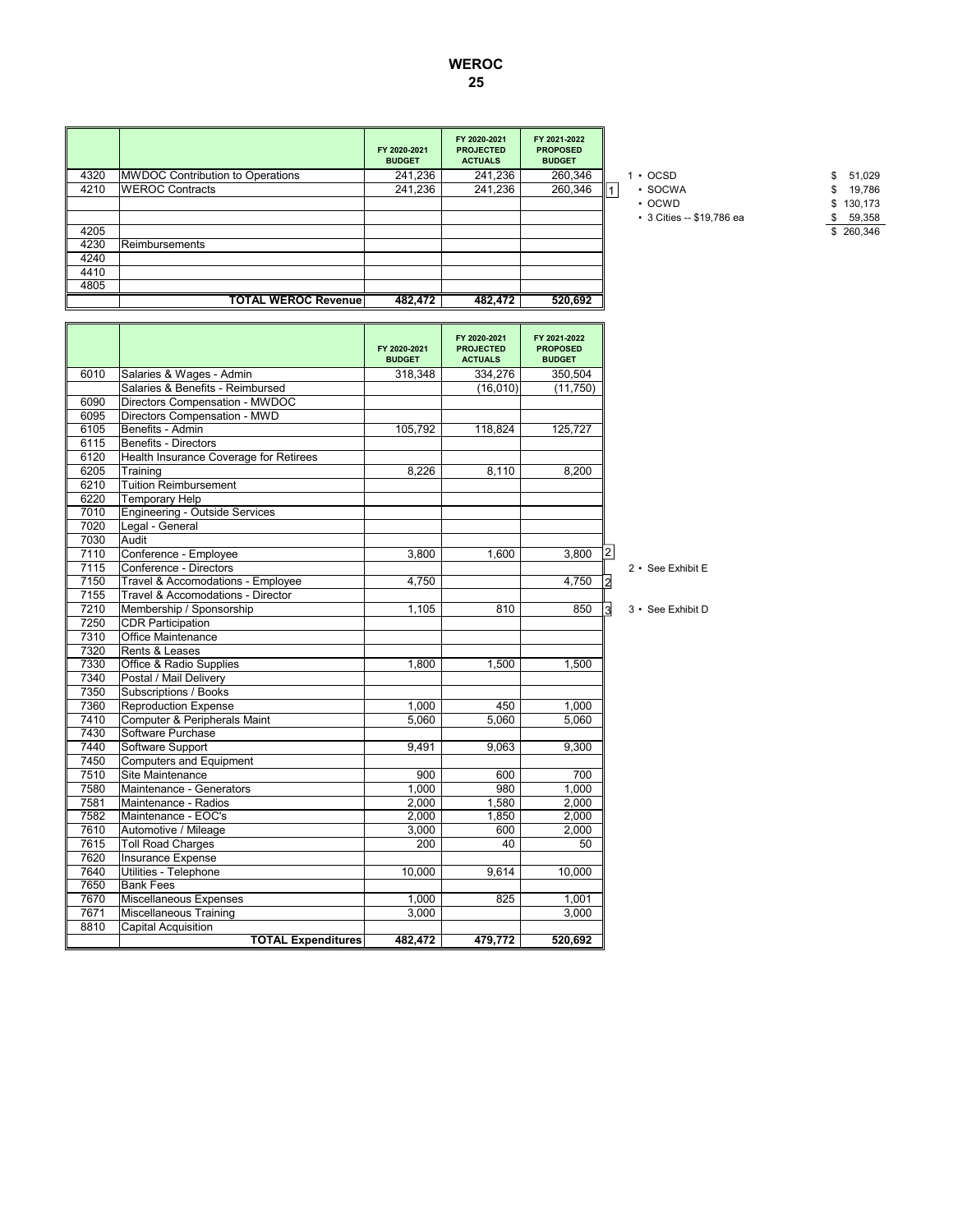# WEROC

## 25

| | | FY 2020-2021 BUDGET | FY 2020-2021 PROJECTED ACTUALS | FY 2021-2022 PROPOSED BUDGET | |
|---|---|---|---|---|---|
| 4320 | MWDOC Contribution to Operations | 241,236 | 241,236 | 260,346 | |
| 4210 | WEROC Contracts | 241,236 | 241,236 | 260,346 | 1 |
| | | | | | |
| | | | | | |
| 4205 | | | | | |
| 4230 | Reimbursements | | | | |
| 4240 | | | | | |
| 4410 | | | | | |
| 4805 | | | | | |
| | **TOTAL WEROC Revenue** | **482,472** | **482,472** | **520,692** | |

1 • OCSD $ 51,029
• SOCWA $ 19,786
• OCWD $ 130,173
• 3 Cities -- $19,786 ea $ 59,358
$ 260,346

| | | FY 2020-2021 BUDGET | FY 2020-2021 PROJECTED ACTUALS | FY 2021-2022 PROPOSED BUDGET | |
|---|---|---|---|---|---|
| 6010 | Salaries & Wages - Admin | 318,348 | 334,276 | 350,504 | |
| | Salaries & Benefits - Reimbursed | | (16,010) | (11,750) | |
| 6090 | Directors Compensation - MWDOC | | | | |
| 6095 | Directors Compensation - MWD | | | | |
| 6105 | Benefits - Admin | 105,792 | 118,824 | 125,727 | |
| 6115 | Benefits - Directors | | | | |
| 6120 | Health Insurance Coverage for Retirees | | | | |
| 6205 | Training | 8,226 | 8,110 | 8,200 | |
| 6210 | Tuition Reimbursement | | | | |
| 6220 | Temporary Help | | | | |
| 7010 | Engineering - Outside Services | | | | |
| 7020 | Legal - General | | | | |
| 7030 | Audit | | | | |
| 7110 | Conference - Employee | 3,800 | 1,600 | 3,800 | 2 |
| 7115 | Conference - Directors | | | | |
| 7150 | Travel & Accomodations - Employee | 4,750 | | 4,750 | 2 |
| 7155 | Travel & Accomodations - Director | | | | |
| 7210 | Membership / Sponsorship | 1,105 | 810 | 850 | 3 |
| 7250 | CDR Participation | | | | |
| 7310 | Office Maintenance | | | | |
| 7320 | Rents & Leases | | | | |
| 7330 | Office & Radio Supplies | 1,800 | 1,500 | 1,500 | |
| 7340 | Postal / Mail Delivery | | | | |
| 7350 | Subscriptions / Books | | | | |
| 7360 | Reproduction Expense | 1,000 | 450 | 1,000 | |
| 7410 | Computer & Peripherals Maint | 5,060 | 5,060 | 5,060 | |
| 7430 | Software Purchase | | | | |
| 7440 | Software Support | 9,491 | 9,063 | 9,300 | |
| 7450 | Computers and Equipment | | | | |
| 7510 | Site Maintenance | 900 | 600 | 700 | |
| 7580 | Maintenance - Generators | 1,000 | 980 | 1,000 | |
| 7581 | Maintenance - Radios | 2,000 | 1,580 | 2,000 | |
| 7582 | Maintenance - EOC's | 2,000 | 1,850 | 2,000 | |
| 7610 | Automotive / Mileage | 3,000 | 600 | 2,000 | |
| 7615 | Toll Road Charges | 200 | 40 | 50 | |
| 7620 | Insurance Expense | | | | |
| 7640 | Utilities - Telephone | 10,000 | 9,614 | 10,000 | |
| 7650 | Bank Fees | | | | |
| 7670 | Miscellaneous Expenses | 1,000 | 825 | 1,001 | |
| 7671 | Miscellaneous Training | 3,000 | | 3,000 | |
| 8810 | Capital Acquisition | | | | |
| | **TOTAL Expenditures** | **482,472** | **479,772** | **520,692** | |

2 • See Exhibit E

3 • See Exhibit D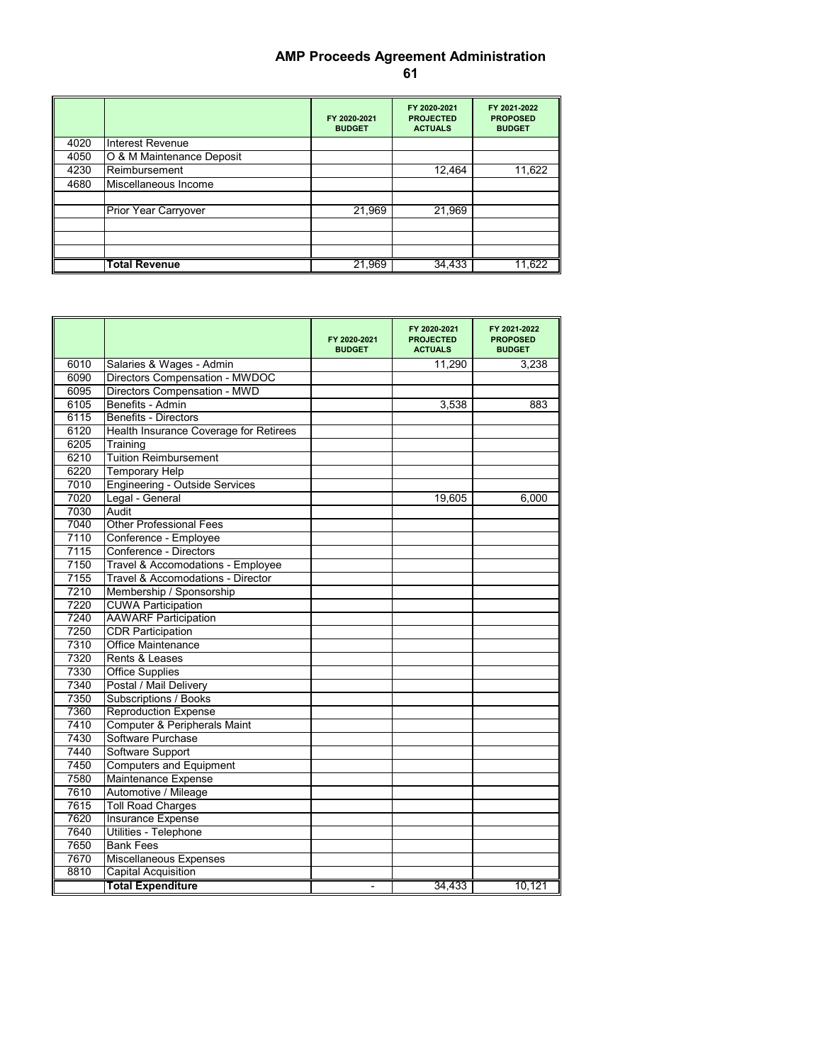# AMP Proceeds Agreement Administration

## 61

| | | FY 2020-2021 BUDGET | FY 2020-2021 PROJECTED ACTUALS | FY 2021-2022 PROPOSED BUDGET |
|---|---|---|---|---|
| 4020 | Interest Revenue | | | |
| 4050 | O & M Maintenance Deposit | | | |
| 4230 | Reimbursement | | 12,464 | 11,622 |
| 4680 | Miscellaneous Income | | | |
| | | | | |
| | Prior Year Carryover | 21,969 | 21,969 | |
| | | | | |
| | | | | |
| | | | | |
| | **Total Revenue** | 21,969 | 34,433 | 11,622 |

| | | FY 2020-2021 BUDGET | FY 2020-2021 PROJECTED ACTUALS | FY 2021-2022 PROPOSED BUDGET |
|---|---|---|---|---|
| 6010 | Salaries & Wages - Admin | | 11,290 | 3,238 |
| 6090 | Directors Compensation - MWDOC | | | |
| 6095 | Directors Compensation - MWD | | | |
| 6105 | Benefits - Admin | | 3,538 | 883 |
| 6115 | Benefits - Directors | | | |
| 6120 | Health Insurance Coverage for Retirees | | | |
| 6205 | Training | | | |
| 6210 | Tuition Reimbursement | | | |
| 6220 | Temporary Help | | | |
| 7010 | Engineering - Outside Services | | | |
| 7020 | Legal - General | | 19,605 | 6,000 |
| 7030 | Audit | | | |
| 7040 | Other Professional Fees | | | |
| 7110 | Conference - Employee | | | |
| 7115 | Conference - Directors | | | |
| 7150 | Travel & Accomodations - Employee | | | |
| 7155 | Travel & Accomodations - Director | | | |
| 7210 | Membership / Sponsorship | | | |
| 7220 | CUWA Participation | | | |
| 7240 | AAWARF Participation | | | |
| 7250 | CDR Participation | | | |
| 7310 | Office Maintenance | | | |
| 7320 | Rents & Leases | | | |
| 7330 | Office Supplies | | | |
| 7340 | Postal / Mail Delivery | | | |
| 7350 | Subscriptions / Books | | | |
| 7360 | Reproduction Expense | | | |
| 7410 | Computer & Peripherals Maint | | | |
| 7430 | Software Purchase | | | |
| 7440 | Software Support | | | |
| 7450 | Computers and Equipment | | | |
| 7580 | Maintenance Expense | | | |
| 7610 | Automotive / Mileage | | | |
| 7615 | Toll Road Charges | | | |
| 7620 | Insurance Expense | | | |
| 7640 | Utilities - Telephone | | | |
| 7650 | Bank Fees | | | |
| 7670 | Miscellaneous Expenses | | | |
| 8810 | Capital Acquisition | | | |
| | **Total Expenditure** | - | 34,433 | 10,121 |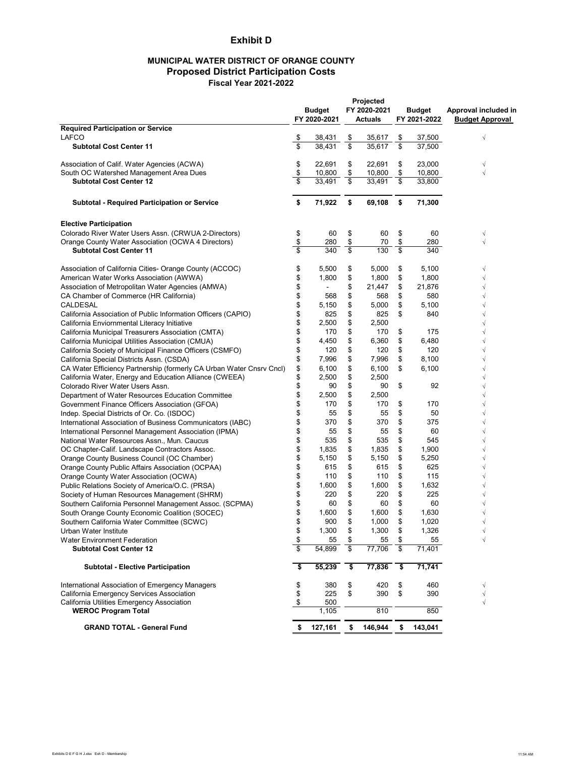# Exhibit D

## MUNICIPAL WATER DISTRICT OF ORANGE COUNTY
## Proposed District Participation Costs
### Fiscal Year 2021-2022

| | Budget FY 2020-2021 | Projected FY 2020-2021 Actuals | Budget FY 2021-2022 | Approval included in Budget Approval |
|---|---|---|---|---|
| **Required Participation or Service** | | | | |
| LAFCO | $ 38,431 | $ 35,617 | $ 37,500 | √ |
| **Subtotal Cost Center 11** | $ 38,431 | $ 35,617 | $ 37,500 | |
| Association of Calif. Water Agencies (ACWA) | $ 22,691 | $ 22,691 | $ 23,000 | √ |
| South OC Watershed Management Area Dues | $ 10,800 | $ 10,800 | $ 10,800 | √ |
| **Subtotal Cost Center 12** | $ 33,491 | $ 33,491 | $ 33,800 | |
| **Subtotal - Required Participation or Service** | **$ 71,922** | **$ 69,108** | **$ 71,300** | |
| **Elective Participation** | | | | |
| Colorado River Water Users Assn. (CRWUA 2-Directors) | $ 60 | $ 60 | $ 60 | √ |
| Orange County Water Association (OCWA 4 Directors) | $ 280 | $ 70 | $ 280 | √ |
| **Subtotal Cost Center 11** | $ 340 | $ 130 | $ 340 | |
| Association of California Cities- Orange County (ACCOC) | $ 5,500 | $ 5,000 | $ 5,100 | √ |
| American Water Works Association (AWWA) | $ 1,800 | $ 1,800 | $ 1,800 | √ |
| Association of Metropolitan Water Agencies (AMWA) | $ - | $ 21,447 | $ 21,876 | √ |
| CA Chamber of Commerce (HR California) | $ 568 | $ 568 | $ 580 | √ |
| CALDESAL | $ 5,150 | $ 5,000 | $ 5,100 | √ |
| California Association of Public Information Officers (CAPIO) | $ 825 | $ 825 | $ 840 | √ |
| California Enviornmental Literacy Initiative | $ 2,500 | $ 2,500 | | √ |
| California Municipal Treasurers Association (CMTA) | $ 170 | $ 170 | $ 175 | √ |
| California Municipal Utilities Association (CMUA) | $ 4,450 | $ 6,360 | $ 6,480 | √ |
| California Society of Municipal Finance Officers (CSMFO) | $ 120 | $ 120 | $ 120 | √ |
| California Special Districts Assn. (CSDA) | $ 7,996 | $ 7,996 | $ 8,100 | √ |
| CA Water Efficiency Partnership (formerly CA Urban Water Cnsrv Cncl) | $ 6,100 | $ 6,100 | $ 6,100 | √ |
| California Water, Energy and Education Alliance (CWEEA) | $ 2,500 | $ 2,500 | | √ |
| Colorado River Water Users Assn. | $ 90 | $ 90 | $ 92 | √ |
| Department of Water Resources Education Committee | $ 2,500 | $ 2,500 | | √ |
| Government Finance Officers Association (GFOA) | $ 170 | $ 170 | $ 170 | √ |
| Indep. Special Districts of Or. Co. (ISDOC) | $ 55 | $ 55 | $ 50 | √ |
| International Association of Business Communicators (IABC) | $ 370 | $ 370 | $ 375 | √ |
| International Personnel Management Association (IPMA) | $ 55 | $ 55 | $ 60 | √ |
| National Water Resources Assn., Mun. Caucus | $ 535 | $ 535 | $ 545 | √ |
| OC Chapter-Calif. Landscape Contractors Assoc. | $ 1,835 | $ 1,835 | $ 1,900 | √ |
| Orange County Business Council (OC Chamber) | $ 5,150 | $ 5,150 | $ 5,250 | √ |
| Orange County Public Affairs Association (OCPAA) | $ 615 | $ 615 | $ 625 | √ |
| Orange County Water Association (OCWA) | $ 110 | $ 110 | $ 115 | √ |
| Public Relations Society of America/O.C. (PRSA) | $ 1,600 | $ 1,600 | $ 1,632 | √ |
| Society of Human Resources Management (SHRM) | $ 220 | $ 220 | $ 225 | √ |
| Southern California Personnel Management Assoc. (SCPMA) | $ 60 | $ 60 | $ 60 | √ |
| South Orange County Economic Coalition (SOCEC) | $ 1,600 | $ 1,600 | $ 1,630 | √ |
| Southern California Water Committee (SCWC) | $ 900 | $ 1,000 | $ 1,020 | √ |
| Urban Water Institute | $ 1,300 | $ 1,300 | $ 1,326 | √ |
| Water Environment Federation | $ 55 | $ 55 | $ 55 | √ |
| **Subtotal Cost Center 12** | $ 54,899 | $ 77,706 | $ 71,401 | |
| **Subtotal - Elective Participation** | **$ 55,239** | **$ 77,836** | **$ 71,741** | |
| International Association of Emergency Managers | $ 380 | $ 420 | $ 460 | √ |
| California Emergency Services Association | $ 225 | $ 390 | $ 390 | √ |
| California Utilities Emergency Association | $ 500 | | | √ |
| **WEROC Program Total** | 1,105 | 810 | 850 | |
| **GRAND TOTAL - General Fund** | **$ 127,161** | **$ 146,944** | **$ 143,041** | |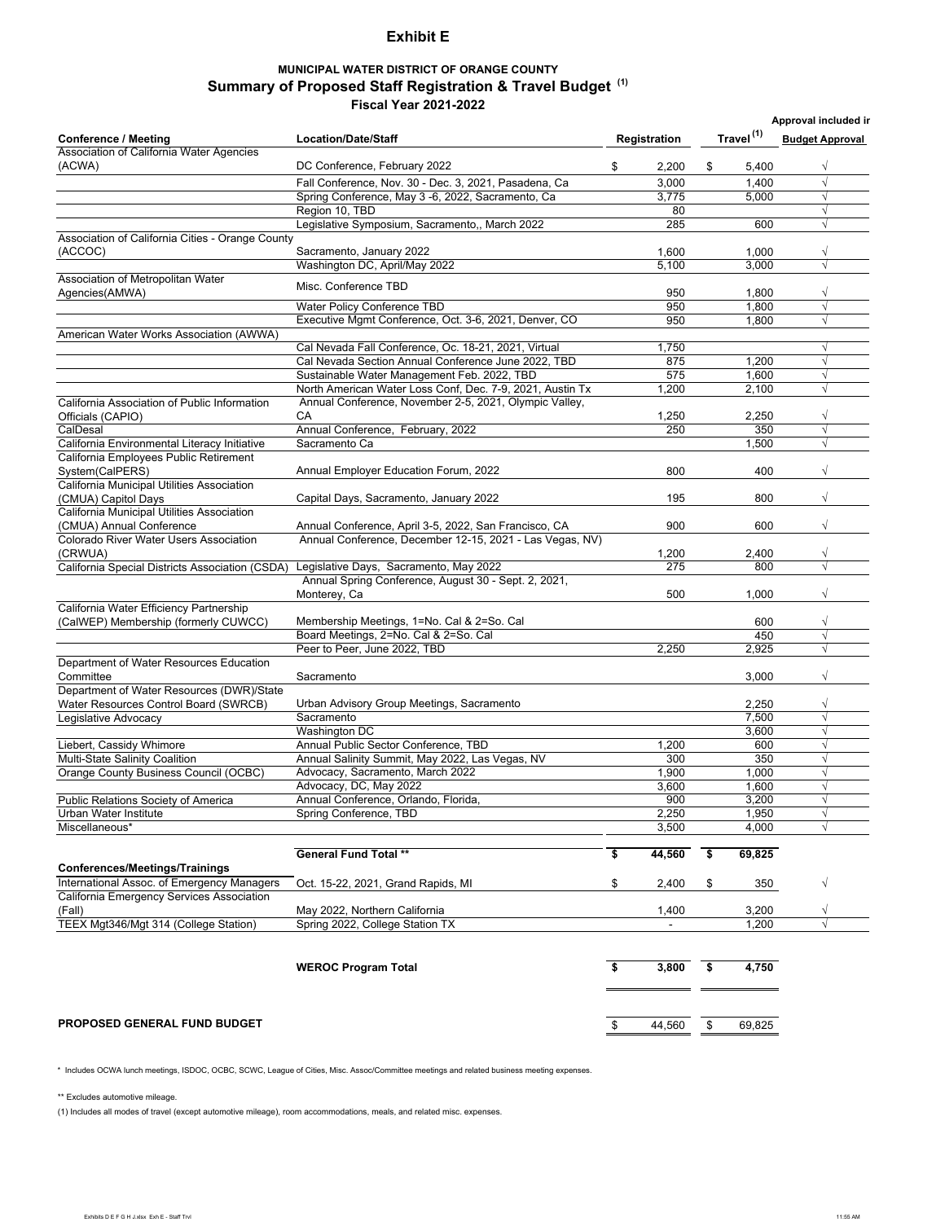# Exhibit E

## MUNICIPAL WATER DISTRICT OF ORANGE COUNTY

## Summary of Proposed Staff Registration & Travel Budget [(1)]

### Fiscal Year 2021-2022

| Conference / Meeting | Location/Date/Staff | Registration | Travel [(1)] | Approval included in Budget Approval |
|---|---|---|---|---|
| Association of California Water Agencies (ACWA) | DC Conference, February 2022 | $ 2,200 | $ 5,400 | √ |
| | Fall Conference, Nov. 30 - Dec. 3, 2021, Pasadena, Ca | 3,000 | 1,400 | √ |
| | Spring Conference, May 3 -6, 2022, Sacramento, Ca | 3,775 | 5,000 | √ |
| | Region 10, TBD | 80 | | √ |
| | Legislative Symposium, Sacramento,, March 2022 | 285 | 600 | √ |
| Association of California Cities - Orange County (ACCOC) | Sacramento, January 2022 | 1,600 | 1,000 | √ |
| | Washington DC, April/May 2022 | 5,100 | 3,000 | √ |
| Association of Metropolitan Water Agencies(AMWA) | Misc. Conference TBD | 950 | 1,800 | √ |
| | Water Policy Conference TBD | 950 | 1,800 | √ |
| | Executive Mgmt Conference, Oct. 3-6, 2021, Denver, CO | 950 | 1,800 | √ |
| American Water Works Association (AWWA) | | | | |
| | Cal Nevada Fall Conference, Oc. 18-21, 2021, Virtual | 1,750 | | √ |
| | Cal Nevada Section Annual Conference June 2022, TBD | 875 | 1,200 | √ |
| | Sustainable Water Management Feb. 2022, TBD | 575 | 1,600 | √ |
| | North American Water Loss Conf, Dec. 7-9, 2021, Austin Tx | 1,200 | 2,100 | √ |
| California Association of Public Information Officials (CAPIO) | Annual Conference, November 2-5, 2021, Olympic Valley, CA | 1,250 | 2,250 | √ |
| CalDesal | Annual Conference, February, 2022 | 250 | 350 | √ |
| California Environmental Literacy Initiative | Sacramento Ca | | 1,500 | √ |
| California Employees Public Retirement System(CalPERS) | Annual Employer Education Forum, 2022 | 800 | 400 | √ |
| California Municipal Utilities Association (CMUA) Capitol Days | Capital Days, Sacramento, January 2022 | 195 | 800 | √ |
| California Municipal Utilities Association (CMUA) Annual Conference | Annual Conference, April 3-5, 2022, San Francisco, CA | 900 | 600 | √ |
| Colorado River Water Users Association (CRWUA) | Annual Conference, December 12-15, 2021 - Las Vegas, NV) | 1,200 | 2,400 | √ |
| California Special Districts Association (CSDA) | Legislative Days, Sacramento, May 2022 | 275 | 800 | √ |
| | Annual Spring Conference, August 30 - Sept. 2, 2021, Monterey, Ca | 500 | 1,000 | √ |
| California Water Efficiency Partnership (CalWEP) Membership (formerly CUWCC) | Membership Meetings, 1=No. Cal & 2=So. Cal | | 600 | √ |
| | Board Meetings, 2=No. Cal & 2=So. Cal | | 450 | √ |
| | Peer to Peer, June 2022, TBD | 2,250 | 2,925 | √ |
| Department of Water Resources Education Committee | Sacramento | | 3,000 | √ |
| Department of Water Resources (DWR)/State Water Resources Control Board (SWRCB) | Urban Advisory Group Meetings, Sacramento | | 2,250 | √ |
| Legislative Advocacy | Sacramento | | 7,500 | √ |
| | Washington DC | | 3,600 | √ |
| Liebert, Cassidy Whimore | Annual Public Sector Conference, TBD | 1,200 | 600 | √ |
| Multi-State Salinity Coalition | Annual Salinity Summit, May 2022, Las Vegas, NV | 300 | 350 | √ |
| Orange County Business Council (OCBC) | Advocacy, Sacramento, March 2022 | 1,900 | 1,000 | √ |
| | Advocacy, DC, May 2022 | 3,600 | 1,600 | √ |
| Public Relations Society of America | Annual Conference, Orlando, Florida, | 900 | 3,200 | √ |
| Urban Water Institute | Spring Conference, TBD | 2,250 | 1,950 | √ |
| Miscellaneous* | | 3,500 | 4,000 | √ |
| | **General Fund Total \*\*** | **$ 44,560** | **$ 69,825** | |
| **Conferences/Meetings/Trainings** | | | | |
| International Assoc. of Emergency Managers | Oct. 15-22, 2021, Grand Rapids, MI | $ 2,400 | $ 350 | √ |
| California Emergency Services Association (Fall) | May 2022, Northern California | 1,400 | 3,200 | √ |
| TEEX Mgt346/Mgt 314 (College Station) | Spring 2022, College Station TX | - | 1,200 | √ |
| | **WEROC Program Total** | **$ 3,800** | **$ 4,750** | |
| **PROPOSED GENERAL FUND BUDGET** | | $ 44,560 | $ 69,825 | |

\* Includes OCWA lunch meetings, ISDOC, OCBC, SCWC, League of Cities, Misc. Assoc/Committee meetings and related business meeting expenses.

\*\* Excludes automotive mileage.

(1) Includes all modes of travel (except automotive mileage), room accommodations, meals, and related misc. expenses.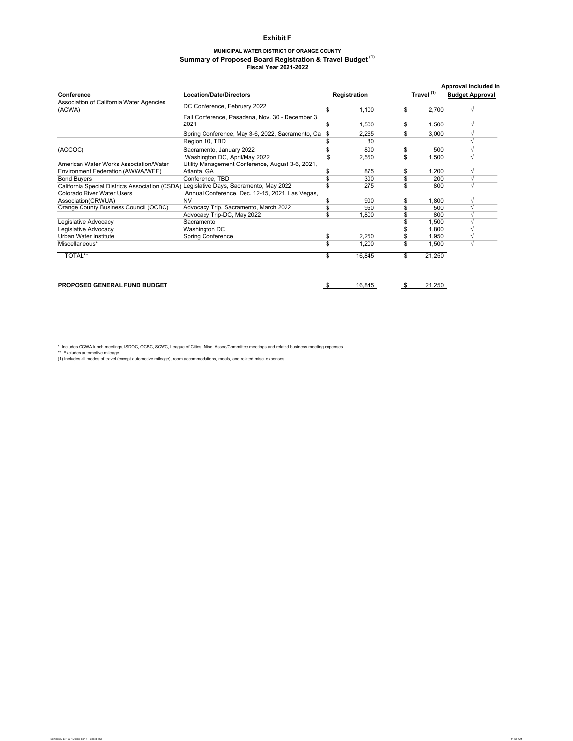**Exhibit F**

**MUNICIPAL WATER DISTRICT OF ORANGE COUNTY**
**Summary of Proposed Board Registration & Travel Budget [1]**
**Fiscal Year 2021-2022**

| Conference | Location/Date/Directors | Registration | Travel [1] | Approval included in Budget Approval |
|---|---|---|---|---|
| Association of California Water Agencies (ACWA) | DC Conference, February 2022 | $ 1,100 | $ 2,700 | √ |
| | Fall Conference, Pasadena, Nov. 30 - December 3, 2021 | $ 1,500 | $ 1,500 | √ |
| | Spring Conference, May 3-6, 2022, Sacramento, Ca | $ 2,265 | $ 3,000 | √ |
| | Region 10, TBD | $ 80 | | √ |
| (ACCOC) | Sacramento, January 2022 | $ 800 | $ 500 | √ |
| | Washington DC, April/May 2022 | $ 2,550 | $ 1,500 | √ |
| American Water Works Association/Water Environment Federation (AWWA/WEF) | Utility Management Conference, August 3-6, 2021, Atlanta, GA | $ 875 | $ 1,200 | √ |
| Bond Buyers | Conference, TBD | $ 300 | $ 200 | √ |
| California Special Districts Association (CSDA) | Legislative Days, Sacramento, May 2022 | $ 275 | $ 800 | √ |
| Colorado River Water Users Association(CRWUA) | Annual Conference, Dec. 12-15, 2021, Las Vegas, NV | $ 900 | $ 1,800 | √ |
| Orange County Business Council (OCBC) | Advocacy Trip, Sacramento, March 2022 | $ 950 | $ 500 | √ |
| | Advocacy Trip-DC, May 2022 | $ 1,800 | $ 800 | √ |
| Legislative Advocacy | Sacramento | | $ 1,500 | √ |
| Legislative Advocacy | Washington DC | | $ 1,800 | √ |
| Urban Water Institute | Spring Conference | $ 2,250 | $ 1,950 | √ |
| Miscellaneous* | | $ 1,200 | $ 1,500 | √ |
| TOTAL** | | $ 16,845 | $ 21,250 | |

| | | | |
|---|---|---|---|
| **PROPOSED GENERAL FUND BUDGET** | | $ 16,845 | $ 21,250 |

\* Includes OCWA lunch meetings, ISDOC, OCBC, SCWC, League of Cities, Misc. Assoc/Committee meetings and related business meeting expenses.

\*\* Excludes automotive mileage.

(1) Includes all modes of travel (except automotive mileage), room accommodations, meals, and related misc. expenses.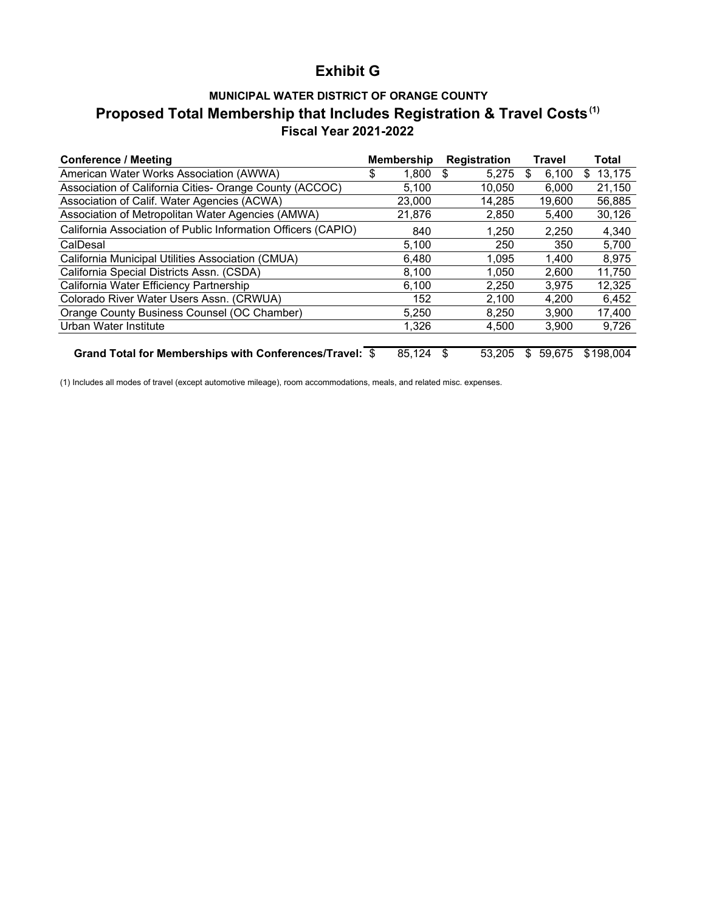# Exhibit G

### MUNICIPAL WATER DISTRICT OF ORANGE COUNTY

## Proposed Total Membership that Includes Registration & Travel Costs[(1)]

### Fiscal Year 2021-2022

| Conference / Meeting | Membership | Registration | Travel | Total |
|---|---|---|---|---|
| American Water Works Association (AWWA) | $ 1,800 | $ 5,275 | $ 6,100 | $ 13,175 |
| Association of California Cities- Orange County (ACCOC) | 5,100 | 10,050 | 6,000 | 21,150 |
| Association of Calif. Water Agencies (ACWA) | 23,000 | 14,285 | 19,600 | 56,885 |
| Association of Metropolitan Water Agencies (AMWA) | 21,876 | 2,850 | 5,400 | 30,126 |
| California Association of Public Information Officers (CAPIO) | 840 | 1,250 | 2,250 | 4,340 |
| CalDesal | 5,100 | 250 | 350 | 5,700 |
| California Municipal Utilities Association (CMUA) | 6,480 | 1,095 | 1,400 | 8,975 |
| California Special Districts Assn. (CSDA) | 8,100 | 1,050 | 2,600 | 11,750 |
| California Water Efficiency Partnership | 6,100 | 2,250 | 3,975 | 12,325 |
| Colorado River Water Users Assn. (CRWUA) | 152 | 2,100 | 4,200 | 6,452 |
| Orange County Business Counsel (OC Chamber) | 5,250 | 8,250 | 3,900 | 17,400 |
| Urban Water Institute | 1,326 | 4,500 | 3,900 | 9,726 |
| **Grand Total for Memberships with Conferences/Travel:** | $ 85,124 | $ 53,205 | $ 59,675 | $198,004 |

(1) Includes all modes of travel (except automotive mileage), room accommodations, meals, and related misc. expenses.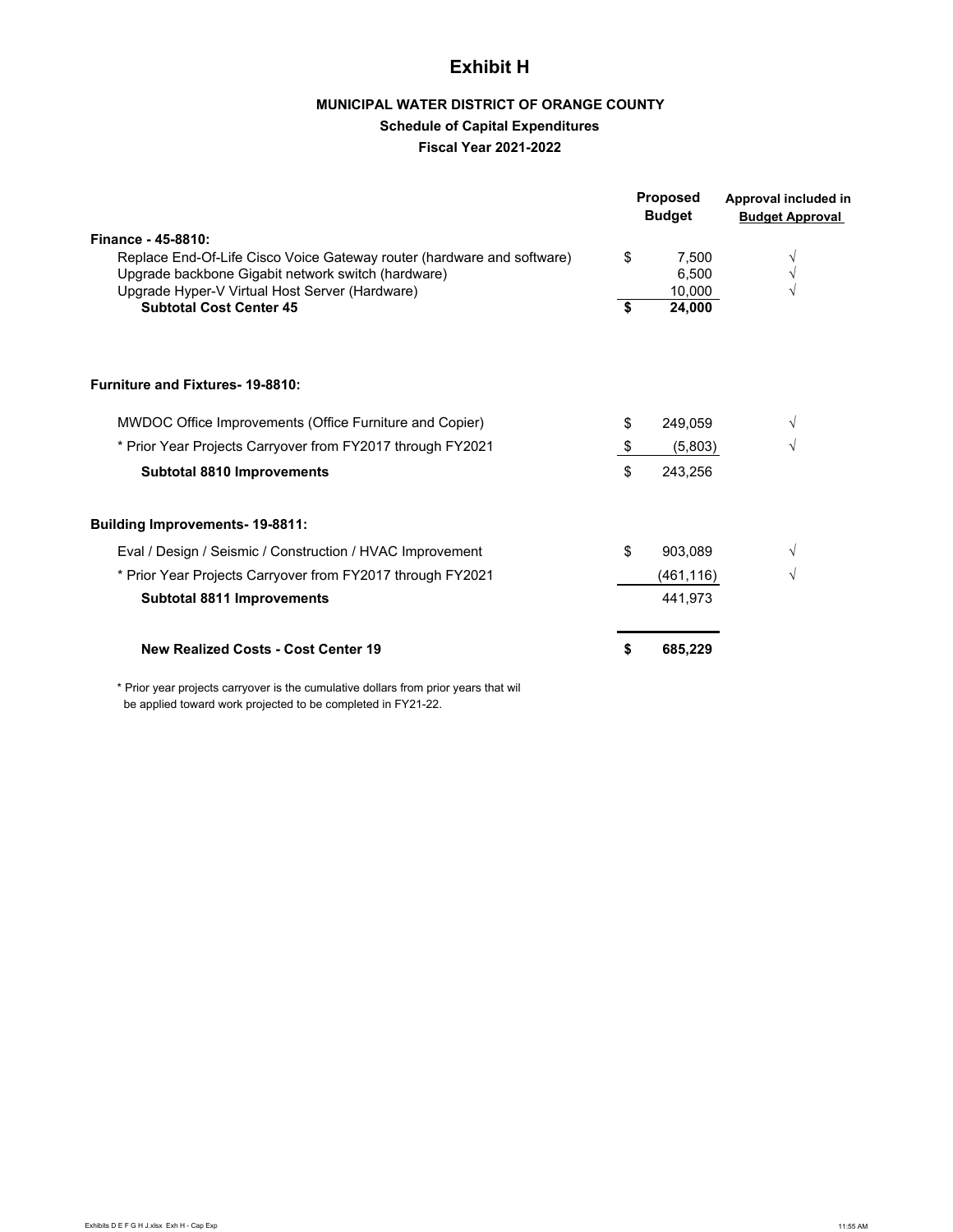# Exhibit H

**MUNICIPAL WATER DISTRICT OF ORANGE COUNTY**

**Schedule of Capital Expenditures**

**Fiscal Year 2021-2022**

| | | Proposed Budget | Approval included in Budget Approval |
|---|---|---|---|
| **Finance - 45-8810:** | | | |
| Replace End-Of-Life Cisco Voice Gateway router (hardware and software) | $ | 7,500 | √ |
| Upgrade backbone Gigabit network switch (hardware) | | 6,500 | √ |
| Upgrade Hyper-V Virtual Host Server (Hardware) | | 10,000 | √ |
| **Subtotal Cost Center 45** | **$** | **24,000** | |
| | | | |
| **Furniture and Fixtures- 19-8810:** | | | |
| MWDOC Office Improvements (Office Furniture and Copier) | $ | 249,059 | √ |
| * Prior Year Projects Carryover from FY2017 through FY2021 | $ | (5,803) | √ |
| **Subtotal 8810 Improvements** | $ | 243,256 | |
| | | | |
| **Building Improvements- 19-8811:** | | | |
| Eval / Design / Seismic / Construction / HVAC Improvement | $ | 903,089 | √ |
| * Prior Year Projects Carryover from FY2017 through FY2021 | | (461,116) | √ |
| **Subtotal 8811 Improvements** | | 441,973 | |
| | | | |
| **New Realized Costs - Cost Center 19** | **$** | **685,229** | |

* Prior year projects carryover is the cumulative dollars from prior years that wil be applied toward work projected to be completed in FY21-22.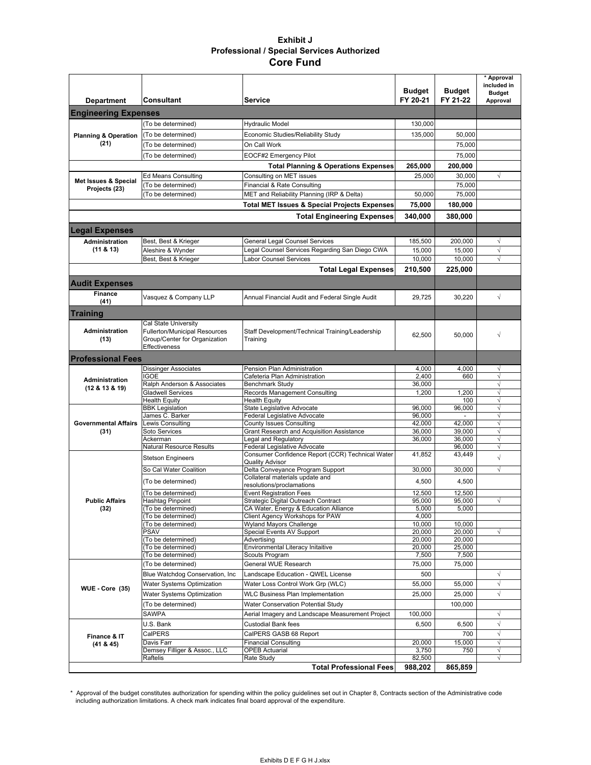# Exhibit J
## Professional / Special Services Authorized
## Core Fund

| Department | Consultant | Service | Budget FY 20-21 | Budget FY 21-22 | * Approval included in Budget Approval |
|---|---|---|---|---|---|
| **Engineering Expenses** | | | | | |
| Planning & Operation (21) | (To be determined) | Hydraulic Model | 130,000 | | |
| | (To be determined) | Economic Studies/Reliability Study | 135,000 | 50,000 | |
| | (To be determined) | On Call Work | | 75,000 | |
| | (To be determined) | EOCF#2 Emergency Pilot | | 75,000 | |
| | | **Total Planning & Operations Expenses** | **265,000** | **200,000** | |
| Met Issues & Special Projects (23) | Ed Means Consulting | Consulting on MET issues | 25,000 | 30,000 | √ |
| | (To be determined) | Financial & Rate Consulting | | 75,000 | |
| | (To be determined) | MET and Reliability Planning (IRP & Delta) | 50,000 | 75,000 | |
| | | **Total MET Issues & Special Projects Expenses** | **75,000** | **180,000** | |
| | | **Total Engineering Expenses** | **340,000** | **380,000** | |
| **Legal Expenses** | | | | | |
| Administration (11 & 13) | Best, Best & Krieger | General Legal Counsel Services | 185,500 | 200,000 | √ |
| | Aleshire & Wynder | Legal Counsel Services Regarding San Diego CWA | 15,000 | 15,000 | √ |
| | Best, Best & Krieger | Labor Counsel Services | 10,000 | 10,000 | √ |
| | | **Total Legal Expenses** | **210,500** | **225,000** | |
| **Audit Expenses** | | | | | |
| Finance (41) | Vasquez & Company LLP | Annual Financial Audit and Federal Single Audit | 29,725 | 30,220 | √ |
| **Training** | | | | | |
| Administration (13) | Cal State University Fullerton/Municipal Resources Group/Center for Organization Effectiveness | Staff Development/Technical Training/Leadership Training | 62,500 | 50,000 | √ |
| **Professional Fees** | | | | | |
| Administration (12 & 13 & 19) | Dissinger Associates | Pension Plan Administration | 4,000 | 4,000 | √ |
| | IGOE | Cafeteria Plan Administration | 2,400 | 660 | √ |
| | Ralph Anderson & Associates | Benchmark Study | 36,000 | | √ |
| | Gladwell Services | Records Management Consulting | 1,200 | 1,200 | √ |
| | Health Equity | Health Equity | | 100 | √ |
| Governmental Affairs (31) | BBK Legislation | State Legislative Advocate | 96,000 | 96,000 | √ |
| | James C. Barker | Federal Legislative Advocate | 96,000 | - | √ |
| | Lewis Consulting | County Issues Consulting | 42,000 | 42,000 | √ |
| | Soto Services | Grant Research and Acquisition Assistance | 36,000 | 39,000 | √ |
| | Ackerman | Legal and Regulatory | 36,000 | 36,000 | √ |
| | Natural Resource Results | Federal Legislative Advocate | | 96,000 | √ |
| Public Affairs (32) | Stetson Engineers | Consumer Confidence Report (CCR) Technical Water Quality Advisor | 41,852 | 43,449 | √ |
| | So Cal Water Coalition | Delta Conveyance Program Support | 30,000 | 30,000 | √ |
| | (To be determined) | Collateral materials update and resolutions/proclamations | 4,500 | 4,500 | |
| | (To be determined) | Event Registration Fees | 12,500 | 12,500 | |
| | Hashtag Pinpoint | Strategic Digital Outreach Contract | 95,000 | 95,000 | √ |
| | (To be determined) | CA Water, Energy & Education Alliance | 5,000 | 5,000 | |
| | (To be determined) | Client Agency Workshops for PAW | 4,000 | | |
| | (To be determined) | Wyland Mayors Challenge | 10,000 | 10,000 | |
| | PSAV | Special Events AV Support | 20,000 | 20,000 | √ |
| | (To be determined) | Advertising | 20,000 | 20,000 | |
| | (To be determined) | Environmental Literacy Initaitive | 20,000 | 25,000 | |
| | (To be determined) | Scouts Program | 7,500 | 7,500 | |
| WUE - Core (35) | (To be determined) | General WUE Research | 75,000 | 75,000 | |
| | Blue Watchdog Conservation, Inc | Landscape Education - QWEL License | 500 | | √ |
| | Water Systems Optimization | Water Loss Control Work Grp (WLC) | 55,000 | 55,000 | √ |
| | Water Systems Optimization | WLC Business Plan Implementation | 25,000 | 25,000 | √ |
| | (To be determined) | Water Conservation Potential Study | | 100,000 | |
| | SAWPA | Aerial Imagery and Landscape Measurement Project | 100,000 | | √ |
| Finance & IT (41 & 45) | U.S. Bank | Custodial Bank fees | 6,500 | 6,500 | √ |
| | CalPERS | CalPERS GASB 68 Report | | 700 | √ |
| | Davis Farr | Financial Consulting | 20,000 | 15,000 | √ |
| | Demsey Filliger & Assoc., LLC | OPEB Actuarial | 3,750 | 750 | √ |
| | Raftelis | Rate Study | 82,500 | | √ |
| | | **Total Professional Fees** | **988,202** | **865,859** | |

\* Approval of the budget constitutes authorization for spending within the policy guidelines set out in Chapter 8, Contracts section of the Administrative code including authorization limitations. A check mark indicates final board approval of the expenditure.

Exhibits D E F G H J.xlsx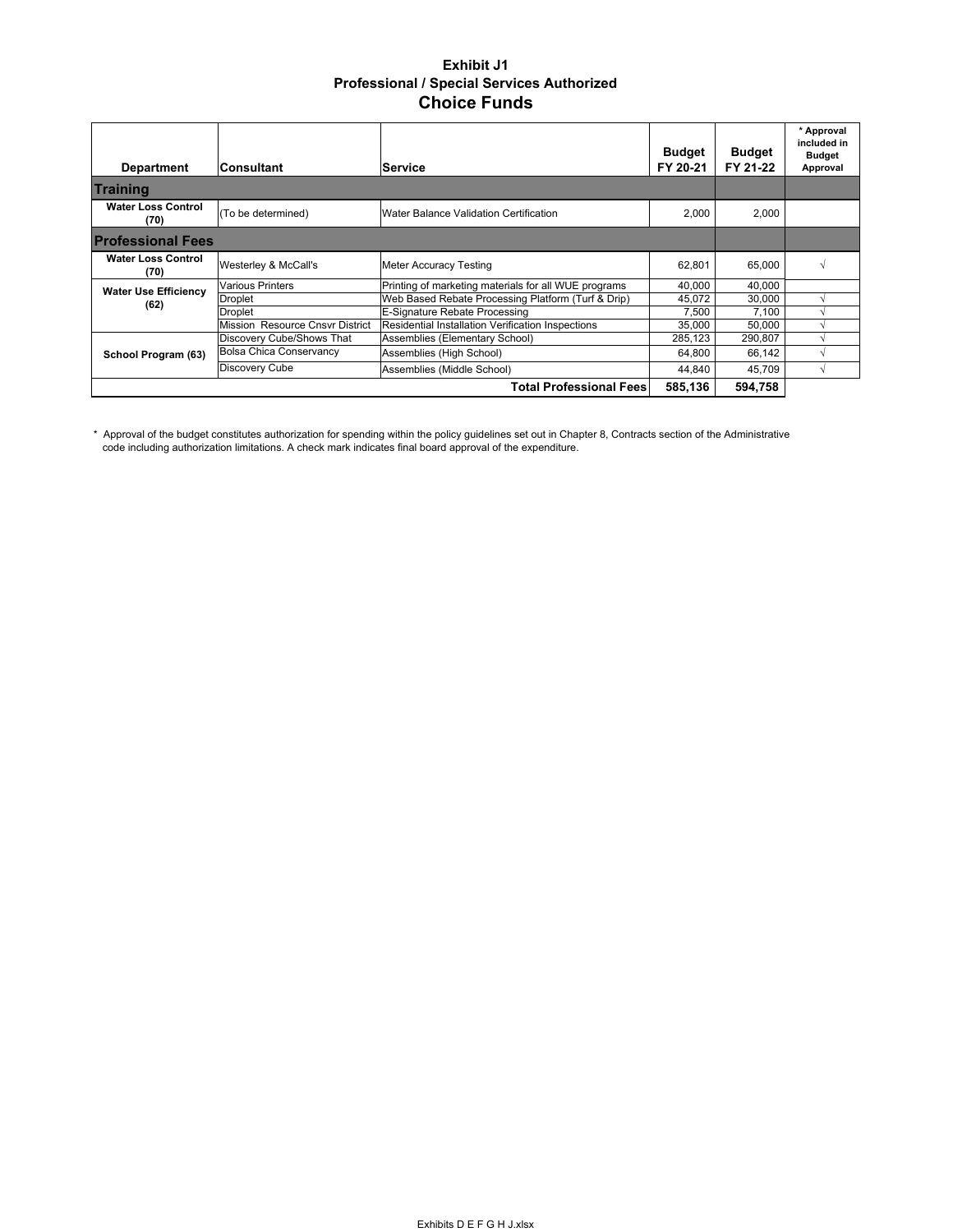# Exhibit J1
## Professional / Special Services Authorized
## Choice Funds

| Department | Consultant | Service | Budget FY 20-21 | Budget FY 21-22 | * Approval included in Budget Approval |
|---|---|---|---|---|---|
| **Training** | | | | | |
| Water Loss Control (70) | (To be determined) | Water Balance Validation Certification | 2,000 | 2,000 | |
| **Professional Fees** | | | | | |
| Water Loss Control (70) | Westerley & McCall's | Meter Accuracy Testing | 62,801 | 65,000 | √ |
| Water Use Efficiency (62) | Various Printers | Printing of marketing materials for all WUE programs | 40,000 | 40,000 | |
| | Droplet | Web Based Rebate Processing Platform (Turf & Drip) | 45,072 | 30,000 | √ |
| | Droplet | E-Signature Rebate Processing | 7,500 | 7,100 | √ |
| | Mission Resource Cnsvr District | Residential Installation Verification Inspections | 35,000 | 50,000 | √ |
| School Program (63) | Discovery Cube/Shows That | Assemblies (Elementary School) | 285,123 | 290,807 | √ |
| | Bolsa Chica Conservancy | Assemblies (High School) | 64,800 | 66,142 | √ |
| | Discovery Cube | Assemblies (Middle School) | 44,840 | 45,709 | √ |
| | | **Total Professional Fees** | **585,136** | **594,758** | |

\* Approval of the budget constitutes authorization for spending within the policy guidelines set out in Chapter 8, Contracts section of the Administrative code including authorization limitations. A check mark indicates final board approval of the expenditure.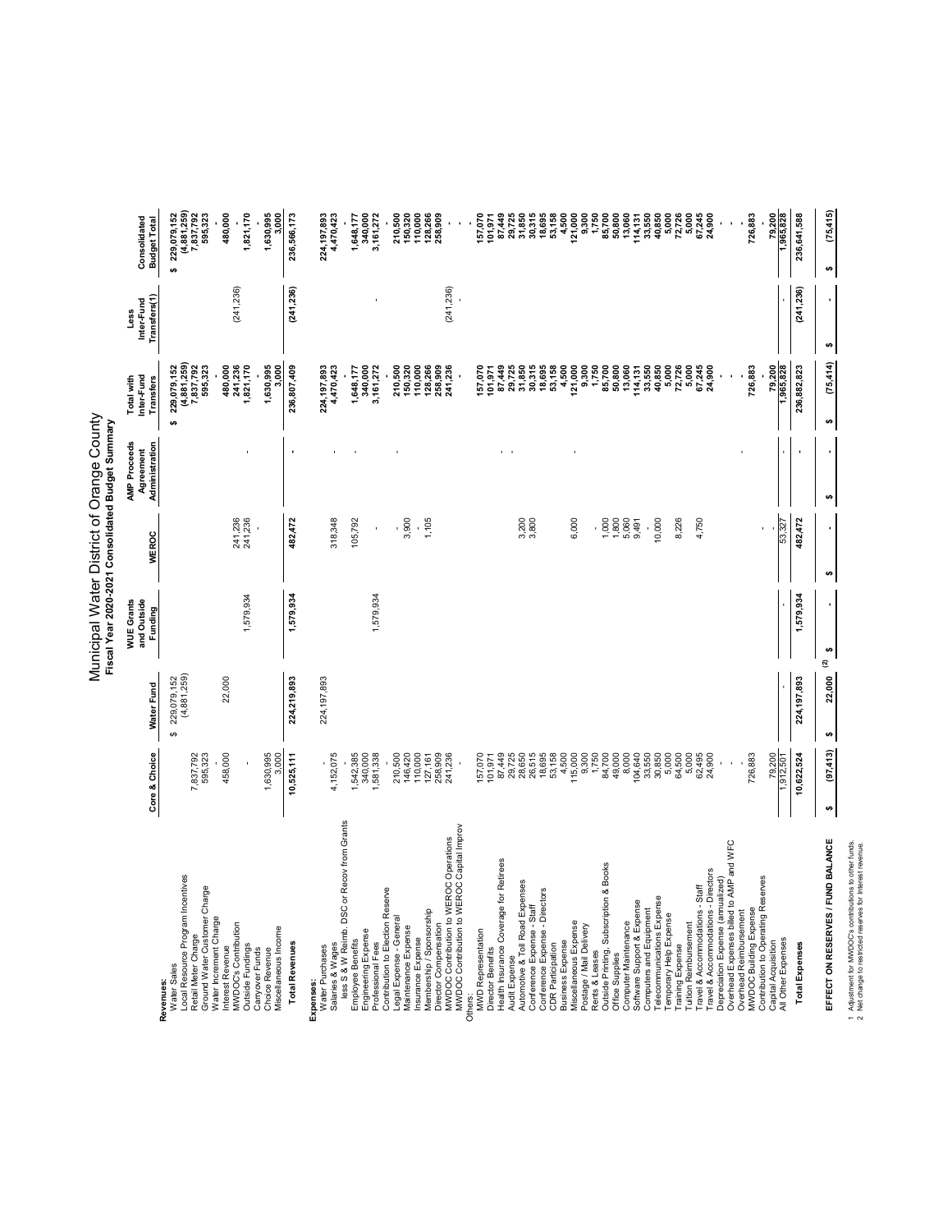# Municipal Water District of Orange County

## Fiscal Year 2020-2021 Consolidated Budget Summary

| | Core & Choice | Water Fund | WUE Grants and Outside Funding | WEROC | AMP Proceeds Agreement Administration | Total with Inter-Fund Transfers | Less Inter-Fund Transfers(1) | Consolidated Budget Total |
|---|---|---|---|---|---|---|---|---|
| **Revenues:** | | | | | | | | |
| Water Sales | | $ 229,079,152 | | | | $ 229,079,152 | | $ 229,079,152 |
| Local Resource Program Incentives | | (4,881,259) | | | | (4,881,259) | | (4,881,259) |
| Retail Meter Charge | 7,837,792 | | | | | 7,837,792 | | 7,837,792 |
| Ground Water Customer Charge | 595,323 | | | | | 595,323 | | 595,323 |
| Water Increment Charge | - | | | | | - | | - |
| Interest Revenue | 458,000 | 22,000 | | | | 480,000 | | 480,000 |
| MWDOC's Contribution | | | | 241,236 | | 241,236 | (241,236) | - |
| Outside Fundings | - | | 1,579,934 | 241,236 | - | 1,821,170 | | 1,821,170 |
| Canyover Funds | | | | - | | - | | - |
| Choice Revenue | 1,630,995 | | | | | 1,630,995 | | 1,630,995 |
| Miscellaneous Income | 3,000 | | | | | 3,000 | | 3,000 |
| **Total Revenues** | **10,525,111** | **224,219,893** | **1,579,934** | **482,472** | **-** | **236,807,409** | **(241,236)** | **236,566,173** |
| **Expenses:** | | | | | | | | |
| Water Purchases | - | 224,197,893 | | | | 224,197,893 | | 224,197,893 |
| Salaries & Wages | 4,152,075 | | | 318,348 | - | 4,470,423 | | 4,470,423 |
| less S & W Reimb. DSC or Recov from Grants | - | | | | | - | | |
| Employee Benefits | 1,542,385 | | | 105,792 | - | 1,648,177 | | 1,648,177 |
| Engineering Expense | 340,000 | | | | | 340,000 | | 340,000 |
| Professional Fees | 1,581,338 | | 1,579,934 | - | | 3,161,272 | - | 3,161,272 |
| Contribution to Election Reserve | - | | | | | - | | - |
| Legal Expense - General | 210,500 | | | - | - | 210,500 | | 210,500 |
| Maintenance Expense | 146,420 | | | 3,900 | | 150,320 | | 150,320 |
| Insurance Expense | 110,000 | | | - | | 110,000 | | 110,000 |
| Membership / Sponsorship | 127,161 | | | 1,105 | | 128,266 | | 128,266 |
| Director Compensation | 258,909 | | | | | 258,909 | | 258,909 |
| MWDOC Contribution to WEROC Operations | 241,236 | | | | | 241,236 | (241,236) | - |
| MWDOC Contribution to WEROC Capital Improv | - | | | | | - | - | - |
| Others: | | | | | | | | - |
| MWD Representation | 157,070 | | | | | 157,070 | | 157,070 |
| Director Benefits | 101,971 | | | | | 101,971 | | 101,971 |
| Health Insurance Coverage for Retirees | 87,449 | | | | - | 87,449 | | 87,449 |
| Audit Expense | 29,725 | | | | - | 29,725 | | 29,725 |
| Automotive & Toll Road Expenses | 28,650 | | | 3,200 | | 31,850 | | 31,850 |
| Conference Expense - Staff | 26,515 | | | 3,800 | | 30,315 | | 30,315 |
| Conference Expense - Directors | 18,695 | | | | | 18,695 | | 18,695 |
| CDR Participation | 53,158 | | | | | 53,158 | | 53,158 |
| Business Expense | 4,500 | | | | | 4,500 | | 4,500 |
| Miscellaneous Expense | 115,000 | | | 6,000 | - | 121,000 | | 121,000 |
| Postage / Mail Delivery | 9,300 | | | | | 9,300 | | 9,300 |
| Rents & Leases | 1,750 | | | - | | 1,750 | | 1,750 |
| Outside Printing, Subscription & Books | 84,700 | | | 1,000 | | 85,700 | | 85,700 |
| Office Supplies | 49,000 | | | 1,800 | | 50,800 | | 50,800 |
| Computer Maintenance | 8,000 | | | 5,060 | | 13,060 | | 13,060 |
| Software Support & Expense | 104,640 | | | 9,491 | | 114,131 | | 114,131 |
| Computers and Equipment | 33,550 | | | - | | 33,550 | | 33,550 |
| Telecommunications Expense | 30,850 | | | 10,000 | | 40,850 | | 40,850 |
| Temporary Help Expense | 5,000 | | | | | 5,000 | | 5,000 |
| Training Expense | 64,500 | | | 8,226 | | 72,726 | | 72,726 |
| Tuition Reimbursement | 5,000 | | | | | 5,000 | | 5,000 |
| Travel & Accommodations - Staff | 62,495 | | | 4,750 | | 67,245 | | 67,245 |
| Travel & Accommodations - Directors | 24,900 | | | | | 24,900 | | 24,900 |
| Depreciation Expense (annualized) | - | | | | | - | | - |
| Overhead Expenses billed to AMP and WFC | - | | | | - | - | | - |
| Overhead Reimbursement | | | | - | | - | | - |
| MWDOC Building Expense | 726,883 | | | | | 726,883 | | 726,883 |
| Contribution to Operating Reserves | | | | | | - | | - |
| Capital Acquisition | 79,200 | | | | | 79,200 | | 79,200 |
| All Other Expenses | 1,912,501 | - | - | 53,327 | - | 1,965,828 | - | 1,965,828 |
| **Total Expenses** | **10,622,524** | **224,197,893** | **1,579,934** | **482,472** | **-** | **236,882,823** | **(241,236)** | **236,641,588** |
| **EFFECT ON RESERVES / FUND BALANCE** | **$ (97,413)** | **$ 22,000** (2) | **$ -** | **$ -** | **$ -** | **$ (75,414)** | **$ -** | **$ (75,415)** |

1 Adjustment for MWDOC's contributions to other funds.
2 Net change to restricted reserves for interest revenue.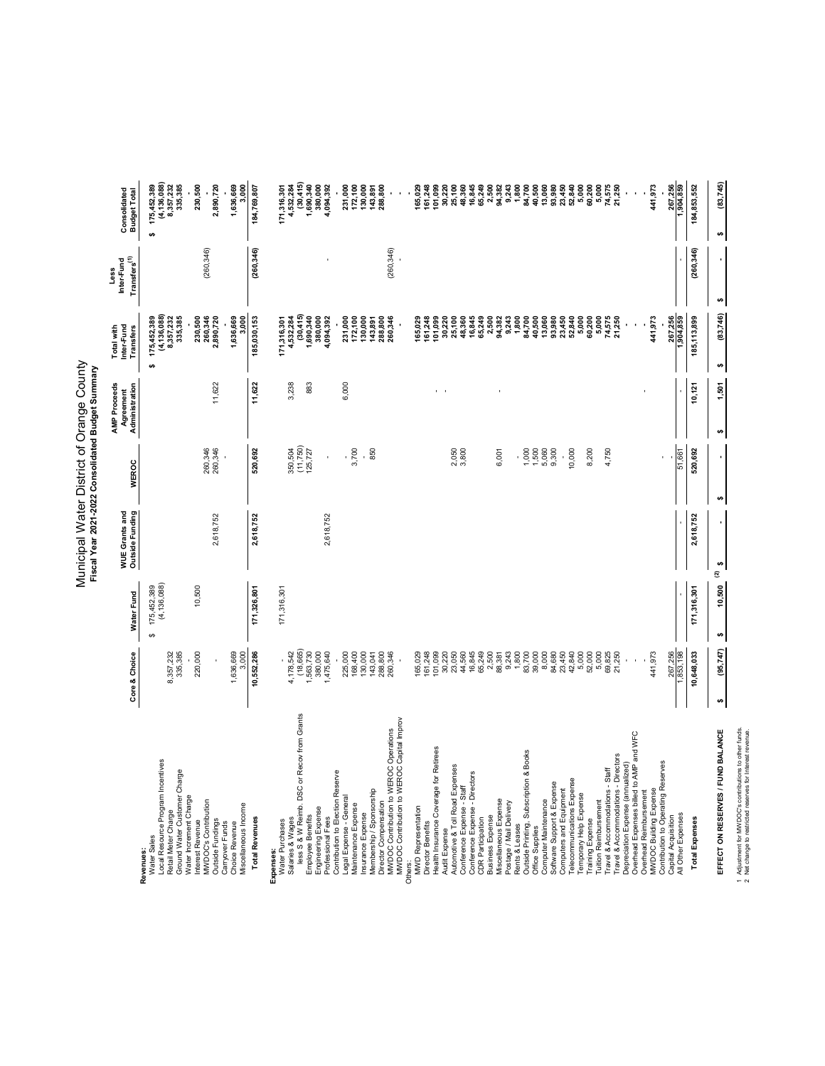# Municipal Water District of Orange County

## Fiscal Year 2021-2022 Consolidated Budget Summary

| | Core & Choice | Water Fund | WUE Grants and Outside Funding | WEROC | AMP Proceeds Agreement Administration | Total with Inter-Fund Transfers | Less Inter-Fund Transfers[1] | Consolidated Budget Total |
|---|---|---|---|---|---|---|---|---|
| **Revenues:** | | | | | | | | |
| Water Sales | | $ 175,452,389 | | | | $ 175,452,389 | | $ 175,452,389 |
| Local Resource Program Incentives | | (4,136,088) | | | | (4,136,088) | | (4,136,088) |
| Retail Meter Charge | 8,357,232 | | | | | 8,357,232 | | 8,357,232 |
| Ground Water Customer Charge | 335,385 | | | | | 335,385 | | 335,385 |
| Water Increment Charge | - | | | | | - | | - |
| Interest Revenue | 220,000 | 10,500 | | | | 230,500 | | 230,500 |
| MWDOC's Contribution | | | | 260,346 | | 260,346 | (260,346) | - |
| Outside Fundings | - | | 2,618,752 | 260,346 | 11,622 | 2,890,720 | | 2,890,720 |
| Carryover Funds | | | | - | | - | | - |
| Choice Revenue | 1,636,669 | | | | | 1,636,669 | | 1,636,669 |
| Miscellaneous Income | 3,000 | | | | | 3,000 | | 3,000 |
| **Total Revenues** | **10,552,286** | **171,326,801** | **2,618,752** | **520,692** | **11,622** | **185,030,153** | **(260,346)** | **184,769,807** |
| **Expenses:** | | | | | | | | |
| Water Purchases | - | 171,316,301 | | | | 171,316,301 | | 171,316,301 |
| Salaries & Wages | 4,178,542 | | | 350,504 | 3,238 | 4,532,284 | | 4,532,284 |
| less S & W Reimb. DSC or Recov from Grants | (18,665) | | | (11,750) | | (30,415) | | (30,415) |
| Employee Benefits | 1,563,730 | | | 125,727 | 883 | 1,690,340 | | 1,690,340 |
| Engineering Expense | 380,000 | | | | | 380,000 | | 380,000 |
| Professional Fees | 1,475,640 | | 2,618,752 | - | | 4,094,392 | - | 4,094,392 |
| Contribution to Election Reserve | - | | | | | - | | - |
| Legal Expense - General | 225,000 | | | - | 6,000 | 231,000 | | 231,000 |
| Maintenance Expense | 168,400 | | | 3,700 | | 172,100 | | 172,100 |
| Insurance Expense | 130,000 | | | - | | 130,000 | | 130,000 |
| Membership / Sponsorship | 143,041 | | | 850 | | 143,891 | | 143,891 |
| Director Compensation | 288,800 | | | | | 288,800 | | 288,800 |
| MWDOC Contribution to WEROC Operations | 260,346 | | | | | 260,346 | (260,346) | - |
| MWDOC Contribution to WEROC Capital Improv | - | | | | | - | - | - |
| Others: | - | | | | | | | - |
| MWD Representation | 165,029 | | | | | 165,029 | | 165,029 |
| Director Benefits | 161,248 | | | | | 161,248 | | 161,248 |
| Health Insurance Coverage for Retirees | 101,099 | | | | - | 101,099 | | 101,099 |
| Audit Expense | 30,220 | | | | - | 30,220 | | 30,220 |
| Automotive & Toll Road Expenses | 23,050 | | | 2,050 | | 25,100 | | 25,100 |
| Conference Expense - Staff | 44,560 | | | 3,800 | | 48,360 | | 48,360 |
| Conference Expense - Directors | 16,845 | | | | | 16,845 | | 16,845 |
| CDR Participation | 65,249 | | | | | 65,249 | | 65,249 |
| Business Expense | 2,500 | | | | | 2,500 | | 2,500 |
| Miscellaneous Expense | 88,381 | | | 6,001 | - | 94,382 | | 94,382 |
| Postage / Mail Delivery | 9,243 | | | | | 9,243 | | 9,243 |
| Rents & Leases | 1,800 | | | - | | 1,800 | | 1,800 |
| Outside Printing, Subscription & Books | 83,700 | | | 1,000 | | 84,700 | | 84,700 |
| Office Supplies | 39,000 | | | 1,500 | | 40,500 | | 40,500 |
| Computer Maintenance | 8,000 | | | 5,060 | | 13,060 | | 13,060 |
| Software Support & Expense | 84,680 | | | 9,300 | | 93,980 | | 93,980 |
| Computers and Equipment | 23,450 | | | - | | 23,450 | | 23,450 |
| Telecommunications Expense | 42,840 | | | 10,000 | | 52,840 | | 52,840 |
| Temporary Help Expense | 5,000 | | | | | 5,000 | | 5,000 |
| Training Expense | 52,000 | | | 8,200 | | 60,200 | | 60,200 |
| Tuition Reimbursement | 5,000 | | | | | 5,000 | | 5,000 |
| Travel & Accommodations - Staff | 69,825 | | | 4,750 | | 74,575 | | 74,575 |
| Travel & Accommodations - Directors | 21,250 | | | | | 21,250 | | 21,250 |
| Depreciation Expense (annualized) | - | | | | | - | | - |
| Overhead Expenses billed to AMP and WFC | - | | | | | - | | - |
| Overhead Reimbursement | - | | | | | - | | - |
| MWDOC Building Expense | 441,973 | | | | - | 441,973 | | 441,973 |
| Contribution to Operating Reserves | - | | | - | | - | | - |
| Capital Acquisition | 267,256 | | | - | | 267,256 | | 267,256 |
| All Other Expenses | 1,853,198 | - | - | 51,661 | - | 1,904,859 | - | 1,904,859 |
| **Total Expenses** | **10,648,033** | **171,316,301** | **2,618,752** | **520,692** | **10,121** | **185,113,899** | **(260,346)** | **184,853,552** |
| **EFFECT ON RESERVES / FUND BALANCE** | **$ (95,747)** | **$ 10,500** [2] | **$ -** | **$ -** | **$ 1,501** | **$ (83,746)** | **$ -** | **$ (83,745)** |

1 Adjustment for MWDOC's contributions to other funds.
2 Net change to restricted reserves for interest revenue.